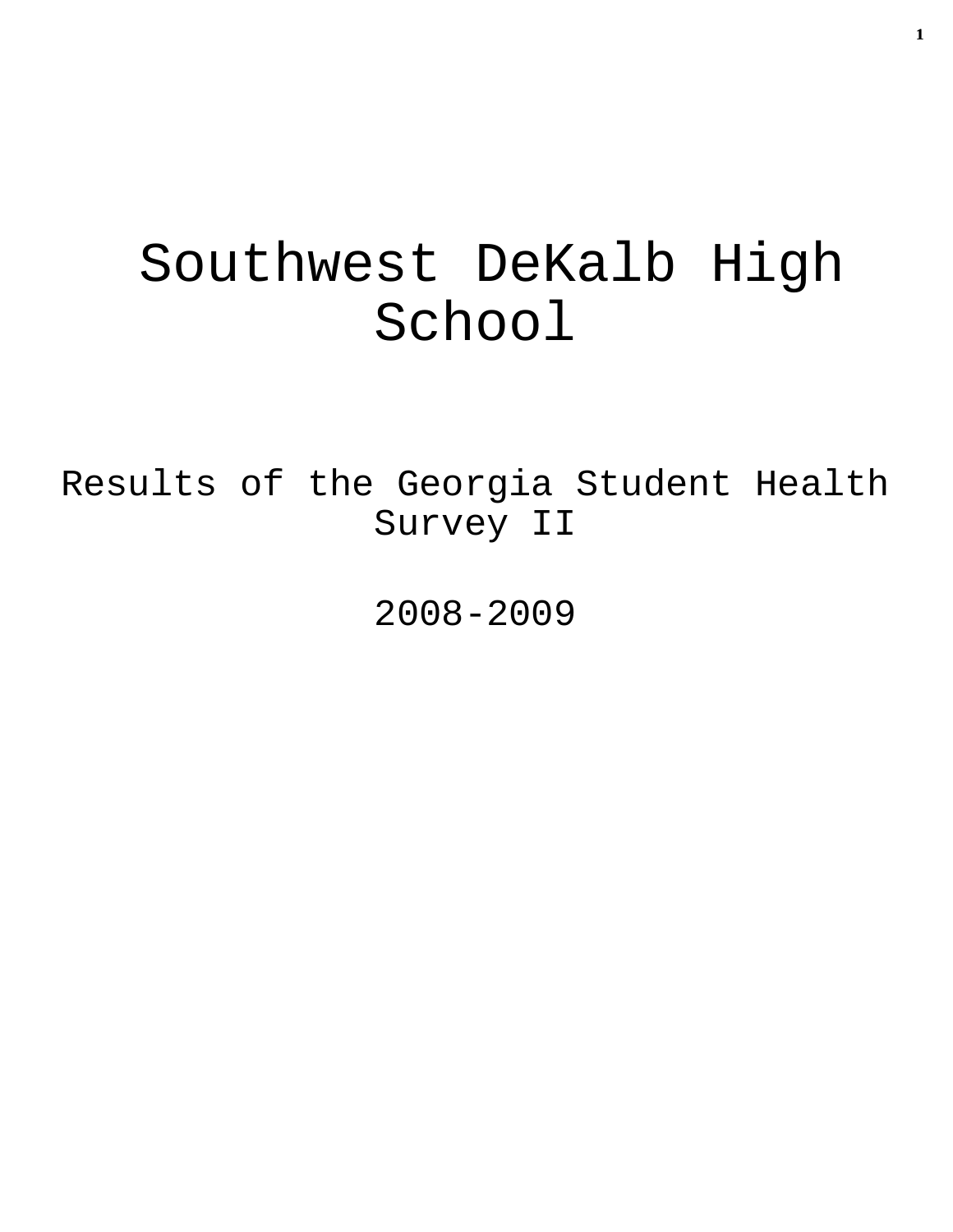# Southwest DeKalb High School

## Results of the Georgia Student Health Survey II

## 2008-2009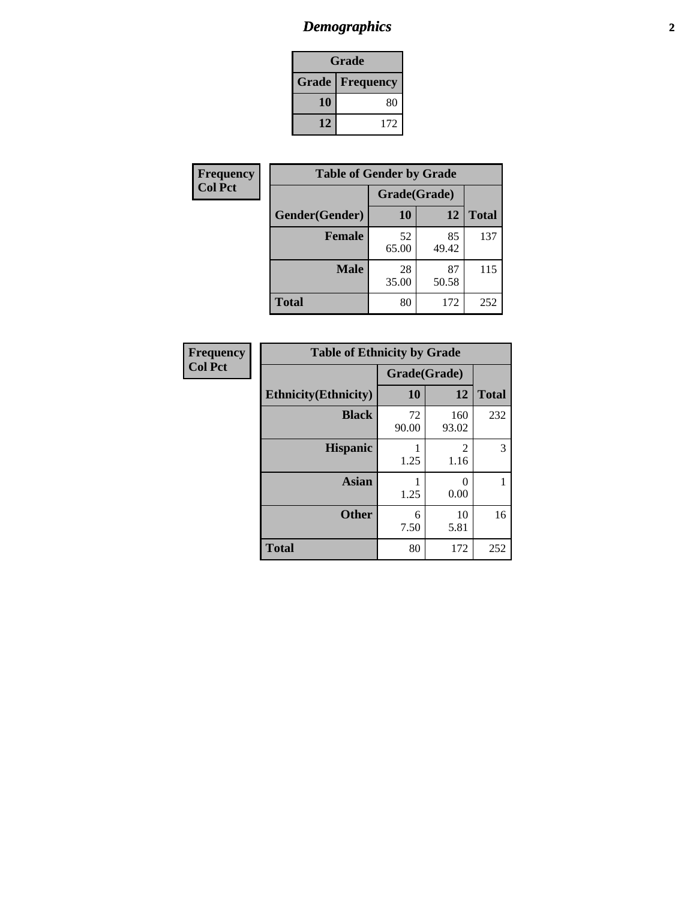# *Demographics*

| Grade | |
|---|---|
| **Grade** | **Frequency** |
| **10** | 80 |
| **12** | 172 |

**Frequency**
**Col Pct**

| Table of Gender by Grade | | | |
|---|---|---|---|
| | Grade(Grade) | | |
| **Gender(Gender)** | **10** | **12** | **Total** |
| **Female** | 52<br>65.00 | 85<br>49.42 | 137 |
| **Male** | 28<br>35.00 | 87<br>50.58 | 115 |
| **Total** | 80 | 172 | 252 |

**Frequency**
**Col Pct**

| Table of Ethnicity by Grade | | | |
|---|---|---|---|
| | Grade(Grade) | | |
| **Ethnicity(Ethnicity)** | **10** | **12** | **Total** |
| **Black** | 72<br>90.00 | 160<br>93.02 | 232 |
| **Hispanic** | 1<br>1.25 | 2<br>1.16 | 3 |
| **Asian** | 1<br>1.25 | 0<br>0.00 | 1 |
| **Other** | 6<br>7.50 | 10<br>5.81 | 16 |
| **Total** | 80 | 172 | 252 |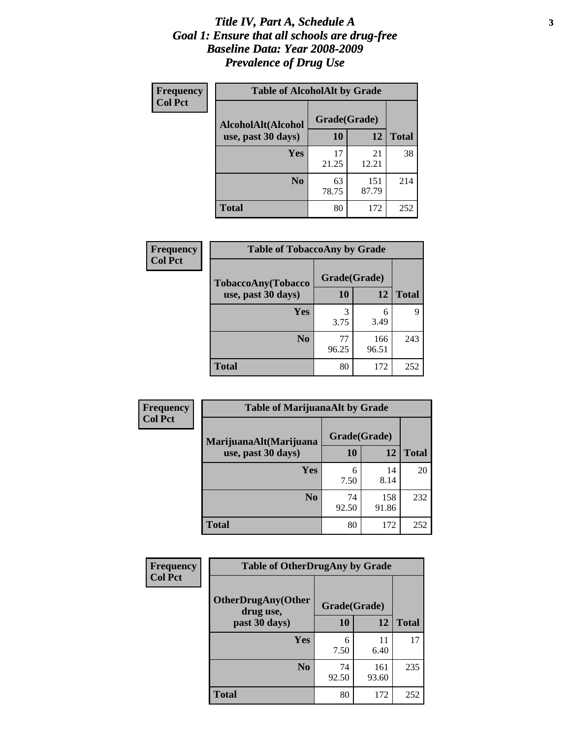# *Title IV, Part A, Schedule A*
## *Goal 1: Ensure that all schools are drug-free*
## *Baseline Data: Year 2008-2009*
## *Prevalence of Drug Use*

**Frequency**
**Col Pct**

**Table of AlcoholAlt by Grade**

| AlcoholAlt(Alcohol use, past 30 days) | Grade(Grade) | | Total |
|---|---|---|---|
| | 10 | 12 | |
| Yes | 17<br>21.25 | 21<br>12.21 | 38 |
| No | 63<br>78.75 | 151<br>87.79 | 214 |
| Total | 80 | 172 | 252 |

**Frequency**
**Col Pct**

**Table of TobaccoAny by Grade**

| TobaccoAny(Tobacco use, past 30 days) | Grade(Grade) | | Total |
|---|---|---|---|
| | 10 | 12 | |
| Yes | 3<br>3.75 | 6<br>3.49 | 9 |
| No | 77<br>96.25 | 166<br>96.51 | 243 |
| Total | 80 | 172 | 252 |

**Frequency**
**Col Pct**

**Table of MarijuanaAlt by Grade**

| MarijuanaAlt(Marijuana use, past 30 days) | Grade(Grade) | | Total |
|---|---|---|---|
| | 10 | 12 | |
| Yes | 6<br>7.50 | 14<br>8.14 | 20 |
| No | 74<br>92.50 | 158<br>91.86 | 232 |
| Total | 80 | 172 | 252 |

**Frequency**
**Col Pct**

**Table of OtherDrugAny by Grade**

| OtherDrugAny(Other drug use, past 30 days) | Grade(Grade) | | Total |
|---|---|---|---|
| | 10 | 12 | |
| Yes | 6<br>7.50 | 11<br>6.40 | 17 |
| No | 74<br>92.50 | 161<br>93.60 | 235 |
| Total | 80 | 172 | 252 |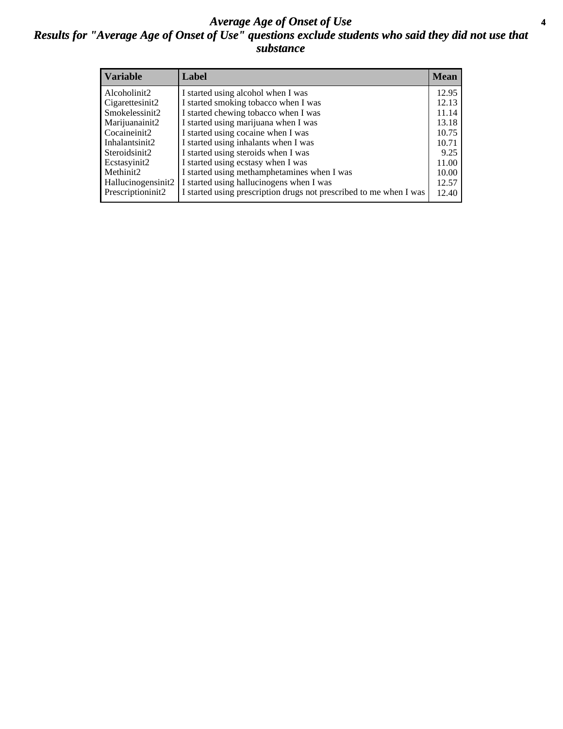# *Average Age of Onset of Use*

## *Results for "Average Age of Onset of Use" questions exclude students who said they did not use that substance*

| Variable | Label | Mean |
|---|---|---|
| Alcoholinit2 | I started using alcohol when I was | 12.95 |
| Cigarettesinit2 | I started smoking tobacco when I was | 12.13 |
| Smokelessinit2 | I started chewing tobacco when I was | 11.14 |
| Marijuanainit2 | I started using marijuana when I was | 13.18 |
| Cocaineinit2 | I started using cocaine when I was | 10.75 |
| Inhalantsinit2 | I started using inhalants when I was | 10.71 |
| Steroidsinit2 | I started using steroids when I was | 9.25 |
| Ecstasyinit2 | I started using ecstasy when I was | 11.00 |
| Methinit2 | I started using methamphetamines when I was | 10.00 |
| Hallucinogensinit2 | I started using hallucinogens when I was | 12.57 |
| Prescriptioninit2 | I started using prescription drugs not prescribed to me when I was | 12.40 |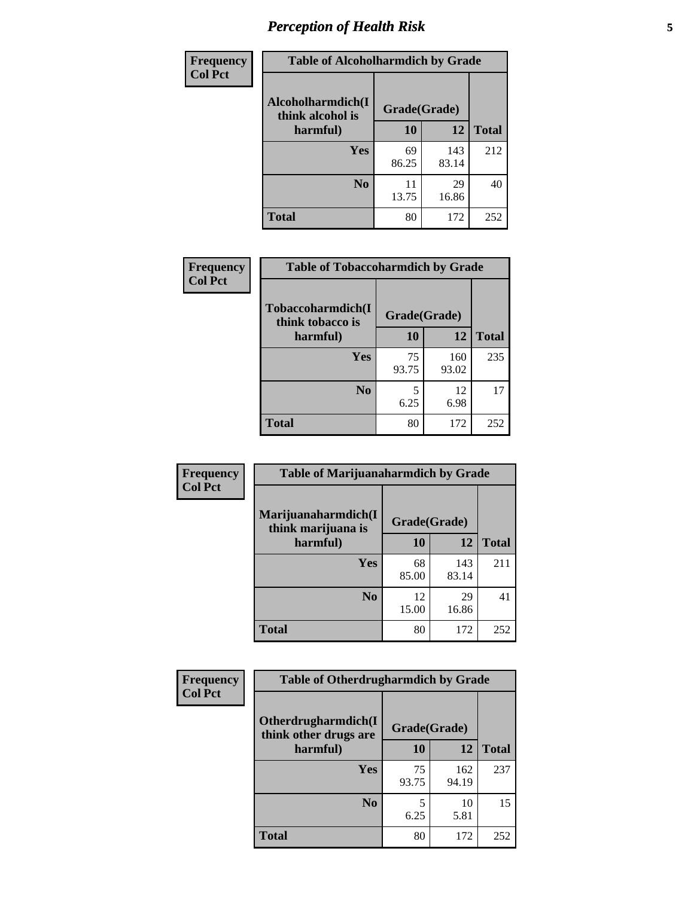# Perception of Health Risk

| Frequency<br>Col Pct | Table of Alcoholharmdich by Grade | | |
|---|---|---|---|
| Alcoholharmdich(I think alcohol is harmful) | Grade(Grade) | | |
| | 10 | 12 | Total |
| Yes | 69<br>86.25 | 143<br>83.14 | 212 |
| No | 11<br>13.75 | 29<br>16.86 | 40 |
| Total | 80 | 172 | 252 |

| Frequency<br>Col Pct | Table of Tobaccoharmdich by Grade | | |
|---|---|---|---|
| Tobaccoharmdich(I think tobacco is harmful) | Grade(Grade) | | |
| | 10 | 12 | Total |
| Yes | 75<br>93.75 | 160<br>93.02 | 235 |
| No | 5<br>6.25 | 12<br>6.98 | 17 |
| Total | 80 | 172 | 252 |

| Frequency<br>Col Pct | Table of Marijuanaharmdich by Grade | | |
|---|---|---|---|
| Marijuanaharmdich(I think marijuana is harmful) | Grade(Grade) | | |
| | 10 | 12 | Total |
| Yes | 68<br>85.00 | 143<br>83.14 | 211 |
| No | 12<br>15.00 | 29<br>16.86 | 41 |
| Total | 80 | 172 | 252 |

| Frequency<br>Col Pct | Table of Otherdrugharmdich by Grade | | |
|---|---|---|---|
| Otherdrugharmdich(I think other drugs are harmful) | Grade(Grade) | | |
| | 10 | 12 | Total |
| Yes | 75<br>93.75 | 162<br>94.19 | 237 |
| No | 5<br>6.25 | 10<br>5.81 | 15 |
| Total | 80 | 172 | 252 |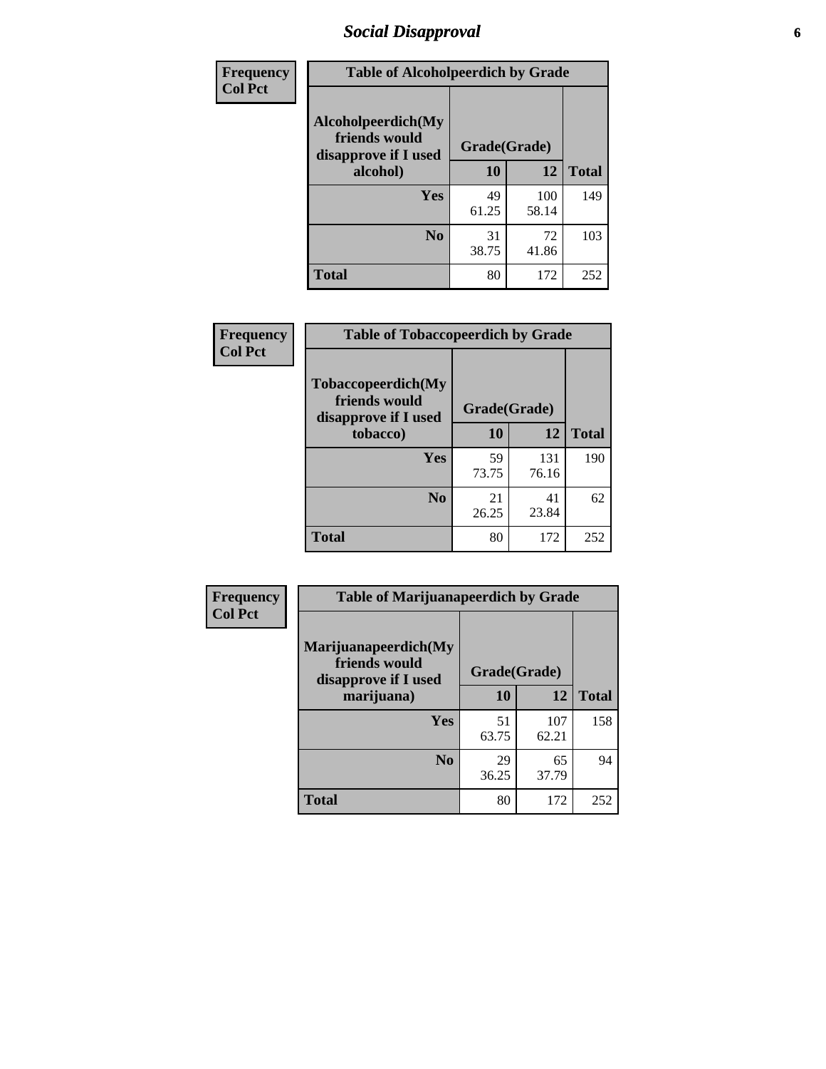## Social Disapproval

**Frequency**
**Col Pct**

| Table of Alcoholpeerdich by Grade | | | |
|---|---|---|---|
| Alcoholpeerdich(My friends would disapprove if I used alcohol) | Grade(Grade) | | |
| | 10 | 12 | Total |
| Yes | 49<br>61.25 | 100<br>58.14 | 149 |
| No | 31<br>38.75 | 72<br>41.86 | 103 |
| Total | 80 | 172 | 252 |

**Frequency**
**Col Pct**

| Table of Tobaccopeerdich by Grade | | | |
|---|---|---|---|
| Tobaccopeerdich(My friends would disapprove if I used tobacco) | Grade(Grade) | | |
| | 10 | 12 | Total |
| Yes | 59<br>73.75 | 131<br>76.16 | 190 |
| No | 21<br>26.25 | 41<br>23.84 | 62 |
| Total | 80 | 172 | 252 |

**Frequency**
**Col Pct**

| Table of Marijuanapeerdich by Grade | | | |
|---|---|---|---|
| Marijuanapeerdich(My friends would disapprove if I used marijuana) | Grade(Grade) | | |
| | 10 | 12 | Total |
| Yes | 51<br>63.75 | 107<br>62.21 | 158 |
| No | 29<br>36.25 | 65<br>37.79 | 94 |
| Total | 80 | 172 | 252 |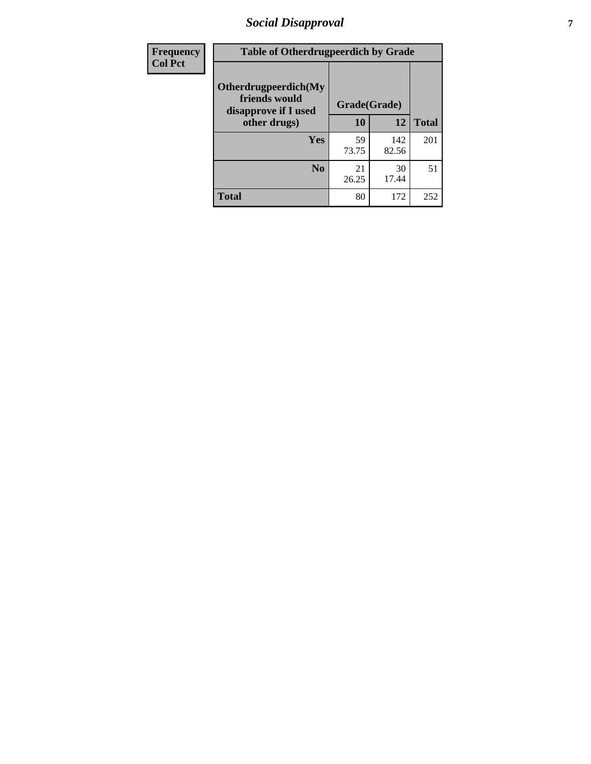| Frequency<br>Col Pct | Table of Otherdrugpeerdich by Grade | | | |
|---|---|---|---|---|
| | Otherdrugpeerdich(My friends would disapprove if I used other drugs) | Grade(Grade) | | |
| | | 10 | 12 | Total |
| | Yes | 59<br>73.75 | 142<br>82.56 | 201 |
| | No | 21<br>26.25 | 30<br>17.44 | 51 |
| | Total | 80 | 172 | 252 |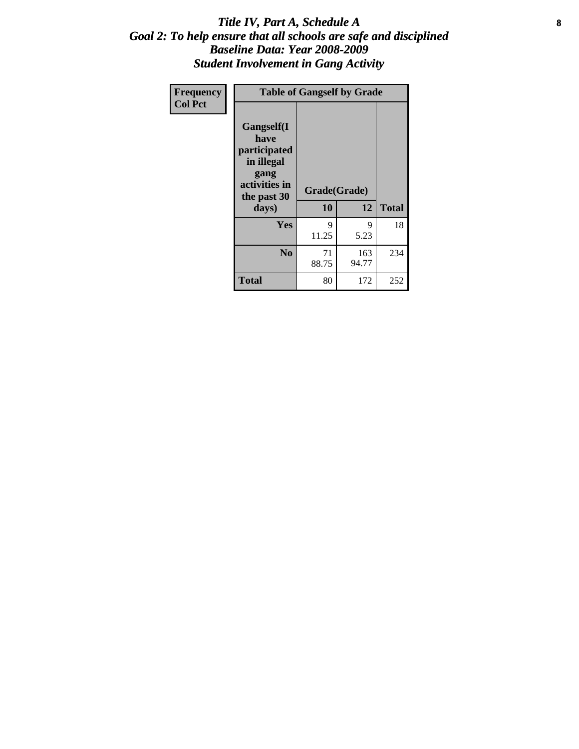# *Title IV, Part A, Schedule A*
## *Goal 2: To help ensure that all schools are safe and disciplined*
## *Baseline Data: Year 2008-2009*
## *Student Involvement in Gang Activity*

| Frequency<br>Col Pct | Table of Gangself by Grade | | | |
|---|---|---|---|---|
| | Gangself(I have participated in illegal gang activities in the past 30 days) | Grade(Grade) | | |
| | | 10 | 12 | Total |
| | Yes | 9<br>11.25 | 9<br>5.23 | 18 |
| | No | 71<br>88.75 | 163<br>94.77 | 234 |
| | Total | 80 | 172 | 252 |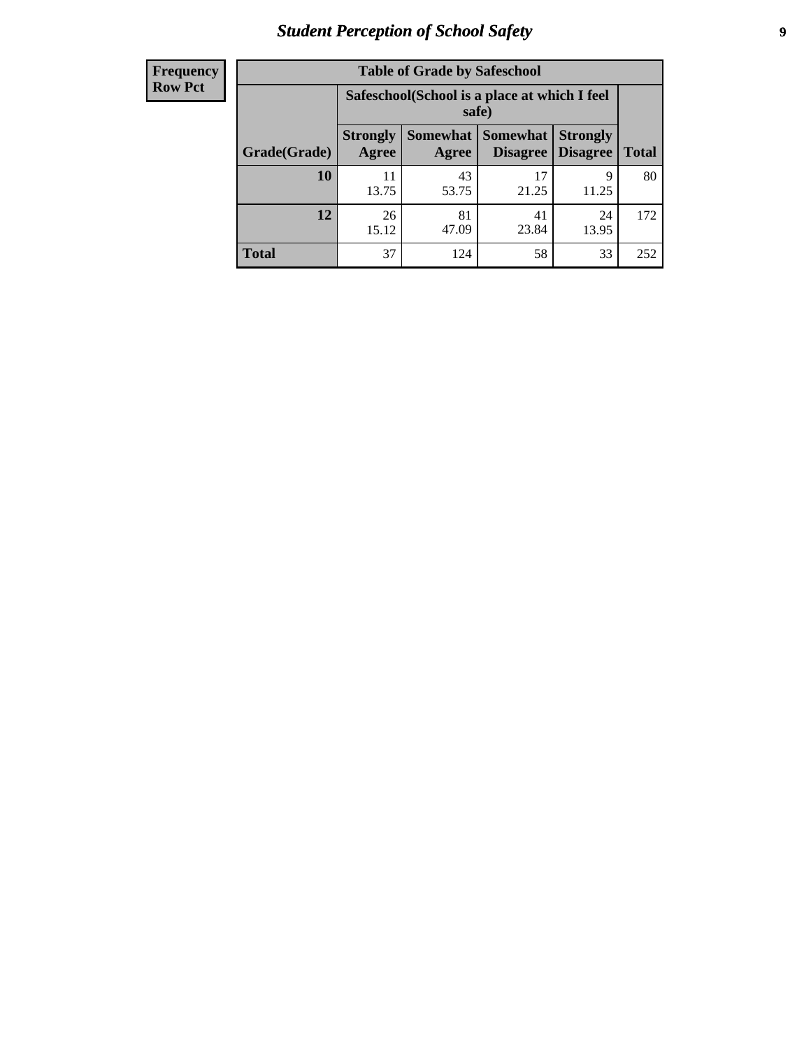## Student Perception of School Safety

**Frequency**
**Row Pct**

| Table of Grade by Safeschool | | | | | |
|---|---|---|---|---|---|
| | Safeschool(School is a place at which I feel safe) | | | | |
| Grade(Grade) | Strongly Agree | Somewhat Agree | Somewhat Disagree | Strongly Disagree | Total |
| **10** | 11<br>13.75 | 43<br>53.75 | 17<br>21.25 | 9<br>11.25 | 80 |
| **12** | 26<br>15.12 | 81<br>47.09 | 41<br>23.84 | 24<br>13.95 | 172 |
| **Total** | 37 | 124 | 58 | 33 | 252 |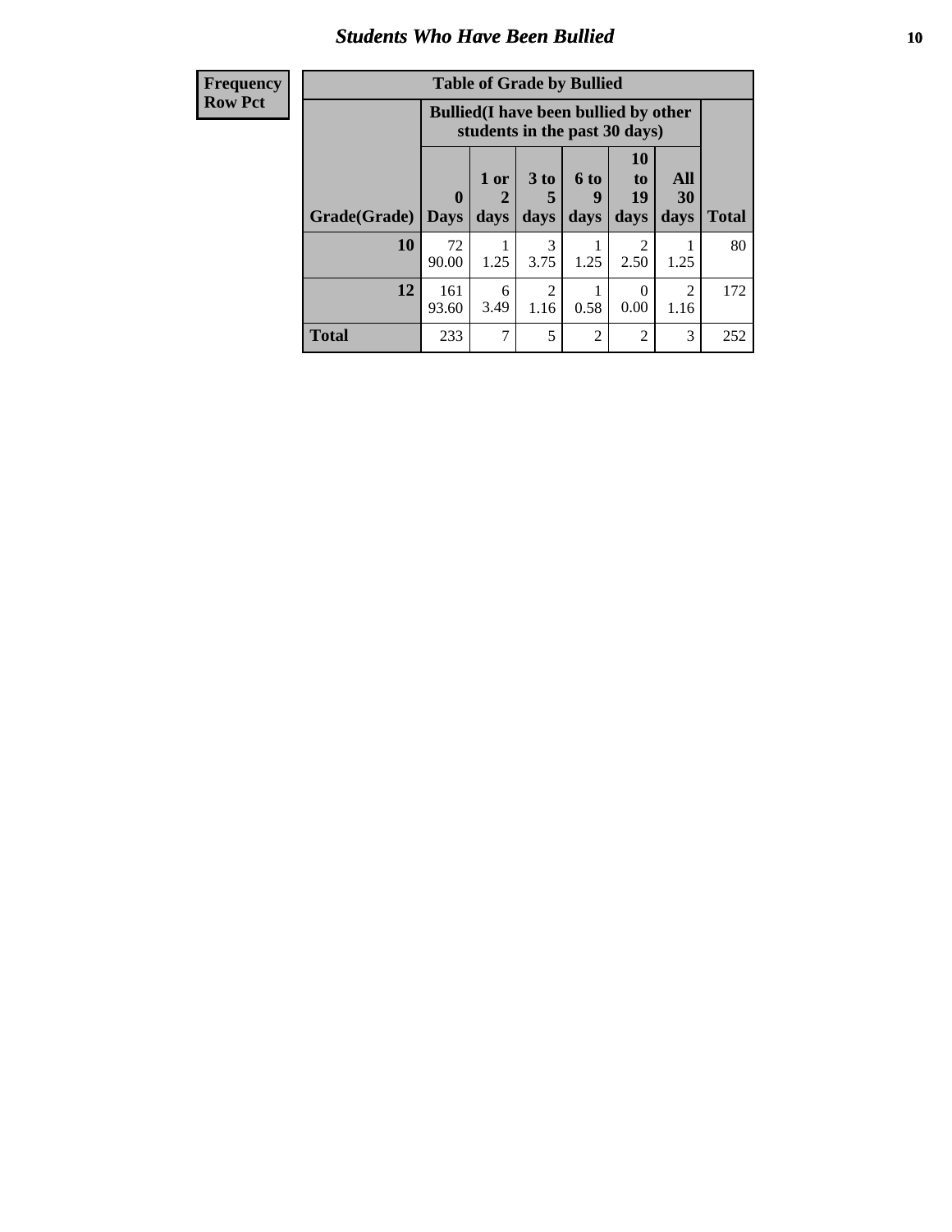# Students Who Have Been Bullied

| Frequency<br>Row Pct |
|---|

| Table of Grade by Bullied | | | | | | | |
|---|---|---|---|---|---|---|---|
| | Bullied(I have been bullied by other students in the past 30 days) | | | | | | |
| Grade(Grade) | 0 Days | 1 or 2 days | 3 to 5 days | 6 to 9 days | 10 to 19 days | All 30 days | Total |
| 10 | 72<br>90.00 | 1<br>1.25 | 3<br>3.75 | 1<br>1.25 | 2<br>2.50 | 1<br>1.25 | 80 |
| 12 | 161<br>93.60 | 6<br>3.49 | 2<br>1.16 | 1<br>0.58 | 0<br>0.00 | 2<br>1.16 | 172 |
| Total | 233 | 7 | 5 | 2 | 2 | 3 | 252 |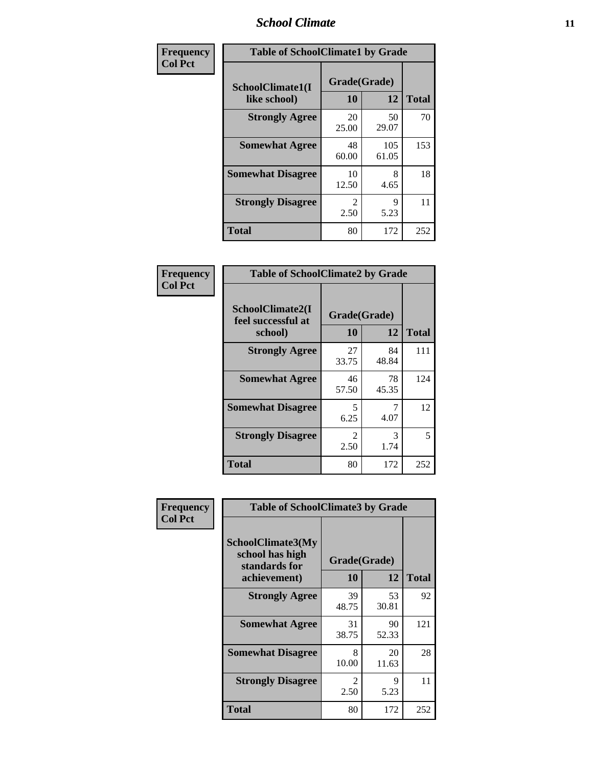| Frequency<br>Col Pct | Table of SchoolClimate1 by Grade | | |
|---|---|---|---|
| SchoolClimate1(I like school) | Grade(Grade) | | |
| | 10 | 12 | Total |
| Strongly Agree | 20<br>25.00 | 50<br>29.07 | 70 |
| Somewhat Agree | 48<br>60.00 | 105<br>61.05 | 153 |
| Somewhat Disagree | 10<br>12.50 | 8<br>4.65 | 18 |
| Strongly Disagree | 2<br>2.50 | 9<br>5.23 | 11 |
| Total | 80 | 172 | 252 |

| Frequency<br>Col Pct | Table of SchoolClimate2 by Grade | | |
|---|---|---|---|
| SchoolClimate2(I feel successful at school) | Grade(Grade) | | |
| | 10 | 12 | Total |
| Strongly Agree | 27<br>33.75 | 84<br>48.84 | 111 |
| Somewhat Agree | 46<br>57.50 | 78<br>45.35 | 124 |
| Somewhat Disagree | 5<br>6.25 | 7<br>4.07 | 12 |
| Strongly Disagree | 2<br>2.50 | 3<br>1.74 | 5 |
| Total | 80 | 172 | 252 |

| Frequency<br>Col Pct | Table of SchoolClimate3 by Grade | | |
|---|---|---|---|
| SchoolClimate3(My school has high standards for achievement) | Grade(Grade) | | |
| | 10 | 12 | Total |
| Strongly Agree | 39<br>48.75 | 53<br>30.81 | 92 |
| Somewhat Agree | 31<br>38.75 | 90<br>52.33 | 121 |
| Somewhat Disagree | 8<br>10.00 | 20<br>11.63 | 28 |
| Strongly Disagree | 2<br>2.50 | 9<br>5.23 | 11 |
| Total | 80 | 172 | 252 |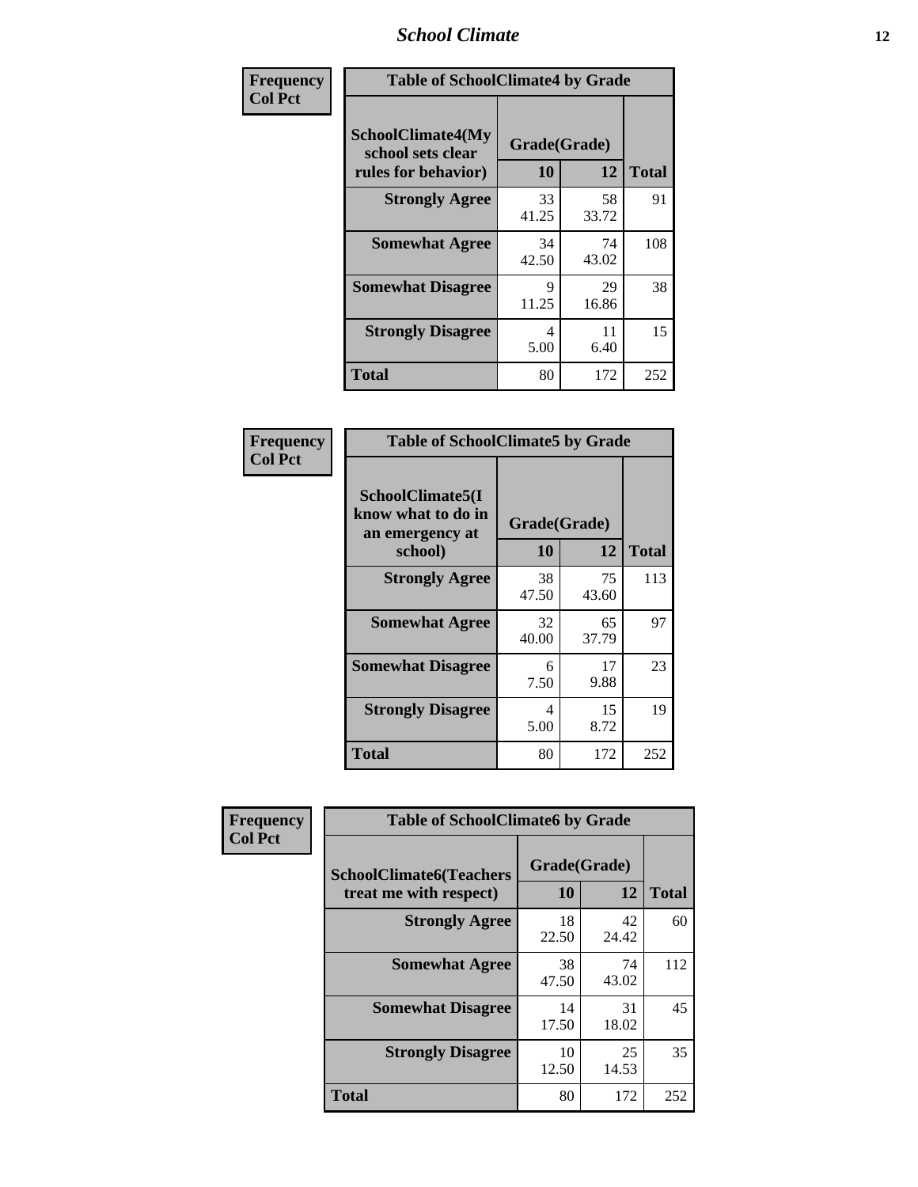| Frequency<br>Col Pct | | | |
|---|---|---|---|

**Table of SchoolClimate4 by Grade**

| SchoolClimate4(My school sets clear rules for behavior) | Grade(Grade) 10 | 12 | Total |
|---|---|---|---|
| Strongly Agree | 33<br>41.25 | 58<br>33.72 | 91 |
| Somewhat Agree | 34<br>42.50 | 74<br>43.02 | 108 |
| Somewhat Disagree | 9<br>11.25 | 29<br>16.86 | 38 |
| Strongly Disagree | 4<br>5.00 | 11<br>6.40 | 15 |
| Total | 80 | 172 | 252 |

Frequency
Col Pct

**Table of SchoolClimate5 by Grade**

| SchoolClimate5(I know what to do in an emergency at school) | Grade(Grade) 10 | 12 | Total |
|---|---|---|---|
| Strongly Agree | 38<br>47.50 | 75<br>43.60 | 113 |
| Somewhat Agree | 32<br>40.00 | 65<br>37.79 | 97 |
| Somewhat Disagree | 6<br>7.50 | 17<br>9.88 | 23 |
| Strongly Disagree | 4<br>5.00 | 15<br>8.72 | 19 |
| Total | 80 | 172 | 252 |

Frequency
Col Pct

**Table of SchoolClimate6 by Grade**

| SchoolClimate6(Teachers treat me with respect) | Grade(Grade) 10 | 12 | Total |
|---|---|---|---|
| Strongly Agree | 18<br>22.50 | 42<br>24.42 | 60 |
| Somewhat Agree | 38<br>47.50 | 74<br>43.02 | 112 |
| Somewhat Disagree | 14<br>17.50 | 31<br>18.02 | 45 |
| Strongly Disagree | 10<br>12.50 | 25<br>14.53 | 35 |
| Total | 80 | 172 | 252 |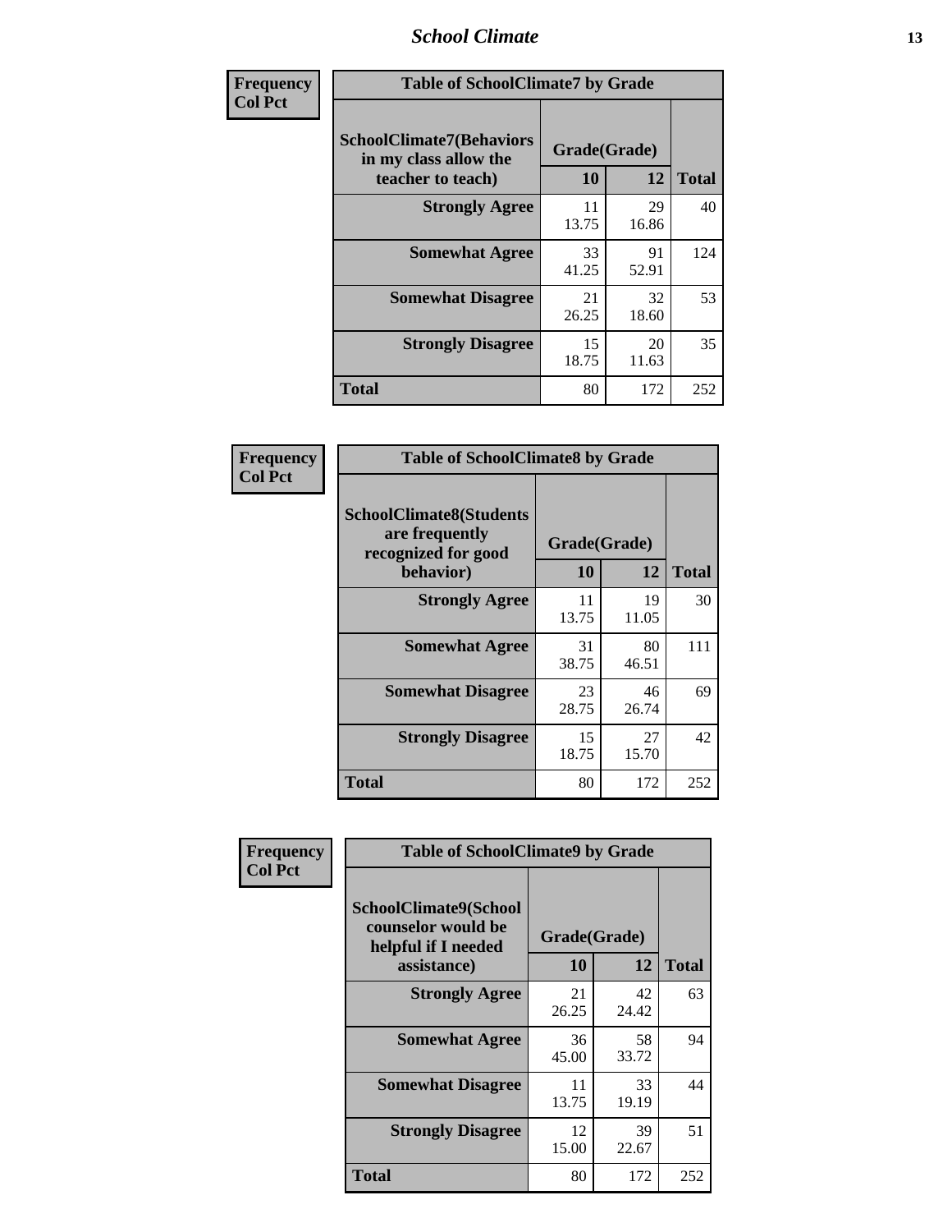| Frequency<br>Col Pct | | | |
|---|---|---|---|

**Table of SchoolClimate7 by Grade**

| SchoolClimate7(Behaviors in my class allow the teacher to teach) | Grade(Grade) | | Total |
|---|---|---|---|
| | 10 | 12 | |
| Strongly Agree | 11<br>13.75 | 29<br>16.86 | 40 |
| Somewhat Agree | 33<br>41.25 | 91<br>52.91 | 124 |
| Somewhat Disagree | 21<br>26.25 | 32<br>18.60 | 53 |
| Strongly Disagree | 15<br>18.75 | 20<br>11.63 | 35 |
| Total | 80 | 172 | 252 |

**Table of SchoolClimate8 by Grade**

| SchoolClimate8(Students are frequently recognized for good behavior) | Grade(Grade) | | Total |
|---|---|---|---|
| | 10 | 12 | |
| Strongly Agree | 11<br>13.75 | 19<br>11.05 | 30 |
| Somewhat Agree | 31<br>38.75 | 80<br>46.51 | 111 |
| Somewhat Disagree | 23<br>28.75 | 46<br>26.74 | 69 |
| Strongly Disagree | 15<br>18.75 | 27<br>15.70 | 42 |
| Total | 80 | 172 | 252 |

**Table of SchoolClimate9 by Grade**

| SchoolClimate9(School counselor would be helpful if I needed assistance) | Grade(Grade) | | Total |
|---|---|---|---|
| | 10 | 12 | |
| Strongly Agree | 21<br>26.25 | 42<br>24.42 | 63 |
| Somewhat Agree | 36<br>45.00 | 58<br>33.72 | 94 |
| Somewhat Disagree | 11<br>13.75 | 33<br>19.19 | 44 |
| Strongly Disagree | 12<br>15.00 | 39<br>22.67 | 51 |
| Total | 80 | 172 | 252 |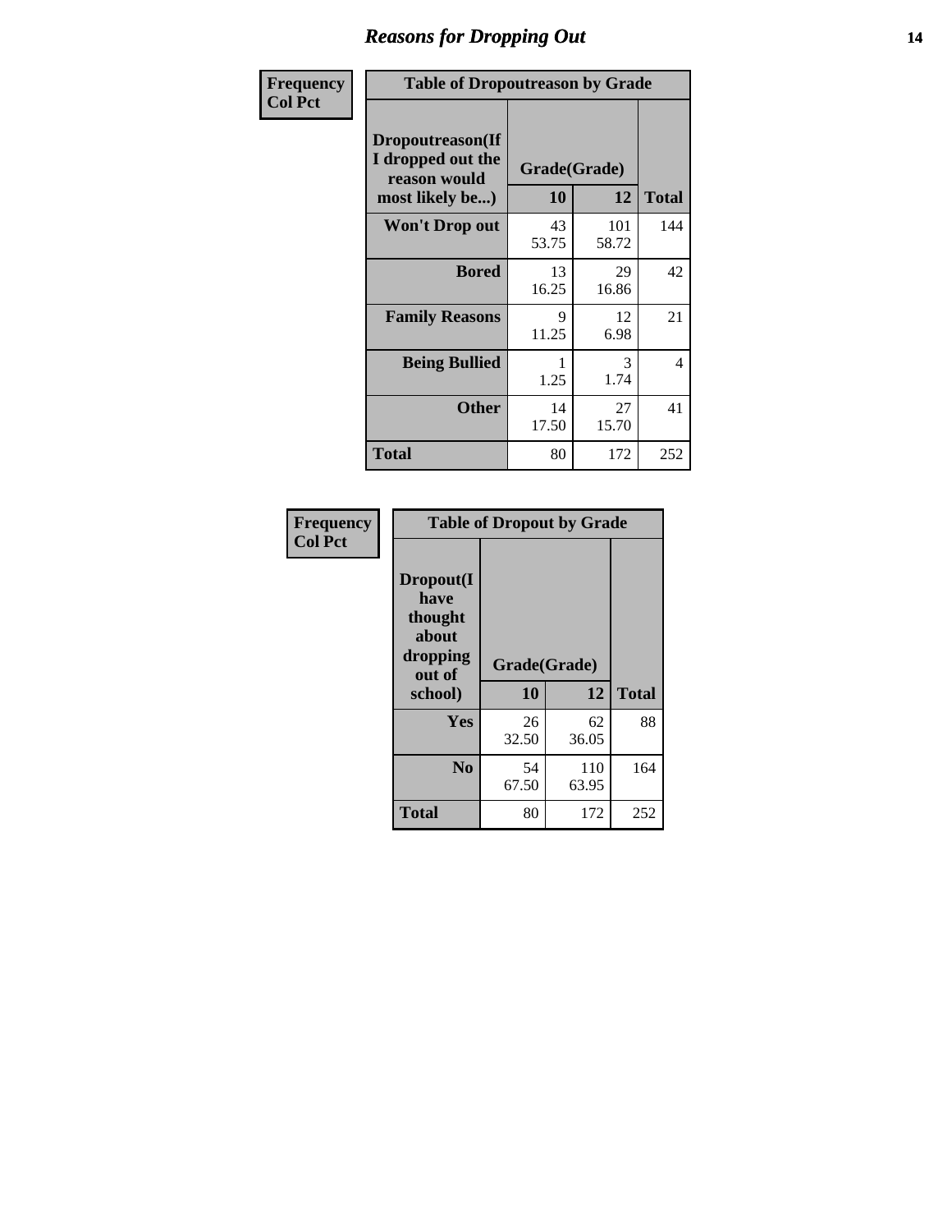## Reasons for Dropping Out

Frequency
Col Pct

**Table of Dropoutreason by Grade**

| Dropoutreason(If I dropped out the reason would most likely be...) | Grade(Grade) 10 | 12 | Total |
|---|---|---|---|
| **Won't Drop out** | 43<br>53.75 | 101<br>58.72 | 144 |
| **Bored** | 13<br>16.25 | 29<br>16.86 | 42 |
| **Family Reasons** | 9<br>11.25 | 12<br>6.98 | 21 |
| **Being Bullied** | 1<br>1.25 | 3<br>1.74 | 4 |
| **Other** | 14<br>17.50 | 27<br>15.70 | 41 |
| **Total** | 80 | 172 | 252 |

Frequency
Col Pct

**Table of Dropout by Grade**

| Dropout(I have thought about dropping out of school) | Grade(Grade) 10 | 12 | Total |
|---|---|---|---|
| **Yes** | 26<br>32.50 | 62<br>36.05 | 88 |
| **No** | 54<br>67.50 | 110<br>63.95 | 164 |
| **Total** | 80 | 172 | 252 |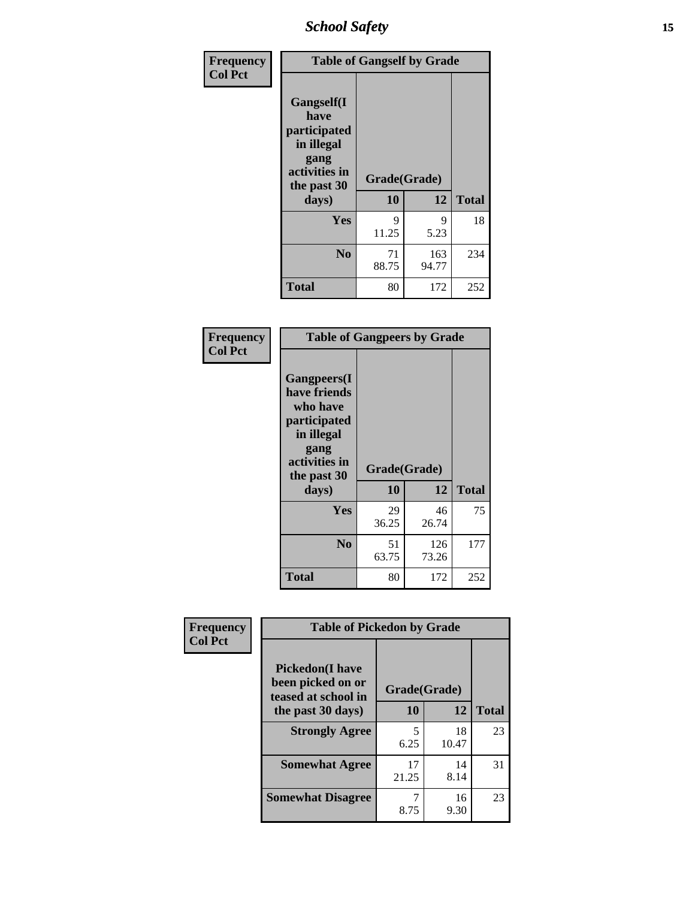| Frequency Col Pct | Table of Gangself by Grade | | |
|---|---|---|---|
| Gangself(I have participated in illegal gang activities in the past 30 days) | Grade(Grade) | | |
| | 10 | 12 | Total |
| Yes | 9<br>11.25 | 9<br>5.23 | 18 |
| No | 71<br>88.75 | 163<br>94.77 | 234 |
| Total | 80 | 172 | 252 |

| Frequency Col Pct | Table of Gangpeers by Grade | | |
|---|---|---|---|
| Gangpeers(I have friends who have participated in illegal gang activities in the past 30 days) | Grade(Grade) | | |
| | 10 | 12 | Total |
| Yes | 29<br>36.25 | 46<br>26.74 | 75 |
| No | 51<br>63.75 | 126<br>73.26 | 177 |
| Total | 80 | 172 | 252 |

| Frequency Col Pct | Table of Pickedon by Grade | | |
|---|---|---|---|
| Pickedon(I have been picked on or teased at school in the past 30 days) | Grade(Grade) | | |
| | 10 | 12 | Total |
| Strongly Agree | 5<br>6.25 | 18<br>10.47 | 23 |
| Somewhat Agree | 17<br>21.25 | 14<br>8.14 | 31 |
| Somewhat Disagree | 7<br>8.75 | 16<br>9.30 | 23 |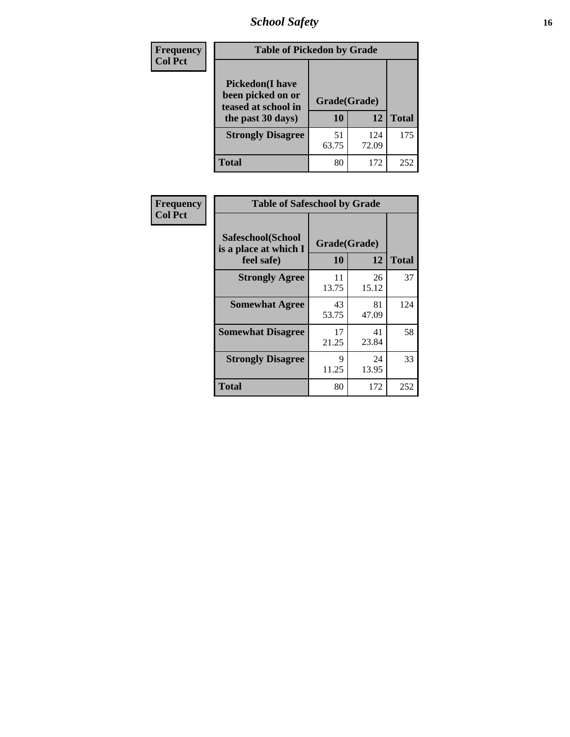**Frequency**
**Col Pct**

| Table of Pickedon by Grade | | | |
|---|---|---|---|
| **Pickedon(I have been picked on or teased at school in the past 30 days)** | **Grade(Grade)** | | |
| | **10** | **12** | **Total** |
| **Strongly Disagree** | 51<br>63.75 | 124<br>72.09 | 175 |
| **Total** | 80 | 172 | 252 |

**Frequency**
**Col Pct**

| Table of Safeschool by Grade | | | |
|---|---|---|---|
| **Safeschool(School is a place at which I feel safe)** | **Grade(Grade)** | | |
| | **10** | **12** | **Total** |
| **Strongly Agree** | 11<br>13.75 | 26<br>15.12 | 37 |
| **Somewhat Agree** | 43<br>53.75 | 81<br>47.09 | 124 |
| **Somewhat Disagree** | 17<br>21.25 | 41<br>23.84 | 58 |
| **Strongly Disagree** | 9<br>11.25 | 24<br>13.95 | 33 |
| **Total** | 80 | 172 | 252 |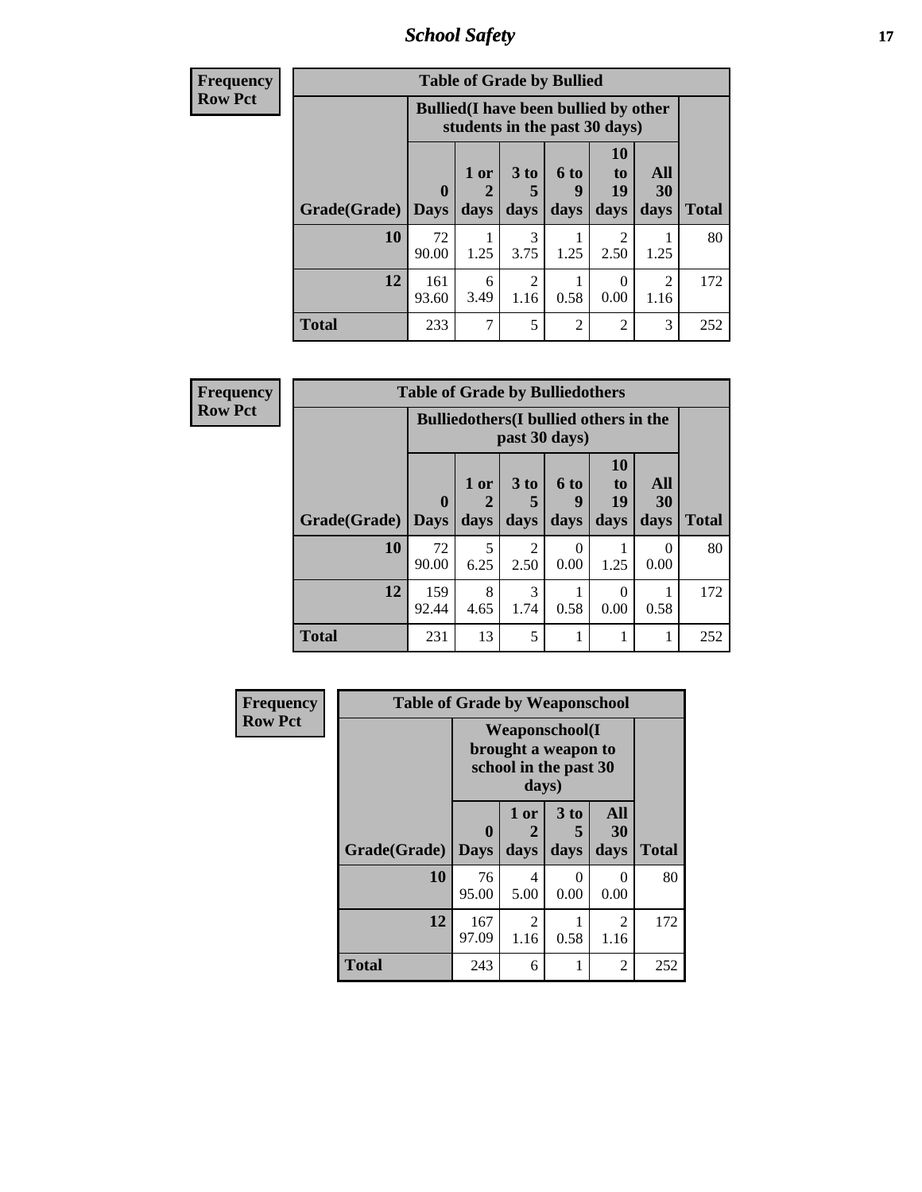| Frequency Row Pct | Table of Grade by Bullied | | | | | | |
|---|---|---|---|---|---|---|---|
| | Bullied(I have been bullied by other students in the past 30 days) | | | | | | |
| Grade(Grade) | 0 Days | 1 or 2 days | 3 to 5 days | 6 to 9 days | 10 to 19 days | All 30 days | Total |
| 10 | 72 90.00 | 1 1.25 | 3 3.75 | 1 1.25 | 2 2.50 | 1 1.25 | 80 |
| 12 | 161 93.60 | 6 3.49 | 2 1.16 | 1 0.58 | 0 0.00 | 2 1.16 | 172 |
| Total | 233 | 7 | 5 | 2 | 2 | 3 | 252 |

| Frequency Row Pct | Table of Grade by Bulliedothers | | | | | | |
|---|---|---|---|---|---|---|---|
| | Bulliedothers(I bullied others in the past 30 days) | | | | | | |
| Grade(Grade) | 0 Days | 1 or 2 days | 3 to 5 days | 6 to 9 days | 10 to 19 days | All 30 days | Total |
| 10 | 72 90.00 | 5 6.25 | 2 2.50 | 0 0.00 | 1 1.25 | 0 0.00 | 80 |
| 12 | 159 92.44 | 8 4.65 | 3 1.74 | 1 0.58 | 0 0.00 | 1 0.58 | 172 |
| Total | 231 | 13 | 5 | 1 | 1 | 1 | 252 |

| Frequency Row Pct | Table of Grade by Weaponschool | | | | |
|---|---|---|---|---|---|
| | Weaponschool(I brought a weapon to school in the past 30 days) | | | | |
| Grade(Grade) | 0 Days | 1 or 2 days | 3 to 5 days | All 30 days | Total |
| 10 | 76 95.00 | 4 5.00 | 0 0.00 | 0 0.00 | 80 |
| 12 | 167 97.09 | 2 1.16 | 1 0.58 | 2 1.16 | 172 |
| Total | 243 | 6 | 1 | 2 | 252 |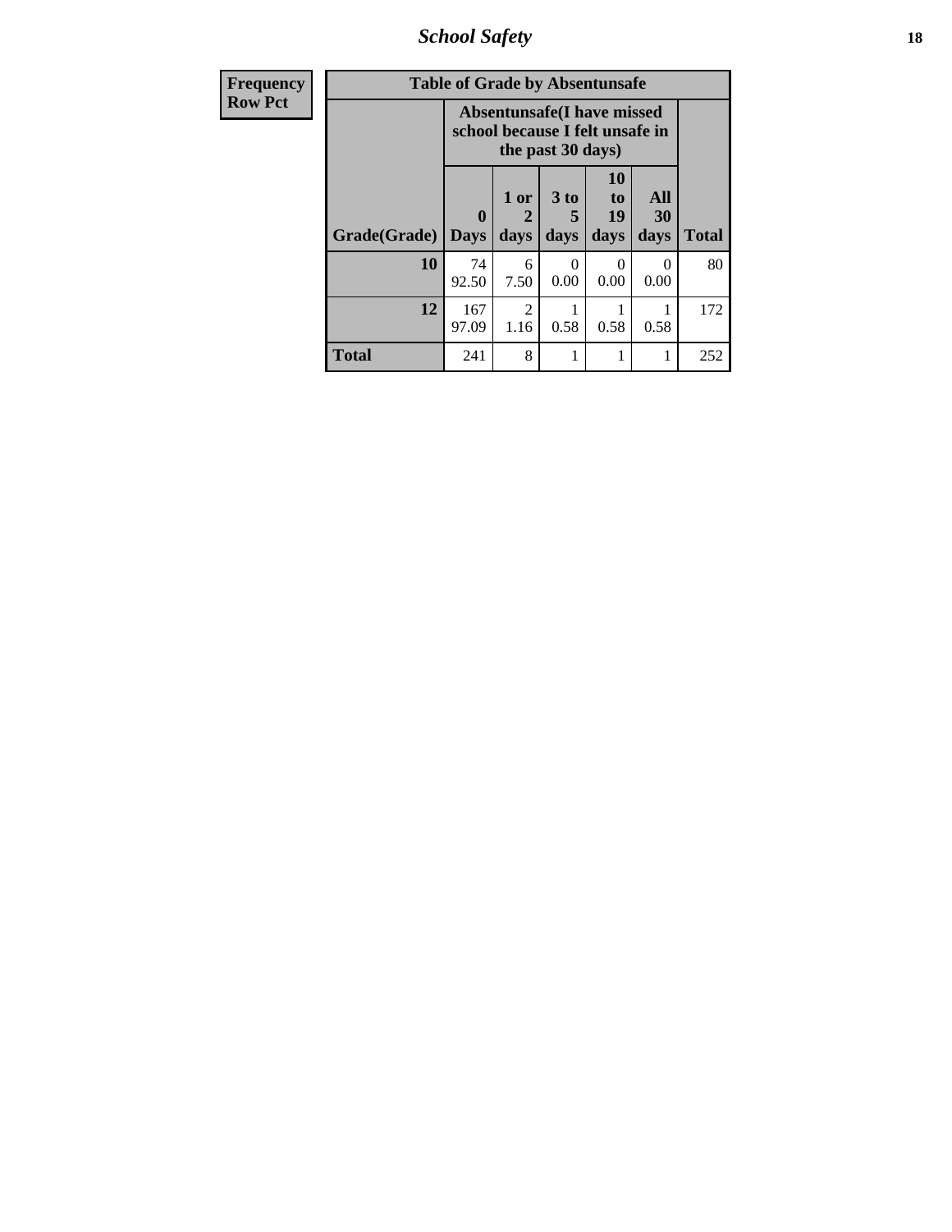| Frequency Row Pct | Table of Grade by Absentunsafe | | | | | |
|---|---|---|---|---|---|---|
| | Absentunsafe(I have missed school because I felt unsafe in the past 30 days) | | | | | |
| Grade(Grade) | 0 Days | 1 or 2 days | 3 to 5 days | 10 to 19 days | All 30 days | Total |
| 10 | 74<br>92.50 | 6<br>7.50 | 0<br>0.00 | 0<br>0.00 | 0<br>0.00 | 80 |
| 12 | 167<br>97.09 | 2<br>1.16 | 1<br>0.58 | 1<br>0.58 | 1<br>0.58 | 172 |
| Total | 241 | 8 | 1 | 1 | 1 | 252 |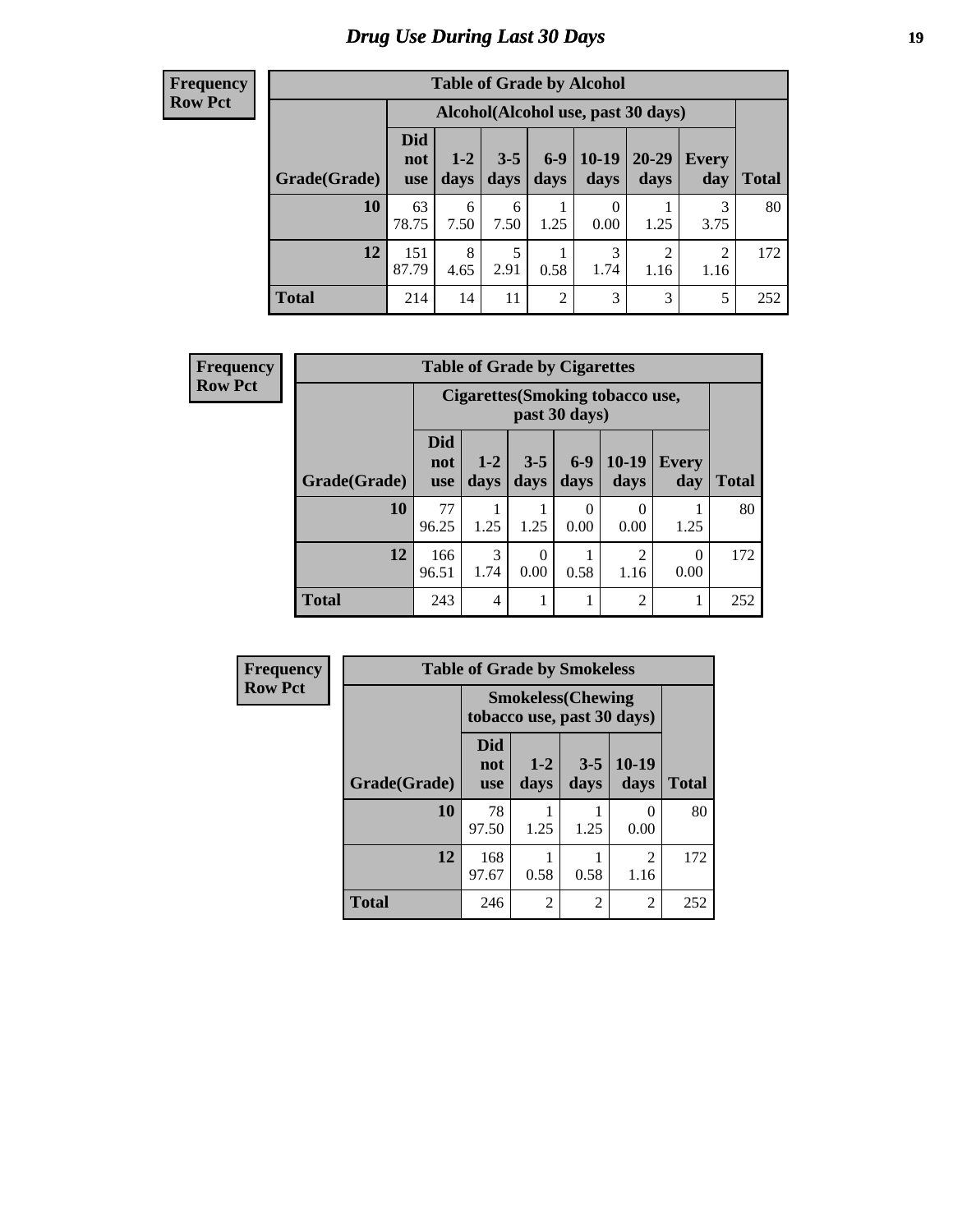# Drug Use During Last 30 Days

| Frequency Row Pct |
|---|

**Table of Grade by Alcohol**

| | Alcohol(Alcohol use, past 30 days) | | | | | | | |
|---|---|---|---|---|---|---|---|---|
| Grade(Grade) | Did not use | 1-2 days | 3-5 days | 6-9 days | 10-19 days | 20-29 days | Every day | Total |
| **10** | 63<br>78.75 | 6<br>7.50 | 6<br>7.50 | 1<br>1.25 | 0<br>0.00 | 1<br>1.25 | 3<br>3.75 | 80 |
| **12** | 151<br>87.79 | 8<br>4.65 | 5<br>2.91 | 1<br>0.58 | 3<br>1.74 | 2<br>1.16 | 2<br>1.16 | 172 |
| **Total** | 214 | 14 | 11 | 2 | 3 | 3 | 5 | 252 |

| Frequency Row Pct |
|---|

**Table of Grade by Cigarettes**

| | Cigarettes(Smoking tobacco use, past 30 days) | | | | | | |
|---|---|---|---|---|---|---|---|
| Grade(Grade) | Did not use | 1-2 days | 3-5 days | 6-9 days | 10-19 days | Every day | Total |
| **10** | 77<br>96.25 | 1<br>1.25 | 1<br>1.25 | 0<br>0.00 | 0<br>0.00 | 1<br>1.25 | 80 |
| **12** | 166<br>96.51 | 3<br>1.74 | 0<br>0.00 | 1<br>0.58 | 2<br>1.16 | 0<br>0.00 | 172 |
| **Total** | 243 | 4 | 1 | 1 | 2 | 1 | 252 |

| Frequency Row Pct |
|---|

**Table of Grade by Smokeless**

| | Smokeless(Chewing tobacco use, past 30 days) | | | | |
|---|---|---|---|---|---|
| Grade(Grade) | Did not use | 1-2 days | 3-5 days | 10-19 days | Total |
| **10** | 78<br>97.50 | 1<br>1.25 | 1<br>1.25 | 0<br>0.00 | 80 |
| **12** | 168<br>97.67 | 1<br>0.58 | 1<br>0.58 | 2<br>1.16 | 172 |
| **Total** | 246 | 2 | 2 | 2 | 252 |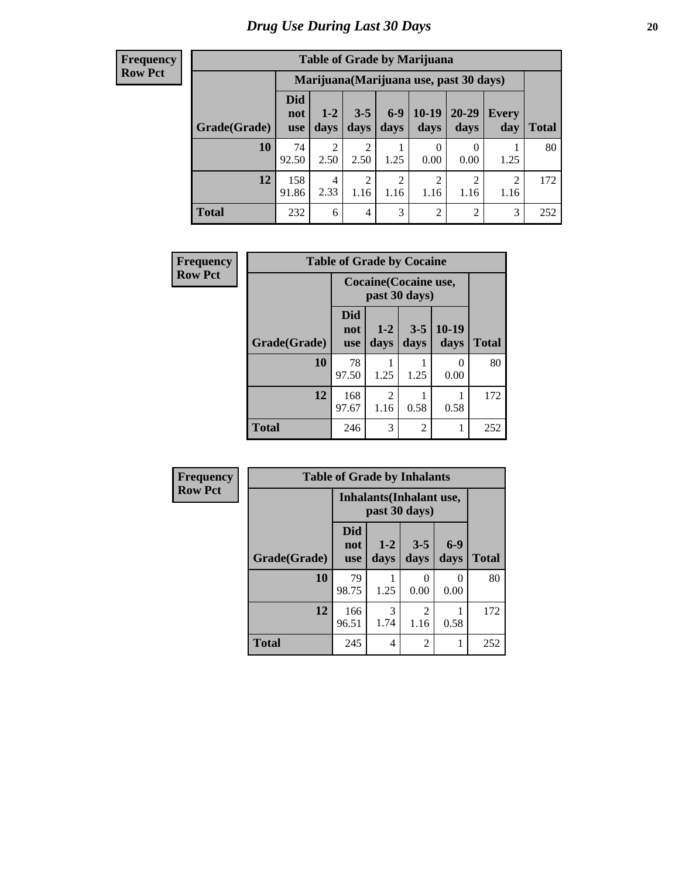# Drug Use During Last 30 Days

**Frequency**
**Row Pct**

| Table of Grade by Marijuana | | | | | | | | |
|---|---|---|---|---|---|---|---|---|
| | Marijuana(Marijuana use, past 30 days) | | | | | | | |
| Grade(Grade) | Did not use | 1-2 days | 3-5 days | 6-9 days | 10-19 days | 20-29 days | Every day | Total |
| 10 | 74<br>92.50 | 2<br>2.50 | 2<br>2.50 | 1<br>1.25 | 0<br>0.00 | 0<br>0.00 | 1<br>1.25 | 80 |
| 12 | 158<br>91.86 | 4<br>2.33 | 2<br>1.16 | 2<br>1.16 | 2<br>1.16 | 2<br>1.16 | 2<br>1.16 | 172 |
| Total | 232 | 6 | 4 | 3 | 2 | 2 | 3 | 252 |

**Frequency**
**Row Pct**

| Table of Grade by Cocaine | | | | | |
|---|---|---|---|---|---|
| | Cocaine(Cocaine use, past 30 days) | | | | |
| Grade(Grade) | Did not use | 1-2 days | 3-5 days | 10-19 days | Total |
| 10 | 78<br>97.50 | 1<br>1.25 | 1<br>1.25 | 0<br>0.00 | 80 |
| 12 | 168<br>97.67 | 2<br>1.16 | 1<br>0.58 | 1<br>0.58 | 172 |
| Total | 246 | 3 | 2 | 1 | 252 |

**Frequency**
**Row Pct**

| Table of Grade by Inhalants | | | | | |
|---|---|---|---|---|---|
| | Inhalants(Inhalant use, past 30 days) | | | | |
| Grade(Grade) | Did not use | 1-2 days | 3-5 days | 6-9 days | Total |
| 10 | 79<br>98.75 | 1<br>1.25 | 0<br>0.00 | 0<br>0.00 | 80 |
| 12 | 166<br>96.51 | 3<br>1.74 | 2<br>1.16 | 1<br>0.58 | 172 |
| Total | 245 | 4 | 2 | 1 | 252 |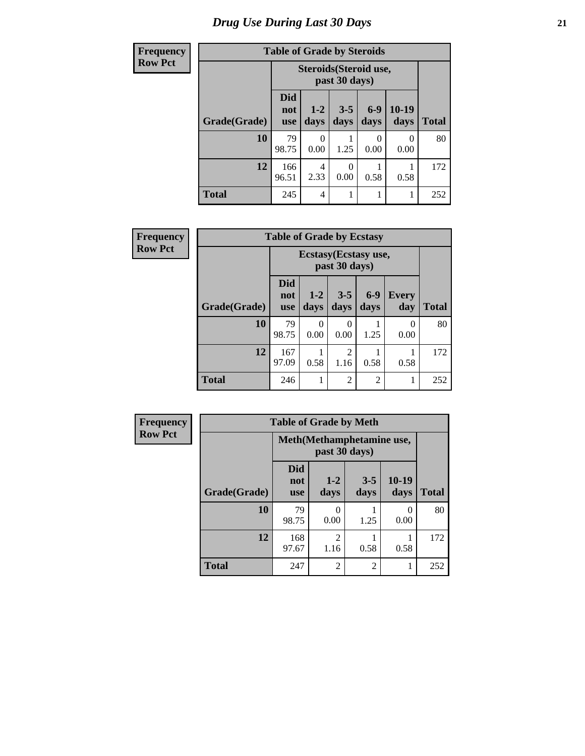# Drug Use During Last 30 Days

**Frequency**
**Row Pct**

**Table of Grade by Steroids**

| | Steroids(Steroid use, past 30 days) | | | | | |
|---|---|---|---|---|---|---|
| **Grade(Grade)** | **Did not use** | **1-2 days** | **3-5 days** | **6-9 days** | **10-19 days** | **Total** |
| **10** | 79<br>98.75 | 0<br>0.00 | 1<br>1.25 | 0<br>0.00 | 0<br>0.00 | 80 |
| **12** | 166<br>96.51 | 4<br>2.33 | 0<br>0.00 | 1<br>0.58 | 1<br>0.58 | 172 |
| **Total** | 245 | 4 | 1 | 1 | 1 | 252 |

**Frequency**
**Row Pct**

**Table of Grade by Ecstasy**

| | Ecstasy(Ecstasy use, past 30 days) | | | | | |
|---|---|---|---|---|---|---|
| **Grade(Grade)** | **Did not use** | **1-2 days** | **3-5 days** | **6-9 days** | **Every day** | **Total** |
| **10** | 79<br>98.75 | 0<br>0.00 | 0<br>0.00 | 1<br>1.25 | 0<br>0.00 | 80 |
| **12** | 167<br>97.09 | 1<br>0.58 | 2<br>1.16 | 1<br>0.58 | 1<br>0.58 | 172 |
| **Total** | 246 | 1 | 2 | 2 | 1 | 252 |

**Frequency**
**Row Pct**

**Table of Grade by Meth**

| | Meth(Methamphetamine use, past 30 days) | | | | |
|---|---|---|---|---|---|
| **Grade(Grade)** | **Did not use** | **1-2 days** | **3-5 days** | **10-19 days** | **Total** |
| **10** | 79<br>98.75 | 0<br>0.00 | 1<br>1.25 | 0<br>0.00 | 80 |
| **12** | 168<br>97.67 | 2<br>1.16 | 1<br>0.58 | 1<br>0.58 | 172 |
| **Total** | 247 | 2 | 2 | 1 | 252 |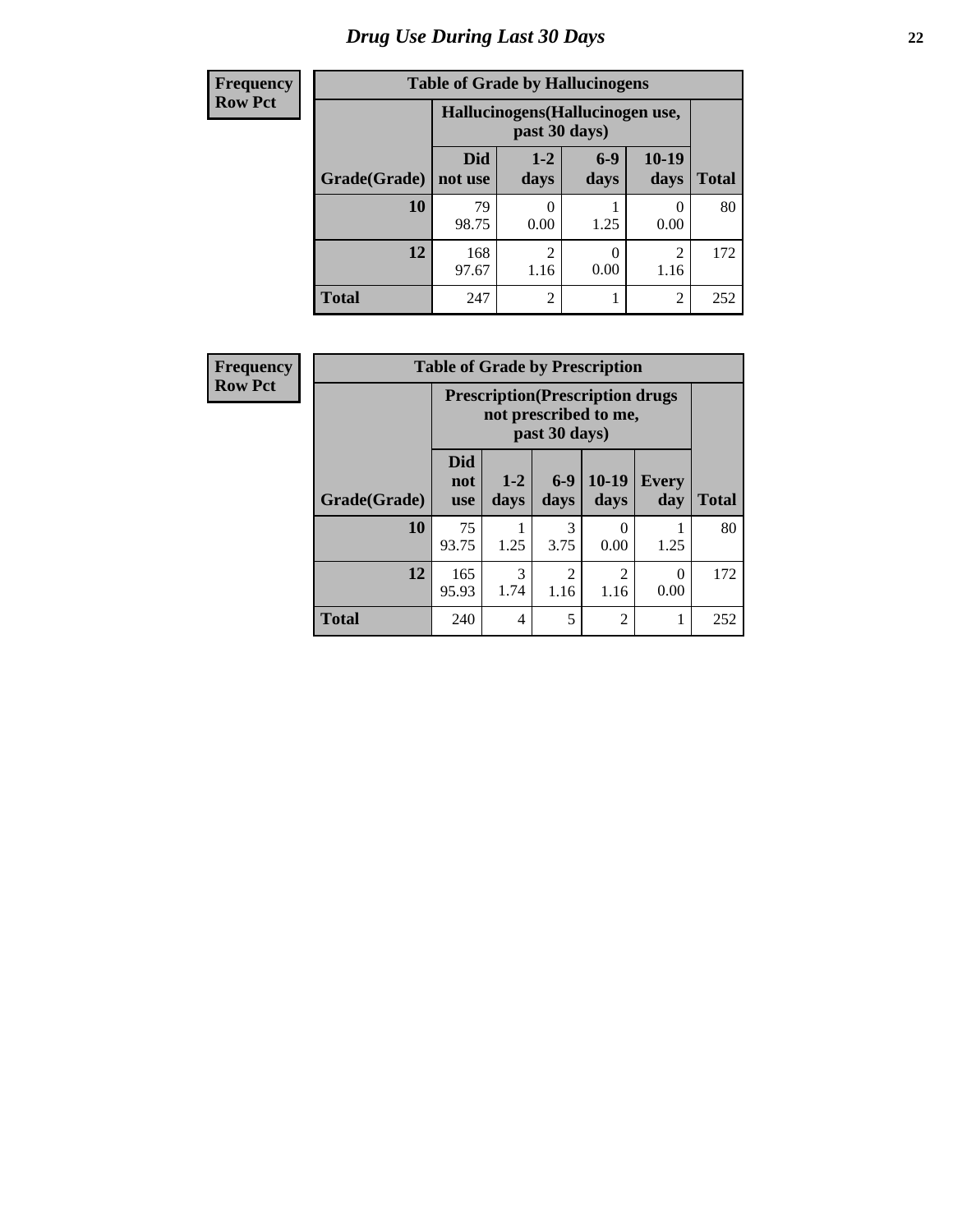# Drug Use During Last 30 Days

**Frequency**
**Row Pct**

| Table of Grade by Hallucinogens | | | | | |
|---|---|---|---|---|---|
| | Hallucinogens(Hallucinogen use, past 30 days) | | | | |
| Grade(Grade) | Did not use | 1-2 days | 6-9 days | 10-19 days | Total |
| **10** | 79<br>98.75 | 0<br>0.00 | 1<br>1.25 | 0<br>0.00 | 80 |
| **12** | 168<br>97.67 | 2<br>1.16 | 0<br>0.00 | 2<br>1.16 | 172 |
| **Total** | 247 | 2 | 1 | 2 | 252 |

**Frequency**
**Row Pct**

| Table of Grade by Prescription | | | | | | |
|---|---|---|---|---|---|---|
| | Prescription(Prescription drugs not prescribed to me, past 30 days) | | | | | |
| Grade(Grade) | Did not use | 1-2 days | 6-9 days | 10-19 days | Every day | Total |
| **10** | 75<br>93.75 | 1<br>1.25 | 3<br>3.75 | 0<br>0.00 | 1<br>1.25 | 80 |
| **12** | 165<br>95.93 | 3<br>1.74 | 2<br>1.16 | 2<br>1.16 | 0<br>0.00 | 172 |
| **Total** | 240 | 4 | 5 | 2 | 1 | 252 |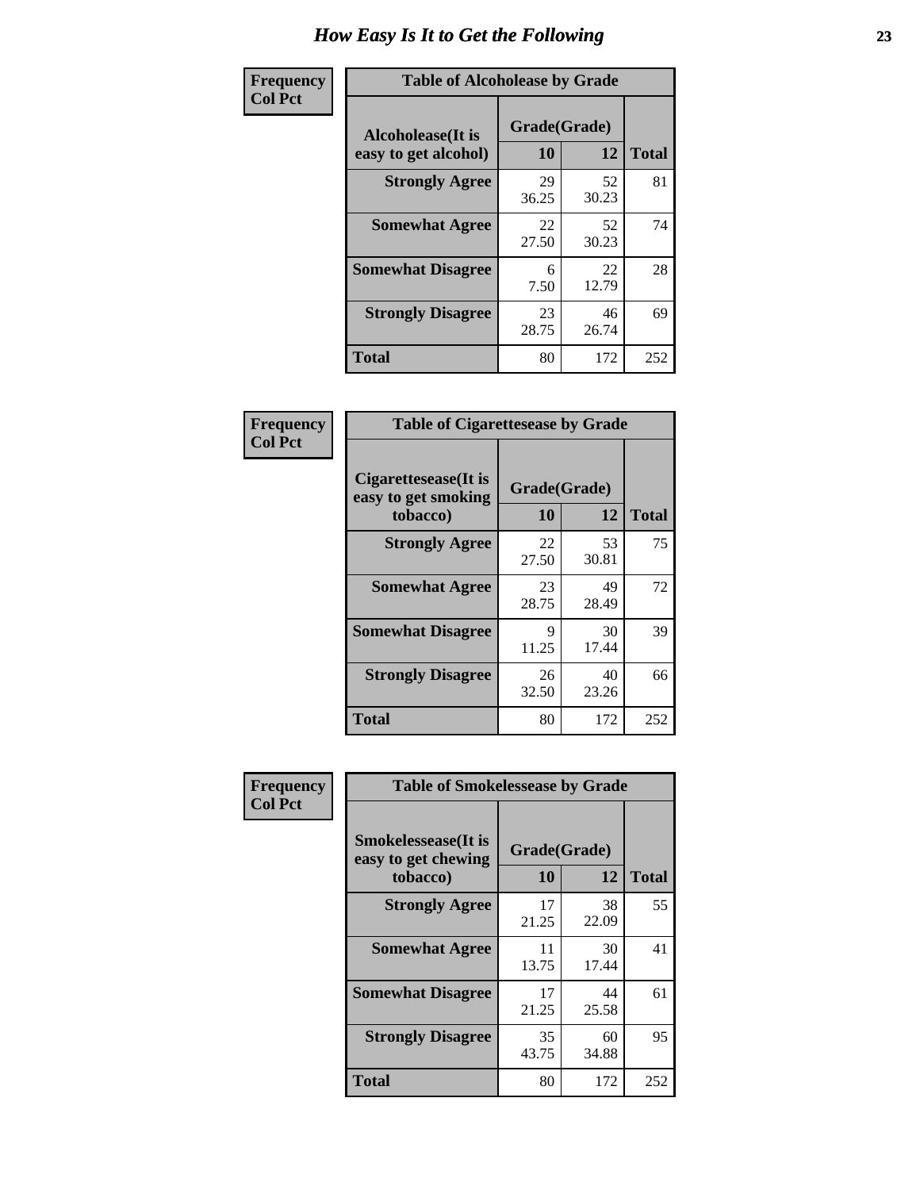# How Easy Is It to Get the Following

**Frequency**
**Col Pct**

**Table of Alcoholease by Grade**

| Alcoholease(It is easy to get alcohol) | Grade(Grade) | | Total |
|---|---|---|---|
| | 10 | 12 | |
| Strongly Agree | 29<br>36.25 | 52<br>30.23 | 81 |
| Somewhat Agree | 22<br>27.50 | 52<br>30.23 | 74 |
| Somewhat Disagree | 6<br>7.50 | 22<br>12.79 | 28 |
| Strongly Disagree | 23<br>28.75 | 46<br>26.74 | 69 |
| Total | 80 | 172 | 252 |

**Frequency**
**Col Pct**

**Table of Cigarettesease by Grade**

| Cigarettesease(It is easy to get smoking tobacco) | Grade(Grade) | | Total |
|---|---|---|---|
| | 10 | 12 | |
| Strongly Agree | 22<br>27.50 | 53<br>30.81 | 75 |
| Somewhat Agree | 23<br>28.75 | 49<br>28.49 | 72 |
| Somewhat Disagree | 9<br>11.25 | 30<br>17.44 | 39 |
| Strongly Disagree | 26<br>32.50 | 40<br>23.26 | 66 |
| Total | 80 | 172 | 252 |

**Frequency**
**Col Pct**

**Table of Smokelessease by Grade**

| Smokelessease(It is easy to get chewing tobacco) | Grade(Grade) | | Total |
|---|---|---|---|
| | 10 | 12 | |
| Strongly Agree | 17<br>21.25 | 38<br>22.09 | 55 |
| Somewhat Agree | 11<br>13.75 | 30<br>17.44 | 41 |
| Somewhat Disagree | 17<br>21.25 | 44<br>25.58 | 61 |
| Strongly Disagree | 35<br>43.75 | 60<br>34.88 | 95 |
| Total | 80 | 172 | 252 |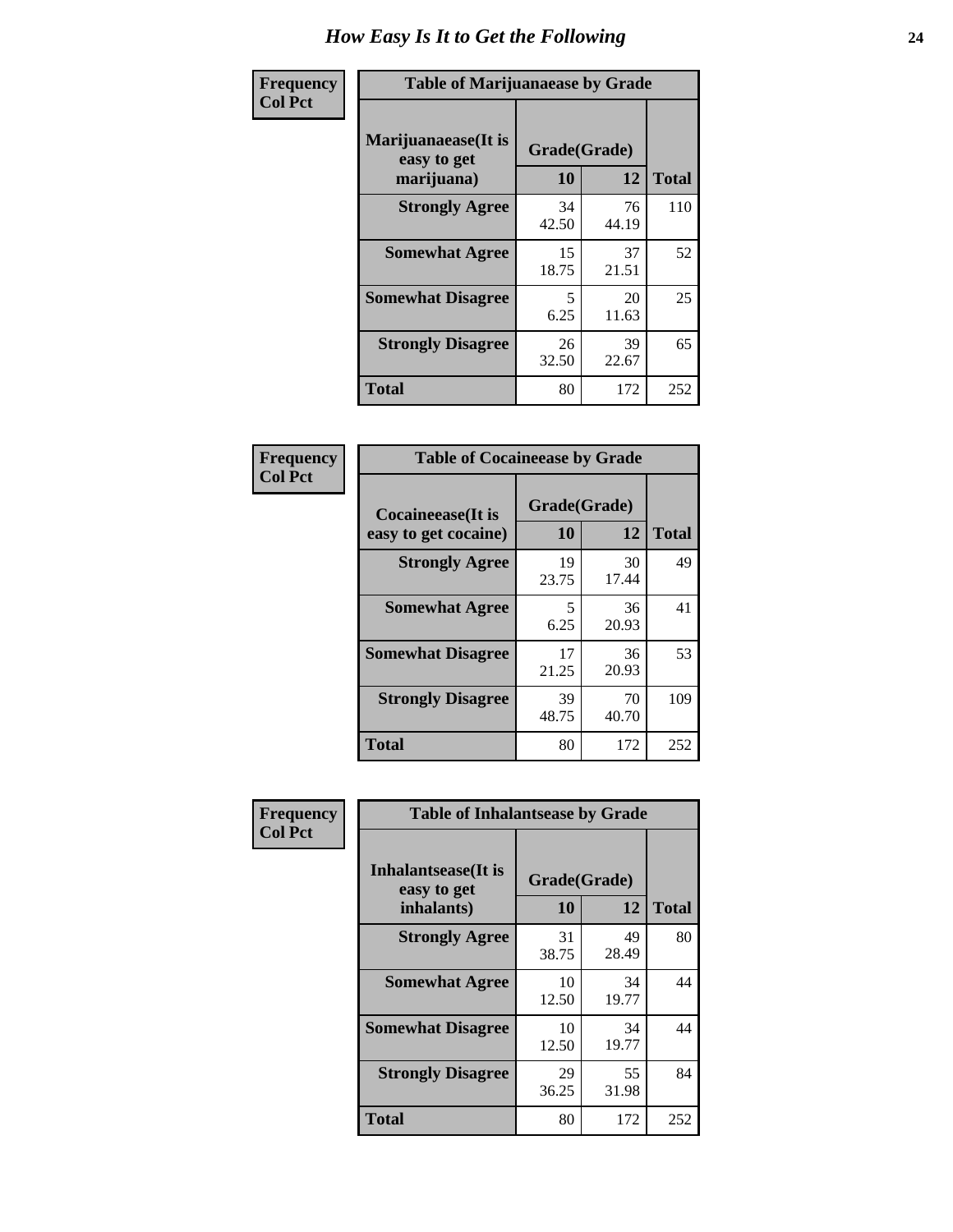# How Easy Is It to Get the Following

| Frequency<br>Col Pct | | | |
|---|---|---|---|
| **Table of Marijuanaease by Grade** | | | |
| **Marijuanaease(It is easy to get marijuana)** | **Grade(Grade)** | | |
| | **10** | **12** | **Total** |
| **Strongly Agree** | 34<br>42.50 | 76<br>44.19 | 110 |
| **Somewhat Agree** | 15<br>18.75 | 37<br>21.51 | 52 |
| **Somewhat Disagree** | 5<br>6.25 | 20<br>11.63 | 25 |
| **Strongly Disagree** | 26<br>32.50 | 39<br>22.67 | 65 |
| **Total** | 80 | 172 | 252 |

| Frequency<br>Col Pct | | | |
|---|---|---|---|
| **Table of Cocaineease by Grade** | | | |
| **Cocaineease(It is easy to get cocaine)** | **Grade(Grade)** | | |
| | **10** | **12** | **Total** |
| **Strongly Agree** | 19<br>23.75 | 30<br>17.44 | 49 |
| **Somewhat Agree** | 5<br>6.25 | 36<br>20.93 | 41 |
| **Somewhat Disagree** | 17<br>21.25 | 36<br>20.93 | 53 |
| **Strongly Disagree** | 39<br>48.75 | 70<br>40.70 | 109 |
| **Total** | 80 | 172 | 252 |

| Frequency<br>Col Pct | | | |
|---|---|---|---|
| **Table of Inhalantsease by Grade** | | | |
| **Inhalantsease(It is easy to get inhalants)** | **Grade(Grade)** | | |
| | **10** | **12** | **Total** |
| **Strongly Agree** | 31<br>38.75 | 49<br>28.49 | 80 |
| **Somewhat Agree** | 10<br>12.50 | 34<br>19.77 | 44 |
| **Somewhat Disagree** | 10<br>12.50 | 34<br>19.77 | 44 |
| **Strongly Disagree** | 29<br>36.25 | 55<br>31.98 | 84 |
| **Total** | 80 | 172 | 252 |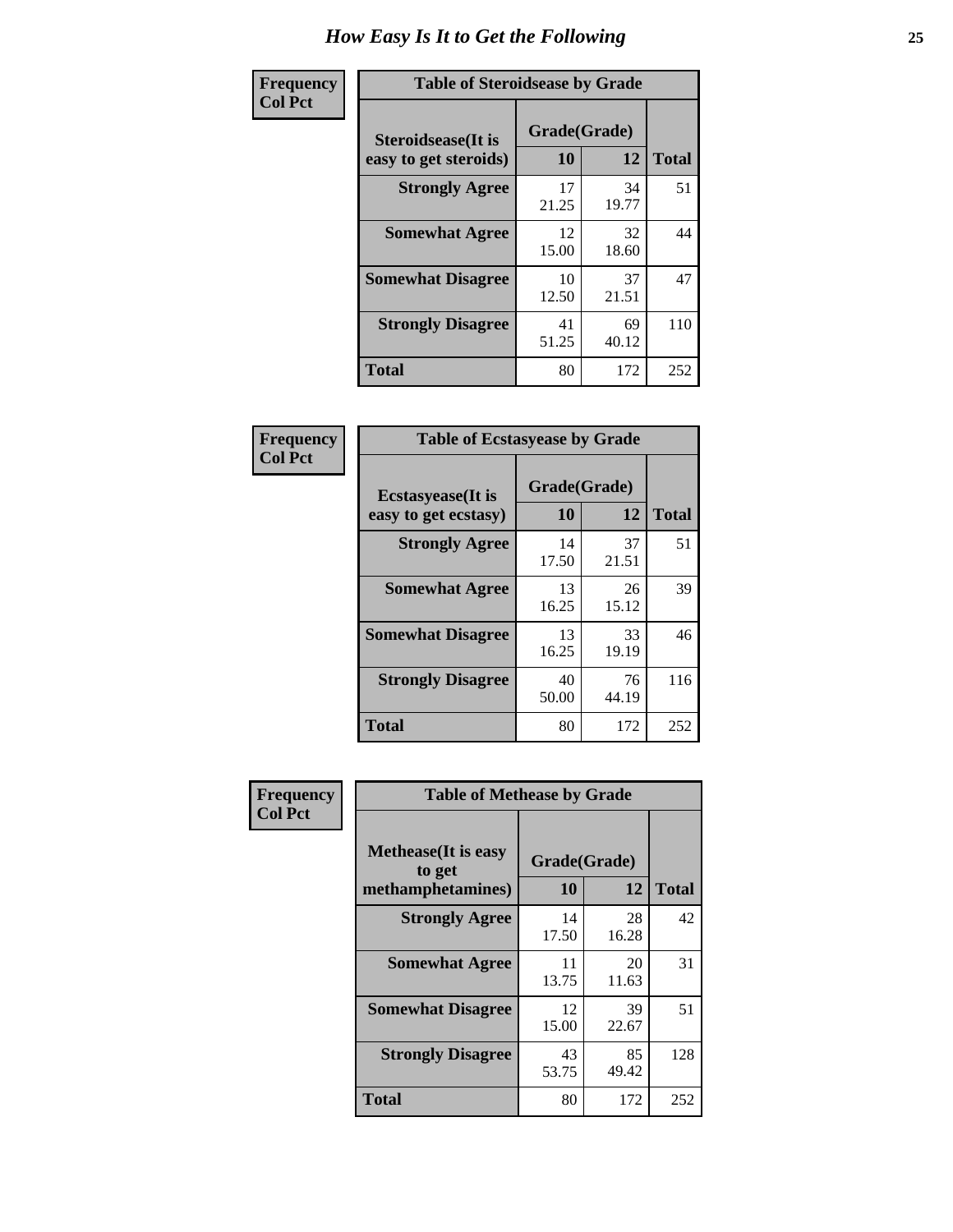# How Easy Is It to Get the Following

**Frequency**
**Col Pct**

**Table of Steroidsease by Grade**

| Steroidsease(It is easy to get steroids) | Grade(Grade) | | Total |
|---|---|---|---|
| | 10 | 12 | |
| Strongly Agree | 17<br>21.25 | 34<br>19.77 | 51 |
| Somewhat Agree | 12<br>15.00 | 32<br>18.60 | 44 |
| Somewhat Disagree | 10<br>12.50 | 37<br>21.51 | 47 |
| Strongly Disagree | 41<br>51.25 | 69<br>40.12 | 110 |
| Total | 80 | 172 | 252 |

**Frequency**
**Col Pct**

**Table of Ecstasyease by Grade**

| Ecstasyease(It is easy to get ecstasy) | Grade(Grade) | | Total |
|---|---|---|---|
| | 10 | 12 | |
| Strongly Agree | 14<br>17.50 | 37<br>21.51 | 51 |
| Somewhat Agree | 13<br>16.25 | 26<br>15.12 | 39 |
| Somewhat Disagree | 13<br>16.25 | 33<br>19.19 | 46 |
| Strongly Disagree | 40<br>50.00 | 76<br>44.19 | 116 |
| Total | 80 | 172 | 252 |

**Frequency**
**Col Pct**

**Table of Methease by Grade**

| Methease(It is easy to get methamphetamines) | Grade(Grade) | | Total |
|---|---|---|---|
| | 10 | 12 | |
| Strongly Agree | 14<br>17.50 | 28<br>16.28 | 42 |
| Somewhat Agree | 11<br>13.75 | 20<br>11.63 | 31 |
| Somewhat Disagree | 12<br>15.00 | 39<br>22.67 | 51 |
| Strongly Disagree | 43<br>53.75 | 85<br>49.42 | 128 |
| Total | 80 | 172 | 252 |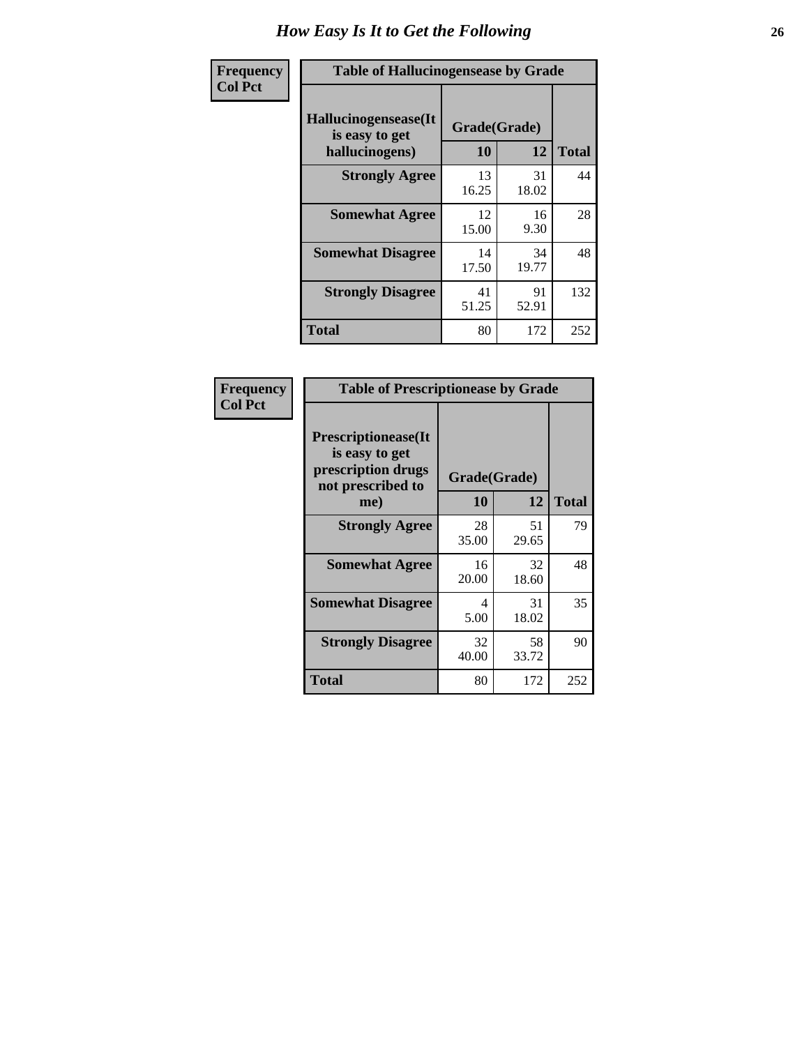# How Easy Is It to Get the Following

**Frequency / Col Pct**

**Table of Hallucinogensease by Grade**

| Hallucinogensease(It is easy to get hallucinogens) | Grade(Grade) 10 | 12 | Total |
|---|---|---|---|
| **Strongly Agree** | 13<br>16.25 | 31<br>18.02 | 44 |
| **Somewhat Agree** | 12<br>15.00 | 16<br>9.30 | 28 |
| **Somewhat Disagree** | 14<br>17.50 | 34<br>19.77 | 48 |
| **Strongly Disagree** | 41<br>51.25 | 91<br>52.91 | 132 |
| **Total** | 80 | 172 | 252 |

**Frequency / Col Pct**

**Table of Prescriptionease by Grade**

| Prescriptionease(It is easy to get prescription drugs not prescribed to me) | Grade(Grade) 10 | 12 | Total |
|---|---|---|---|
| **Strongly Agree** | 28<br>35.00 | 51<br>29.65 | 79 |
| **Somewhat Agree** | 16<br>20.00 | 32<br>18.60 | 48 |
| **Somewhat Disagree** | 4<br>5.00 | 31<br>18.02 | 35 |
| **Strongly Disagree** | 32<br>40.00 | 58<br>33.72 | 90 |
| **Total** | 80 | 172 | 252 |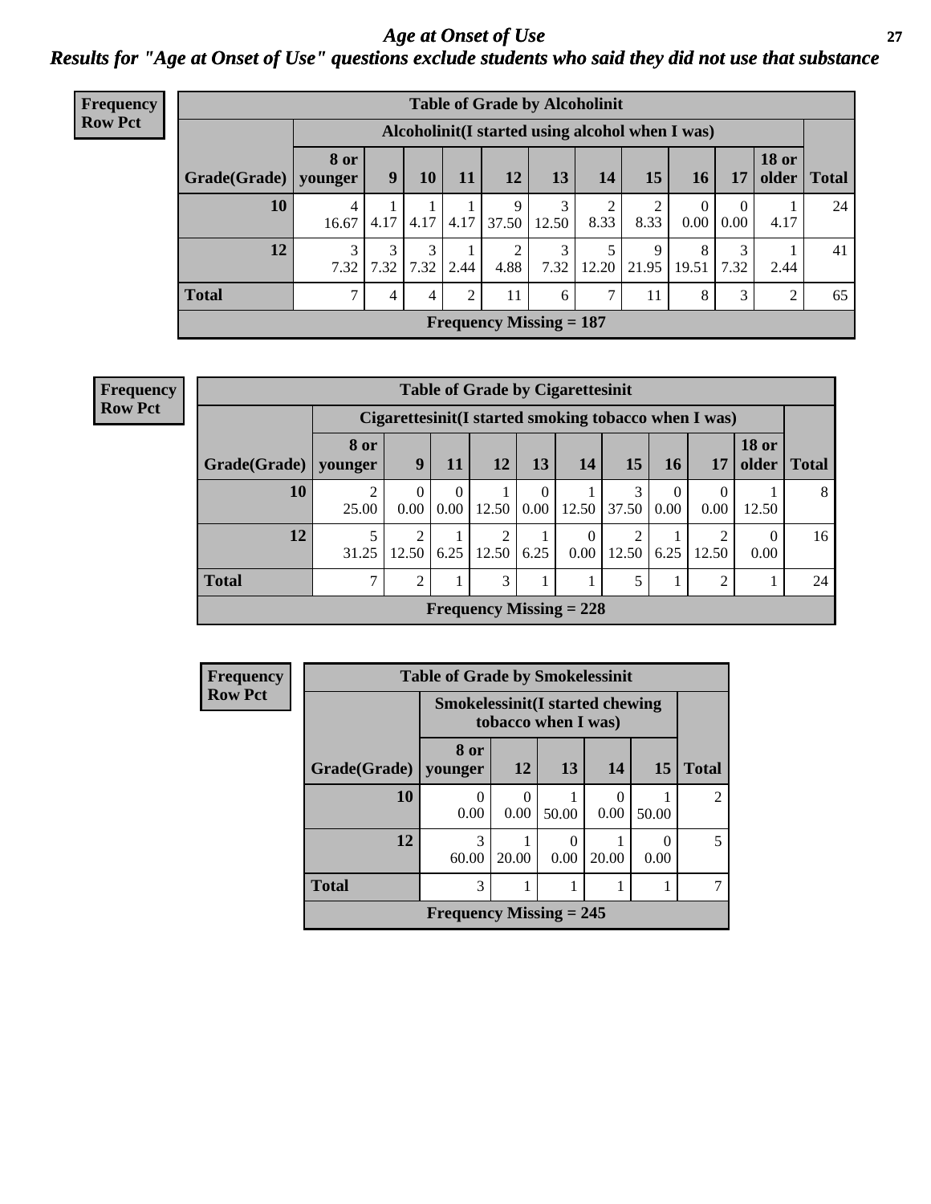# Age at Onset of Use

## Results for "Age at Onset of Use" questions exclude students who said they did not use that substance

**Frequency**
**Row Pct**

**Table of Grade by Alcoholinit**

| Grade(Grade) | Alcoholinit(I started using alcohol when I was) | | | | | | | | | | | Total |
|---|---|---|---|---|---|---|---|---|---|---|---|---|
| | 8 or younger | 9 | 10 | 11 | 12 | 13 | 14 | 15 | 16 | 17 | 18 or older | |
| 10 | 4<br>16.67 | 1<br>4.17 | 1<br>4.17 | 1<br>4.17 | 9<br>37.50 | 3<br>12.50 | 2<br>8.33 | 2<br>8.33 | 0<br>0.00 | 0<br>0.00 | 1<br>4.17 | 24 |
| 12 | 3<br>7.32 | 3<br>7.32 | 3<br>7.32 | 1<br>2.44 | 2<br>4.88 | 3<br>7.32 | 5<br>12.20 | 9<br>21.95 | 8<br>19.51 | 3<br>7.32 | 1<br>2.44 | 41 |
| Total | 7 | 4 | 4 | 2 | 11 | 6 | 7 | 11 | 8 | 3 | 2 | 65 |
| Frequency Missing = 187 | | | | | | | | | | | | |

**Frequency**
**Row Pct**

**Table of Grade by Cigarettesinit**

| Grade(Grade) | Cigarettesinit(I started smoking tobacco when I was) | | | | | | | | | | Total |
|---|---|---|---|---|---|---|---|---|---|---|---|
| | 8 or younger | 9 | 11 | 12 | 13 | 14 | 15 | 16 | 17 | 18 or older | |
| 10 | 2<br>25.00 | 0<br>0.00 | 0<br>0.00 | 1<br>12.50 | 0<br>0.00 | 1<br>12.50 | 3<br>37.50 | 0<br>0.00 | 0<br>0.00 | 1<br>12.50 | 8 |
| 12 | 5<br>31.25 | 2<br>12.50 | 1<br>6.25 | 2<br>12.50 | 1<br>6.25 | 0<br>0.00 | 2<br>12.50 | 1<br>6.25 | 2<br>12.50 | 0<br>0.00 | 16 |
| Total | 7 | 2 | 1 | 3 | 1 | 1 | 5 | 1 | 2 | 1 | 24 |
| Frequency Missing = 228 | | | | | | | | | | | |

**Frequency**
**Row Pct**

**Table of Grade by Smokelessinit**

| Grade(Grade) | Smokelessinit(I started chewing tobacco when I was) | | | | | Total |
|---|---|---|---|---|---|---|
| | 8 or younger | 12 | 13 | 14 | 15 | |
| 10 | 0<br>0.00 | 0<br>0.00 | 1<br>50.00 | 0<br>0.00 | 1<br>50.00 | 2 |
| 12 | 3<br>60.00 | 1<br>20.00 | 0<br>0.00 | 1<br>20.00 | 0<br>0.00 | 5 |
| Total | 3 | 1 | 1 | 1 | 1 | 7 |
| Frequency Missing = 245 | | | | | | |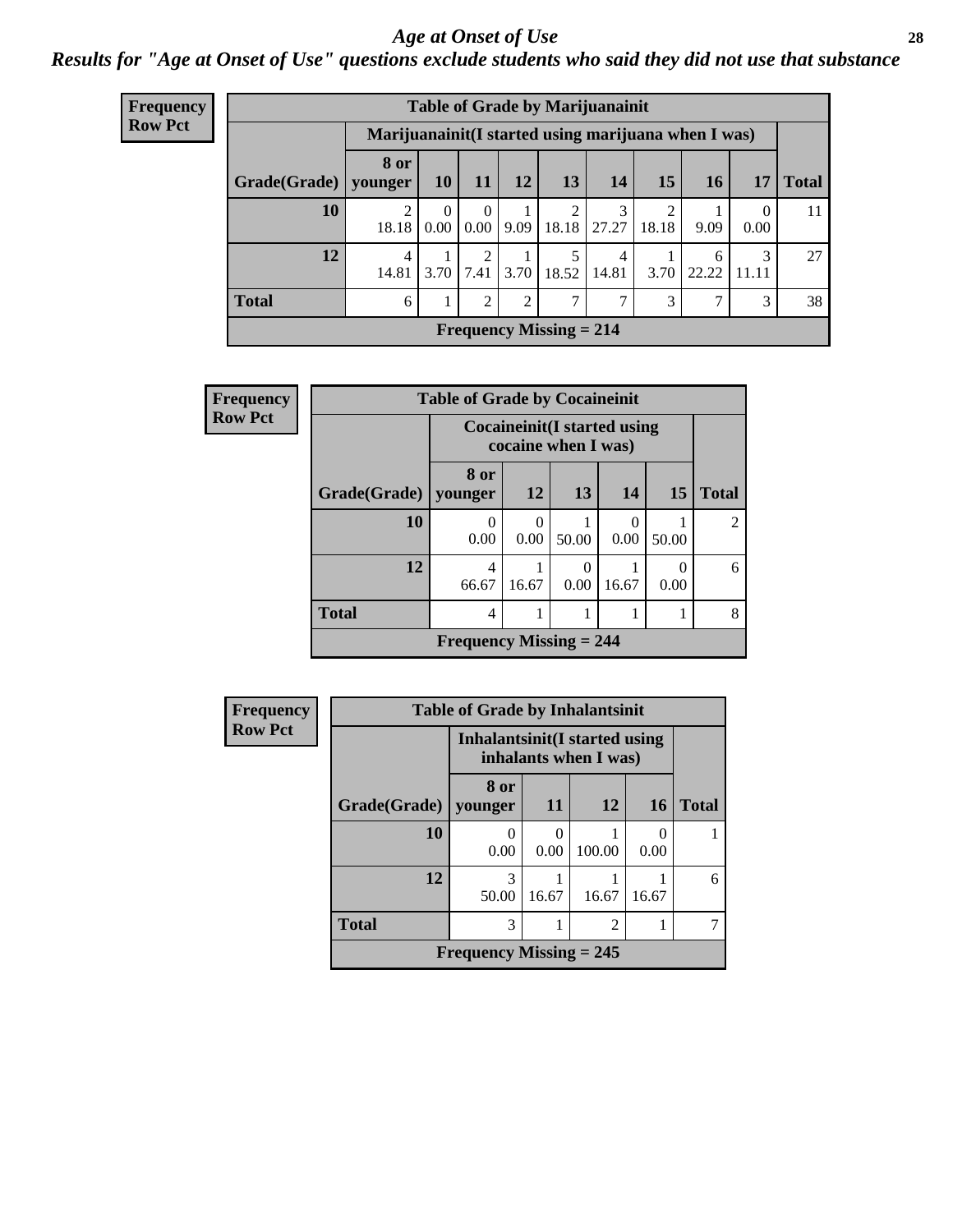# Age at Onset of Use

## Results for "Age at Onset of Use" questions exclude students who said they did not use that substance

**Frequency**
**Row Pct**

| Table of Grade by Marijuanainit | | | | | | | | | | |
|---|---|---|---|---|---|---|---|---|---|---|
| | Marijuanainit(I started using marijuana when I was) | | | | | | | | | |
| Grade(Grade) | 8 or younger | 10 | 11 | 12 | 13 | 14 | 15 | 16 | 17 | Total |
| 10 | 2<br>18.18 | 0<br>0.00 | 0<br>0.00 | 1<br>9.09 | 2<br>18.18 | 3<br>27.27 | 2<br>18.18 | 1<br>9.09 | 0<br>0.00 | 11 |
| 12 | 4<br>14.81 | 1<br>3.70 | 2<br>7.41 | 1<br>3.70 | 5<br>18.52 | 4<br>14.81 | 1<br>3.70 | 6<br>22.22 | 3<br>11.11 | 27 |
| Total | 6 | 1 | 2 | 2 | 7 | 7 | 3 | 7 | 3 | 38 |
| Frequency Missing = 214 | | | | | | | | | | |

**Frequency**
**Row Pct**

| Table of Grade by Cocaineinit | | | | | | |
|---|---|---|---|---|---|---|
| | Cocaineinit(I started using cocaine when I was) | | | | | |
| Grade(Grade) | 8 or younger | 12 | 13 | 14 | 15 | Total |
| 10 | 0<br>0.00 | 0<br>0.00 | 1<br>50.00 | 0<br>0.00 | 1<br>50.00 | 2 |
| 12 | 4<br>66.67 | 1<br>16.67 | 0<br>0.00 | 1<br>16.67 | 0<br>0.00 | 6 |
| Total | 4 | 1 | 1 | 1 | 1 | 8 |
| Frequency Missing = 244 | | | | | | |

**Frequency**
**Row Pct**

| Table of Grade by Inhalantsinit | | | | | |
|---|---|---|---|---|---|
| | Inhalantsinit(I started using inhalants when I was) | | | | |
| Grade(Grade) | 8 or younger | 11 | 12 | 16 | Total |
| 10 | 0<br>0.00 | 0<br>0.00 | 1<br>100.00 | 0<br>0.00 | 1 |
| 12 | 3<br>50.00 | 1<br>16.67 | 1<br>16.67 | 1<br>16.67 | 6 |
| Total | 3 | 1 | 2 | 1 | 7 |
| Frequency Missing = 245 | | | | | |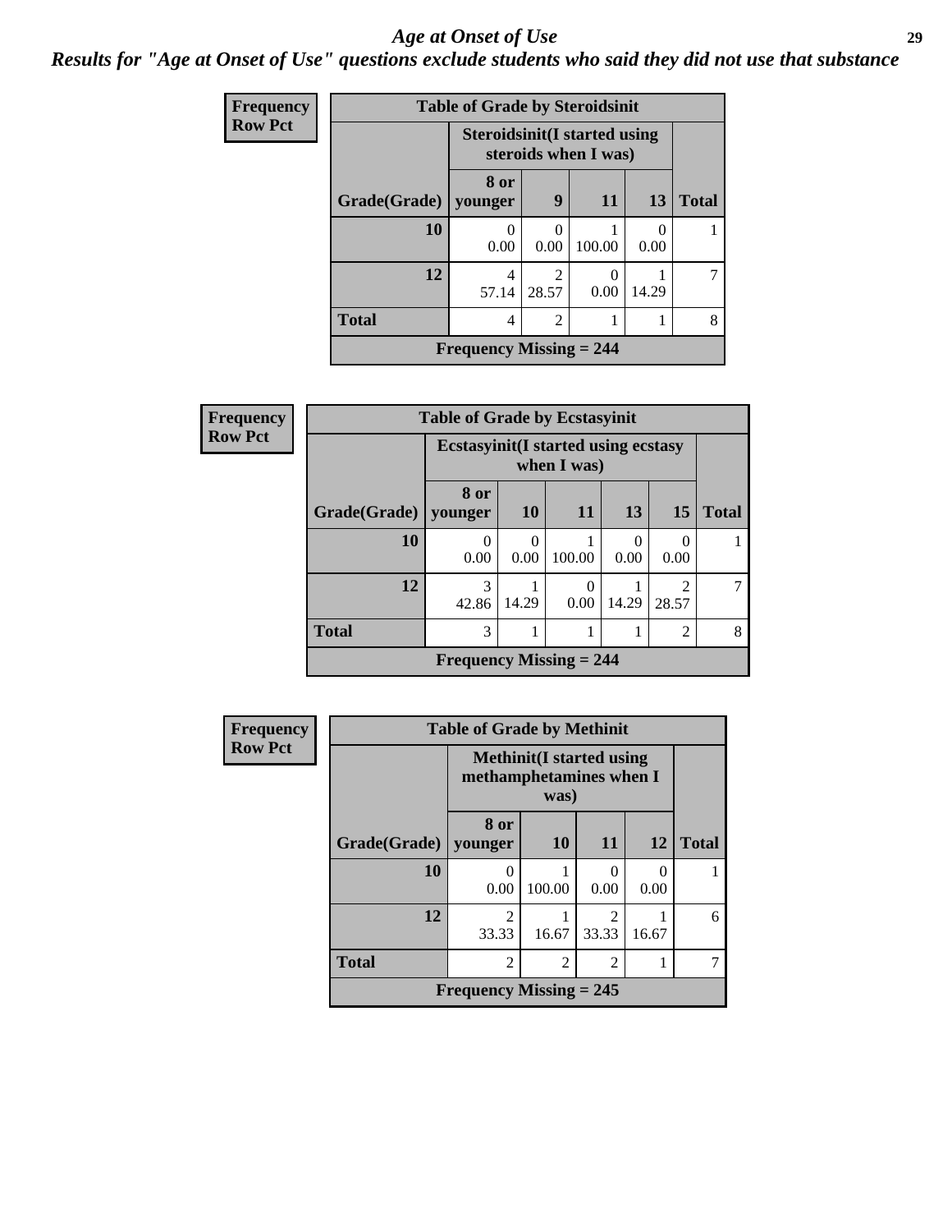# Age at Onset of Use

## Results for "Age at Onset of Use" questions exclude students who said they did not use that substance

**Frequency**
**Row Pct**

**Table of Grade by Steroidsinit**

| Grade(Grade) | Steroidsinit(I started using steroids when I was) 8 or younger | 9 | 11 | 13 | Total |
|---|---|---|---|---|---|
| 10 | 0<br>0.00 | 0<br>0.00 | 1<br>100.00 | 0<br>0.00 | 1 |
| 12 | 4<br>57.14 | 2<br>28.57 | 0<br>0.00 | 1<br>14.29 | 7 |
| Total | 4 | 2 | 1 | 1 | 8 |

Frequency Missing = 244

**Frequency**
**Row Pct**

**Table of Grade by Ecstasyinit**

| Grade(Grade) | Ecstasyinit(I started using ecstasy when I was) 8 or younger | 10 | 11 | 13 | 15 | Total |
|---|---|---|---|---|---|---|
| 10 | 0<br>0.00 | 0<br>0.00 | 1<br>100.00 | 0<br>0.00 | 0<br>0.00 | 1 |
| 12 | 3<br>42.86 | 1<br>14.29 | 0<br>0.00 | 1<br>14.29 | 2<br>28.57 | 7 |
| Total | 3 | 1 | 1 | 1 | 2 | 8 |

Frequency Missing = 244

**Frequency**
**Row Pct**

**Table of Grade by Methinit**

| Grade(Grade) | Methinit(I started using methamphetamines when I was) 8 or younger | 10 | 11 | 12 | Total |
|---|---|---|---|---|---|
| 10 | 0<br>0.00 | 1<br>100.00 | 0<br>0.00 | 0<br>0.00 | 1 |
| 12 | 2<br>33.33 | 1<br>16.67 | 2<br>33.33 | 1<br>16.67 | 6 |
| Total | 2 | 2 | 2 | 1 | 7 |

Frequency Missing = 245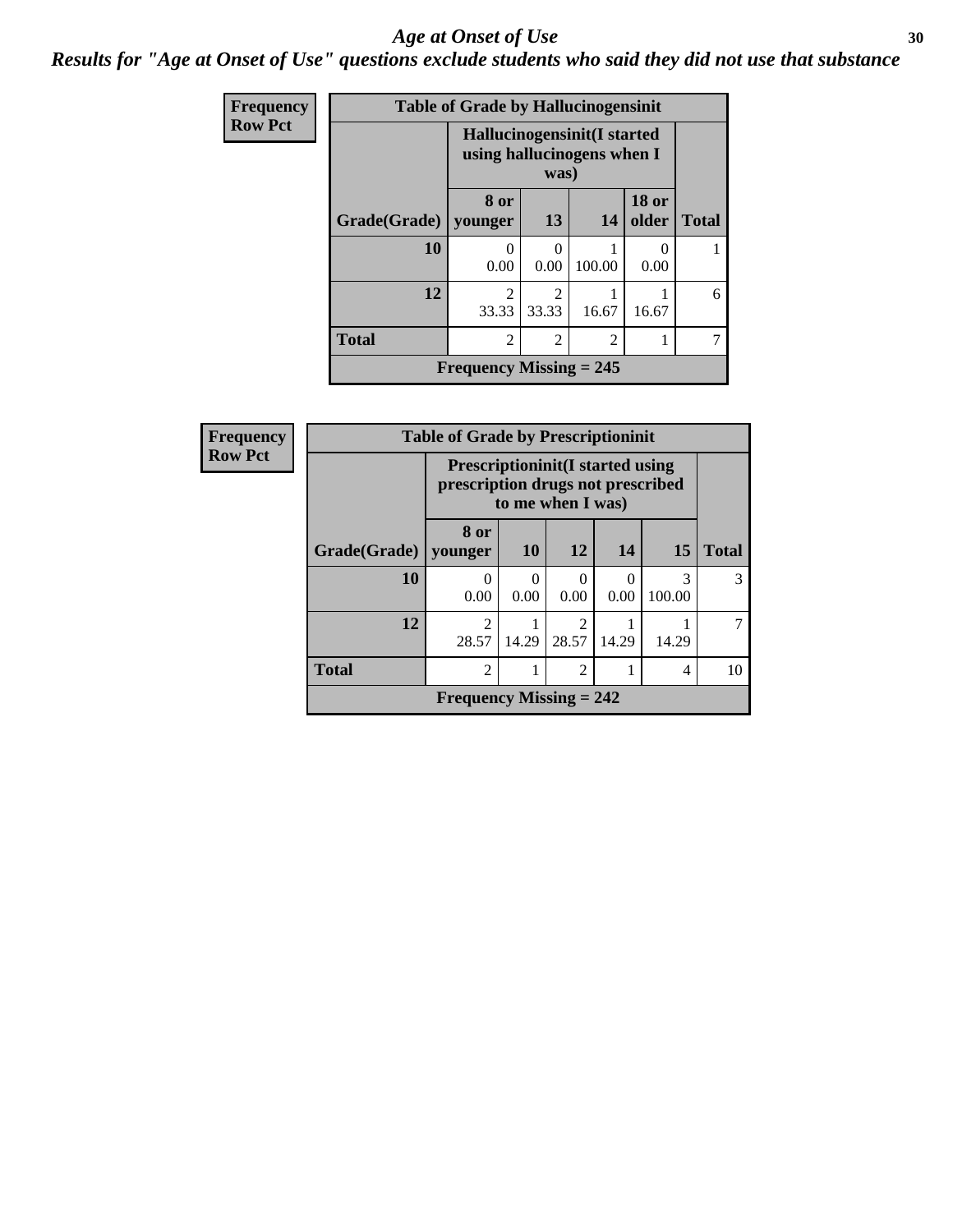# Age at Onset of Use

## Results for "Age at Onset of Use" questions exclude students who said they did not use that substance

Frequency
Row Pct

**Table of Grade by Hallucinogensinit**

| Grade(Grade) | Hallucinogensinit(I started using hallucinogens when I was) 8 or younger | 13 | 14 | 18 or older | Total |
|---|---|---|---|---|---|
| **10** | 0<br>0.00 | 0<br>0.00 | 1<br>100.00 | 0<br>0.00 | 1 |
| **12** | 2<br>33.33 | 2<br>33.33 | 1<br>16.67 | 1<br>16.67 | 6 |
| **Total** | 2 | 2 | 2 | 1 | 7 |

**Frequency Missing = 245**

Frequency
Row Pct

**Table of Grade by Prescriptioninit**

| Grade(Grade) | Prescriptioninit(I started using prescription drugs not prescribed to me when I was) 8 or younger | 10 | 12 | 14 | 15 | Total |
|---|---|---|---|---|---|---|
| **10** | 0<br>0.00 | 0<br>0.00 | 0<br>0.00 | 0<br>0.00 | 3<br>100.00 | 3 |
| **12** | 2<br>28.57 | 1<br>14.29 | 2<br>28.57 | 1<br>14.29 | 1<br>14.29 | 7 |
| **Total** | 2 | 1 | 2 | 1 | 4 | 10 |

**Frequency Missing = 242**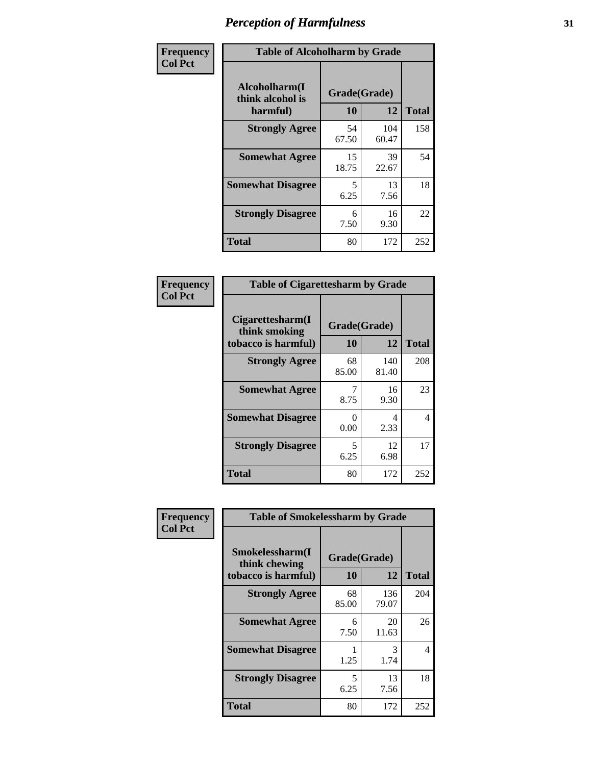# Perception of Harmfulness

**Frequency**
**Col Pct**

| Table of Alcoholharm by Grade | | | |
|---|---|---|---|
| Alcoholharm(I think alcohol is harmful) | Grade(Grade) | | Total |
| | 10 | 12 | |
| **Strongly Agree** | 54<br>67.50 | 104<br>60.47 | 158 |
| **Somewhat Agree** | 15<br>18.75 | 39<br>22.67 | 54 |
| **Somewhat Disagree** | 5<br>6.25 | 13<br>7.56 | 18 |
| **Strongly Disagree** | 6<br>7.50 | 16<br>9.30 | 22 |
| **Total** | 80 | 172 | 252 |

**Frequency**
**Col Pct**

| Table of Cigarettesharm by Grade | | | |
|---|---|---|---|
| Cigarettesharm(I think smoking tobacco is harmful) | Grade(Grade) | | Total |
| | 10 | 12 | |
| **Strongly Agree** | 68<br>85.00 | 140<br>81.40 | 208 |
| **Somewhat Agree** | 7<br>8.75 | 16<br>9.30 | 23 |
| **Somewhat Disagree** | 0<br>0.00 | 4<br>2.33 | 4 |
| **Strongly Disagree** | 5<br>6.25 | 12<br>6.98 | 17 |
| **Total** | 80 | 172 | 252 |

**Frequency**
**Col Pct**

| Table of Smokelessharm by Grade | | | |
|---|---|---|---|
| Smokelessharm(I think chewing tobacco is harmful) | Grade(Grade) | | Total |
| | 10 | 12 | |
| **Strongly Agree** | 68<br>85.00 | 136<br>79.07 | 204 |
| **Somewhat Agree** | 6<br>7.50 | 20<br>11.63 | 26 |
| **Somewhat Disagree** | 1<br>1.25 | 3<br>1.74 | 4 |
| **Strongly Disagree** | 5<br>6.25 | 13<br>7.56 | 18 |
| **Total** | 80 | 172 | 252 |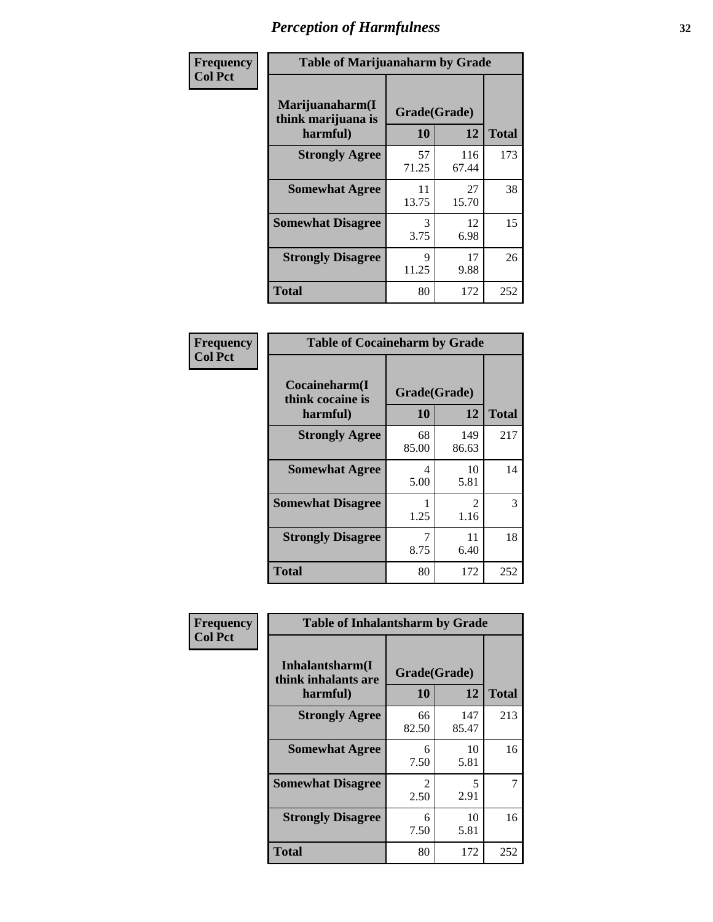# Perception of Harmfulness

**Frequency / Col Pct**

| Table of Marijuanaharm by Grade | | | |
|---|---|---|---|
| Marijuanaharm(I think marijuana is harmful) | Grade(Grade) | | Total |
| | 10 | 12 | |
| **Strongly Agree** | 57<br>71.25 | 116<br>67.44 | 173 |
| **Somewhat Agree** | 11<br>13.75 | 27<br>15.70 | 38 |
| **Somewhat Disagree** | 3<br>3.75 | 12<br>6.98 | 15 |
| **Strongly Disagree** | 9<br>11.25 | 17<br>9.88 | 26 |
| **Total** | 80 | 172 | 252 |

**Frequency / Col Pct**

| Table of Cocaineharm by Grade | | | |
|---|---|---|---|
| Cocaineharm(I think cocaine is harmful) | Grade(Grade) | | Total |
| | 10 | 12 | |
| **Strongly Agree** | 68<br>85.00 | 149<br>86.63 | 217 |
| **Somewhat Agree** | 4<br>5.00 | 10<br>5.81 | 14 |
| **Somewhat Disagree** | 1<br>1.25 | 2<br>1.16 | 3 |
| **Strongly Disagree** | 7<br>8.75 | 11<br>6.40 | 18 |
| **Total** | 80 | 172 | 252 |

**Frequency / Col Pct**

| Table of Inhalantsharm by Grade | | | |
|---|---|---|---|
| Inhalantsharm(I think inhalants are harmful) | Grade(Grade) | | Total |
| | 10 | 12 | |
| **Strongly Agree** | 66<br>82.50 | 147<br>85.47 | 213 |
| **Somewhat Agree** | 6<br>7.50 | 10<br>5.81 | 16 |
| **Somewhat Disagree** | 2<br>2.50 | 5<br>2.91 | 7 |
| **Strongly Disagree** | 6<br>7.50 | 10<br>5.81 | 16 |
| **Total** | 80 | 172 | 252 |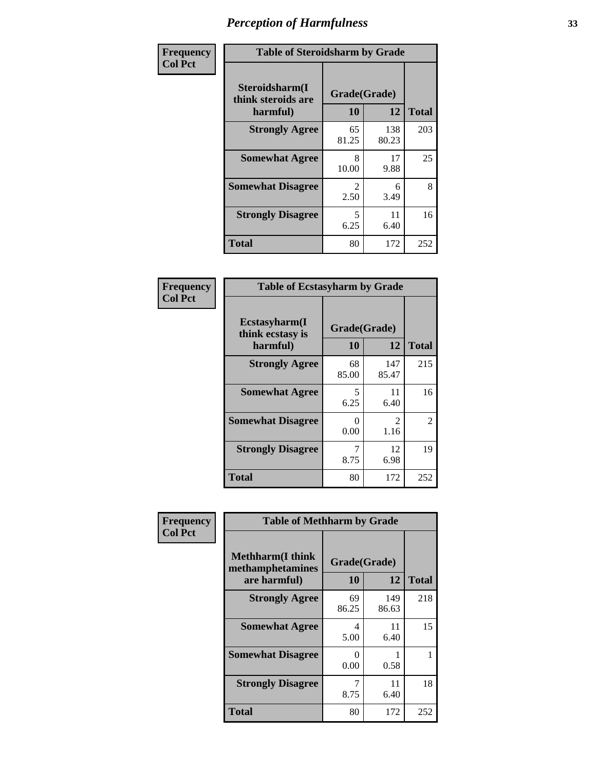# Perception of Harmfulness

**Frequency**
**Col Pct**

| Table of Steroidsharm by Grade | | | |
|---|---|---|---|
| Steroidsharm(I think steroids are harmful) | Grade(Grade) | | Total |
| | 10 | 12 | |
| **Strongly Agree** | 65<br>81.25 | 138<br>80.23 | 203 |
| **Somewhat Agree** | 8<br>10.00 | 17<br>9.88 | 25 |
| **Somewhat Disagree** | 2<br>2.50 | 6<br>3.49 | 8 |
| **Strongly Disagree** | 5<br>6.25 | 11<br>6.40 | 16 |
| **Total** | 80 | 172 | 252 |

**Frequency**
**Col Pct**

| Table of Ecstasyharm by Grade | | | |
|---|---|---|---|
| Ecstasyharm(I think ecstasy is harmful) | Grade(Grade) | | Total |
| | 10 | 12 | |
| **Strongly Agree** | 68<br>85.00 | 147<br>85.47 | 215 |
| **Somewhat Agree** | 5<br>6.25 | 11<br>6.40 | 16 |
| **Somewhat Disagree** | 0<br>0.00 | 2<br>1.16 | 2 |
| **Strongly Disagree** | 7<br>8.75 | 12<br>6.98 | 19 |
| **Total** | 80 | 172 | 252 |

**Frequency**
**Col Pct**

| Table of Methharm by Grade | | | |
|---|---|---|---|
| Methharm(I think methamphetamines are harmful) | Grade(Grade) | | Total |
| | 10 | 12 | |
| **Strongly Agree** | 69<br>86.25 | 149<br>86.63 | 218 |
| **Somewhat Agree** | 4<br>5.00 | 11<br>6.40 | 15 |
| **Somewhat Disagree** | 0<br>0.00 | 1<br>0.58 | 1 |
| **Strongly Disagree** | 7<br>8.75 | 11<br>6.40 | 18 |
| **Total** | 80 | 172 | 252 |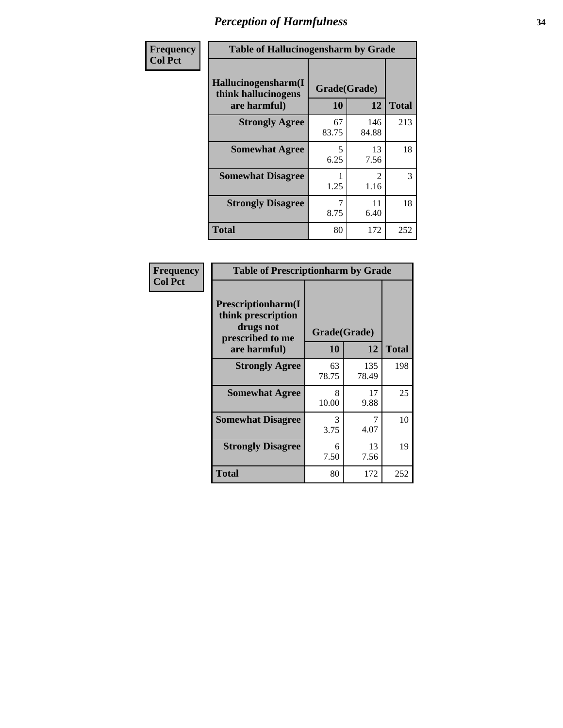# Perception of Harmfulness

| Frequency Col Pct | Table of Hallucinogensharm by Grade | | |
|---|---|---|---|
| Hallucinogensharm(I think hallucinogens are harmful) | Grade(Grade) | | |
| | 10 | 12 | Total |
| Strongly Agree | 67<br>83.75 | 146<br>84.88 | 213 |
| Somewhat Agree | 5<br>6.25 | 13<br>7.56 | 18 |
| Somewhat Disagree | 1<br>1.25 | 2<br>1.16 | 3 |
| Strongly Disagree | 7<br>8.75 | 11<br>6.40 | 18 |
| Total | 80 | 172 | 252 |

| Frequency Col Pct | Table of Prescriptionharm by Grade | | |
|---|---|---|---|
| Prescriptionharm(I think prescription drugs not prescribed to me are harmful) | Grade(Grade) | | |
| | 10 | 12 | Total |
| Strongly Agree | 63<br>78.75 | 135<br>78.49 | 198 |
| Somewhat Agree | 8<br>10.00 | 17<br>9.88 | 25 |
| Somewhat Disagree | 3<br>3.75 | 7<br>4.07 | 10 |
| Strongly Disagree | 6<br>7.50 | 13<br>7.56 | 19 |
| Total | 80 | 172 | 252 |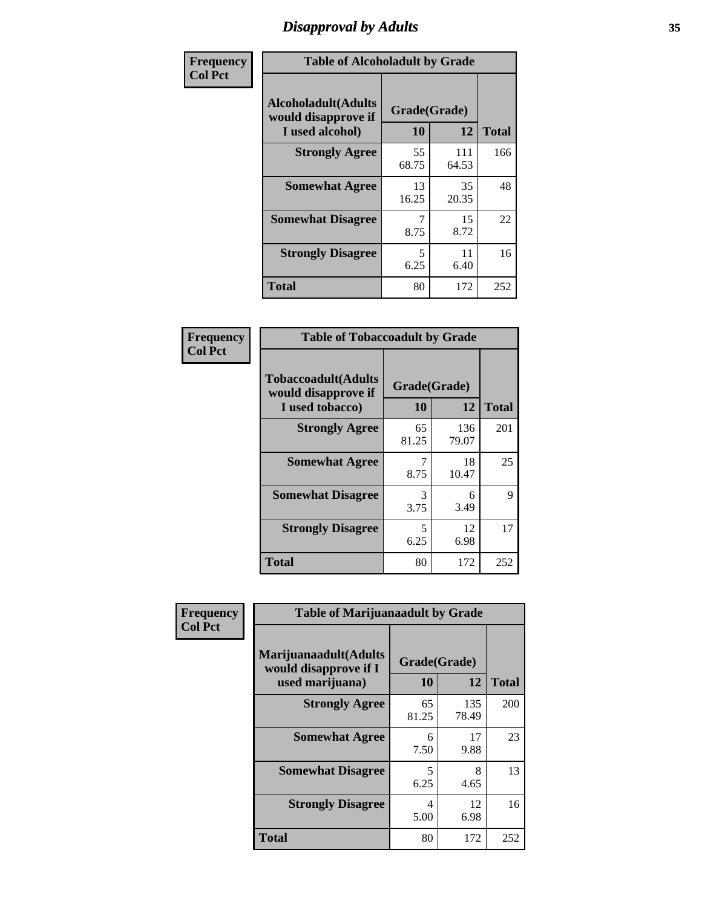# Disapproval by Adults

| Frequency Col Pct | Table of Alcoholadult by Grade | | |
|---|---|---|---|
| Alcoholadult(Adults would disapprove if I used alcohol) | Grade(Grade) | | |
| | 10 | 12 | Total |
| Strongly Agree | 55<br>68.75 | 111<br>64.53 | 166 |
| Somewhat Agree | 13<br>16.25 | 35<br>20.35 | 48 |
| Somewhat Disagree | 7<br>8.75 | 15<br>8.72 | 22 |
| Strongly Disagree | 5<br>6.25 | 11<br>6.40 | 16 |
| Total | 80 | 172 | 252 |

| Frequency Col Pct | Table of Tobaccoadult by Grade | | |
|---|---|---|---|
| Tobaccoadult(Adults would disapprove if I used tobacco) | Grade(Grade) | | |
| | 10 | 12 | Total |
| Strongly Agree | 65<br>81.25 | 136<br>79.07 | 201 |
| Somewhat Agree | 7<br>8.75 | 18<br>10.47 | 25 |
| Somewhat Disagree | 3<br>3.75 | 6<br>3.49 | 9 |
| Strongly Disagree | 5<br>6.25 | 12<br>6.98 | 17 |
| Total | 80 | 172 | 252 |

| Frequency Col Pct | Table of Marijuanaadult by Grade | | |
|---|---|---|---|
| Marijuanaadult(Adults would disapprove if I used marijuana) | Grade(Grade) | | |
| | 10 | 12 | Total |
| Strongly Agree | 65<br>81.25 | 135<br>78.49 | 200 |
| Somewhat Agree | 6<br>7.50 | 17<br>9.88 | 23 |
| Somewhat Disagree | 5<br>6.25 | 8<br>4.65 | 13 |
| Strongly Disagree | 4<br>5.00 | 12<br>6.98 | 16 |
| Total | 80 | 172 | 252 |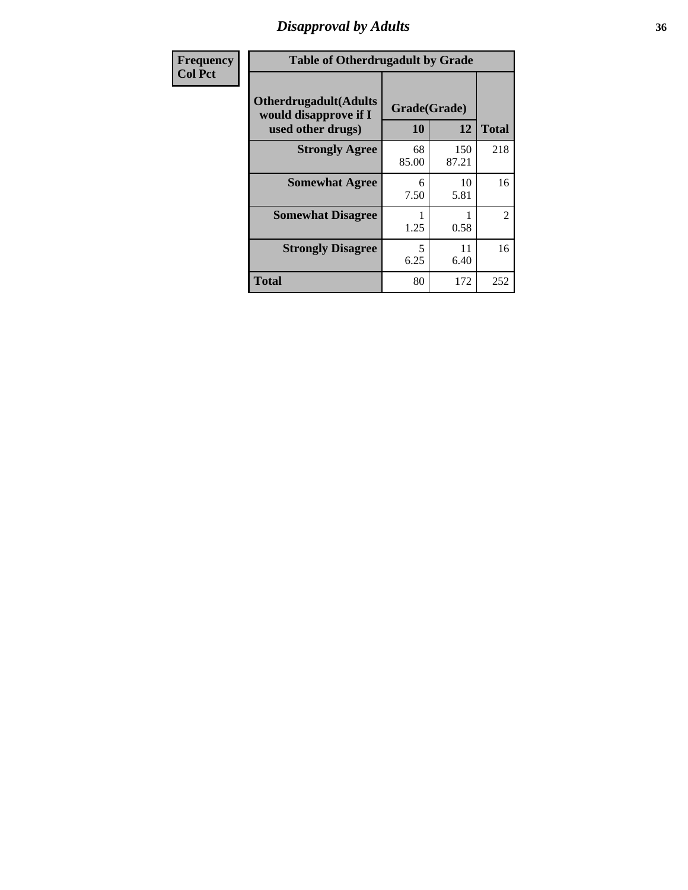| Frequency<br>Col Pct | Table of Otherdrugadult by Grade | | | |
|---|---|---|---|---|
| | Otherdrugadult(Adults would disapprove if I used other drugs) | Grade(Grade) | | |
| | | 10 | 12 | Total |
| | Strongly Agree | 68<br>85.00 | 150<br>87.21 | 218 |
| | Somewhat Agree | 6<br>7.50 | 10<br>5.81 | 16 |
| | Somewhat Disagree | 1<br>1.25 | 1<br>0.58 | 2 |
| | Strongly Disagree | 5<br>6.25 | 11<br>6.40 | 16 |
| | Total | 80 | 172 | 252 |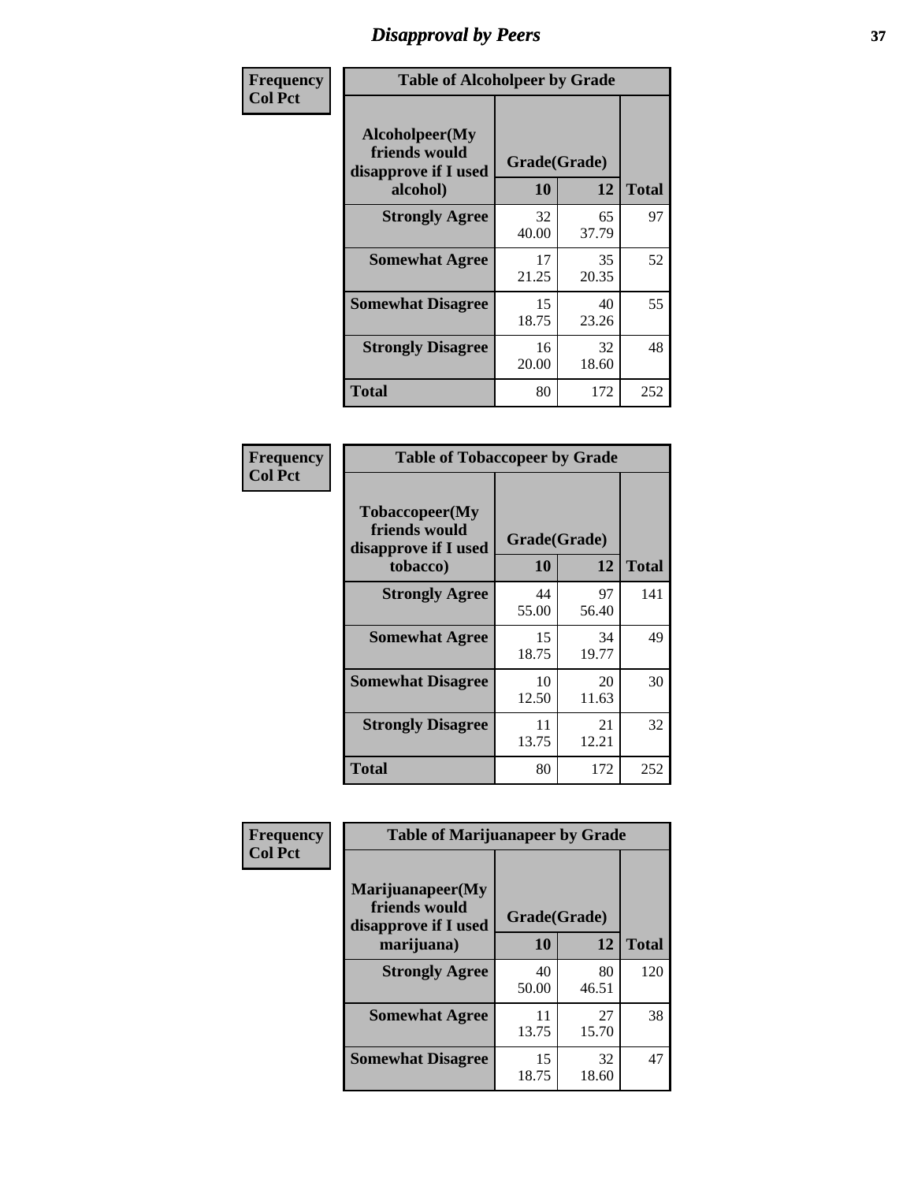# Disapproval by Peers

**Frequency**
**Col Pct**

**Table of Alcoholpeer by Grade**

| Alcoholpeer(My friends would disapprove if I used alcohol) | Grade(Grade) 10 | 12 | Total |
|---|---|---|---|
| **Strongly Agree** | 32<br>40.00 | 65<br>37.79 | 97 |
| **Somewhat Agree** | 17<br>21.25 | 35<br>20.35 | 52 |
| **Somewhat Disagree** | 15<br>18.75 | 40<br>23.26 | 55 |
| **Strongly Disagree** | 16<br>20.00 | 32<br>18.60 | 48 |
| **Total** | 80 | 172 | 252 |

**Frequency**
**Col Pct**

**Table of Tobaccopeer by Grade**

| Tobaccopeer(My friends would disapprove if I used tobacco) | Grade(Grade) 10 | 12 | Total |
|---|---|---|---|
| **Strongly Agree** | 44<br>55.00 | 97<br>56.40 | 141 |
| **Somewhat Agree** | 15<br>18.75 | 34<br>19.77 | 49 |
| **Somewhat Disagree** | 10<br>12.50 | 20<br>11.63 | 30 |
| **Strongly Disagree** | 11<br>13.75 | 21<br>12.21 | 32 |
| **Total** | 80 | 172 | 252 |

**Frequency**
**Col Pct**

**Table of Marijuanapeer by Grade**

| Marijuanapeer(My friends would disapprove if I used marijuana) | Grade(Grade) 10 | 12 | Total |
|---|---|---|---|
| **Strongly Agree** | 40<br>50.00 | 80<br>46.51 | 120 |
| **Somewhat Agree** | 11<br>13.75 | 27<br>15.70 | 38 |
| **Somewhat Disagree** | 15<br>18.75 | 32<br>18.60 | 47 |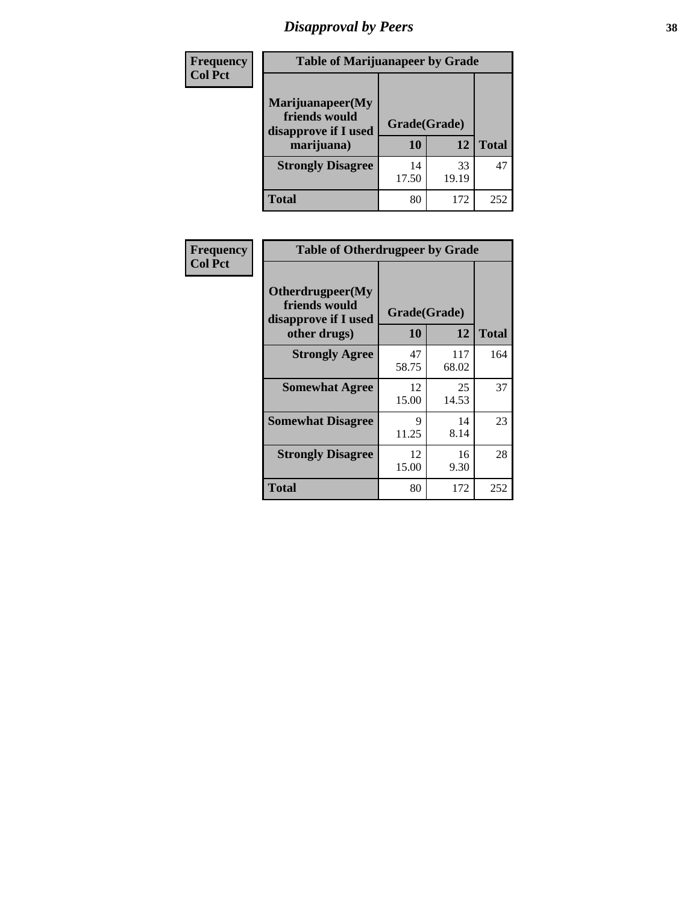# Disapproval by Peers

**Frequency**
**Col Pct**

| Table of Marijuanapeer by Grade | | | |
|---|---|---|---|
| Marijuanapeer(My friends would disapprove if I used marijuana) | Grade(Grade) | | |
| | 10 | 12 | Total |
| Strongly Disagree | 14<br>17.50 | 33<br>19.19 | 47 |
| Total | 80 | 172 | 252 |

**Frequency**
**Col Pct**

| Table of Otherdrugpeer by Grade | | | |
|---|---|---|---|
| Otherdrugpeer(My friends would disapprove if I used other drugs) | Grade(Grade) | | |
| | 10 | 12 | Total |
| Strongly Agree | 47<br>58.75 | 117<br>68.02 | 164 |
| Somewhat Agree | 12<br>15.00 | 25<br>14.53 | 37 |
| Somewhat Disagree | 9<br>11.25 | 14<br>8.14 | 23 |
| Strongly Disagree | 12<br>15.00 | 16<br>9.30 | 28 |
| Total | 80 | 172 | 252 |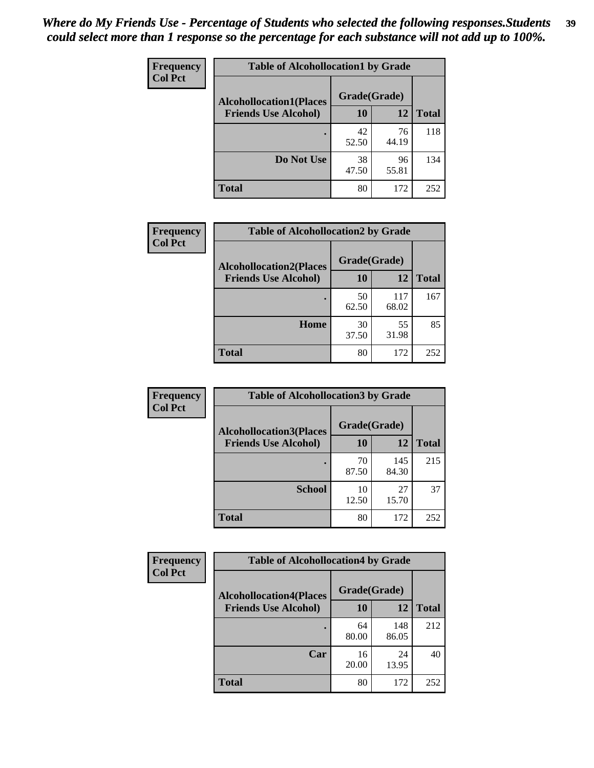*Where do My Friends Use - Percentage of Students who selected the following responses.Students could select more than 1 response so the percentage for each substance will not add up to 100%.*

**Frequency / Col Pct**

| Table of Alcohollocation1 by Grade | | | |
|---|---|---|---|
| **Alcohollocation1(Places Friends Use Alcohol)** | **Grade(Grade)** | | **Total** |
| | **10** | **12** | |
| **.** | 42<br>52.50 | 76<br>44.19 | 118 |
| **Do Not Use** | 38<br>47.50 | 96<br>55.81 | 134 |
| **Total** | 80 | 172 | 252 |

**Frequency / Col Pct**

| Table of Alcohollocation2 by Grade | | | |
|---|---|---|---|
| **Alcohollocation2(Places Friends Use Alcohol)** | **Grade(Grade)** | | **Total** |
| | **10** | **12** | |
| **.** | 50<br>62.50 | 117<br>68.02 | 167 |
| **Home** | 30<br>37.50 | 55<br>31.98 | 85 |
| **Total** | 80 | 172 | 252 |

**Frequency / Col Pct**

| Table of Alcohollocation3 by Grade | | | |
|---|---|---|---|
| **Alcohollocation3(Places Friends Use Alcohol)** | **Grade(Grade)** | | **Total** |
| | **10** | **12** | |
| **.** | 70<br>87.50 | 145<br>84.30 | 215 |
| **School** | 10<br>12.50 | 27<br>15.70 | 37 |
| **Total** | 80 | 172 | 252 |

**Frequency / Col Pct**

| Table of Alcohollocation4 by Grade | | | |
|---|---|---|---|
| **Alcohollocation4(Places Friends Use Alcohol)** | **Grade(Grade)** | | **Total** |
| | **10** | **12** | |
| **.** | 64<br>80.00 | 148<br>86.05 | 212 |
| **Car** | 16<br>20.00 | 24<br>13.95 | 40 |
| **Total** | 80 | 172 | 252 |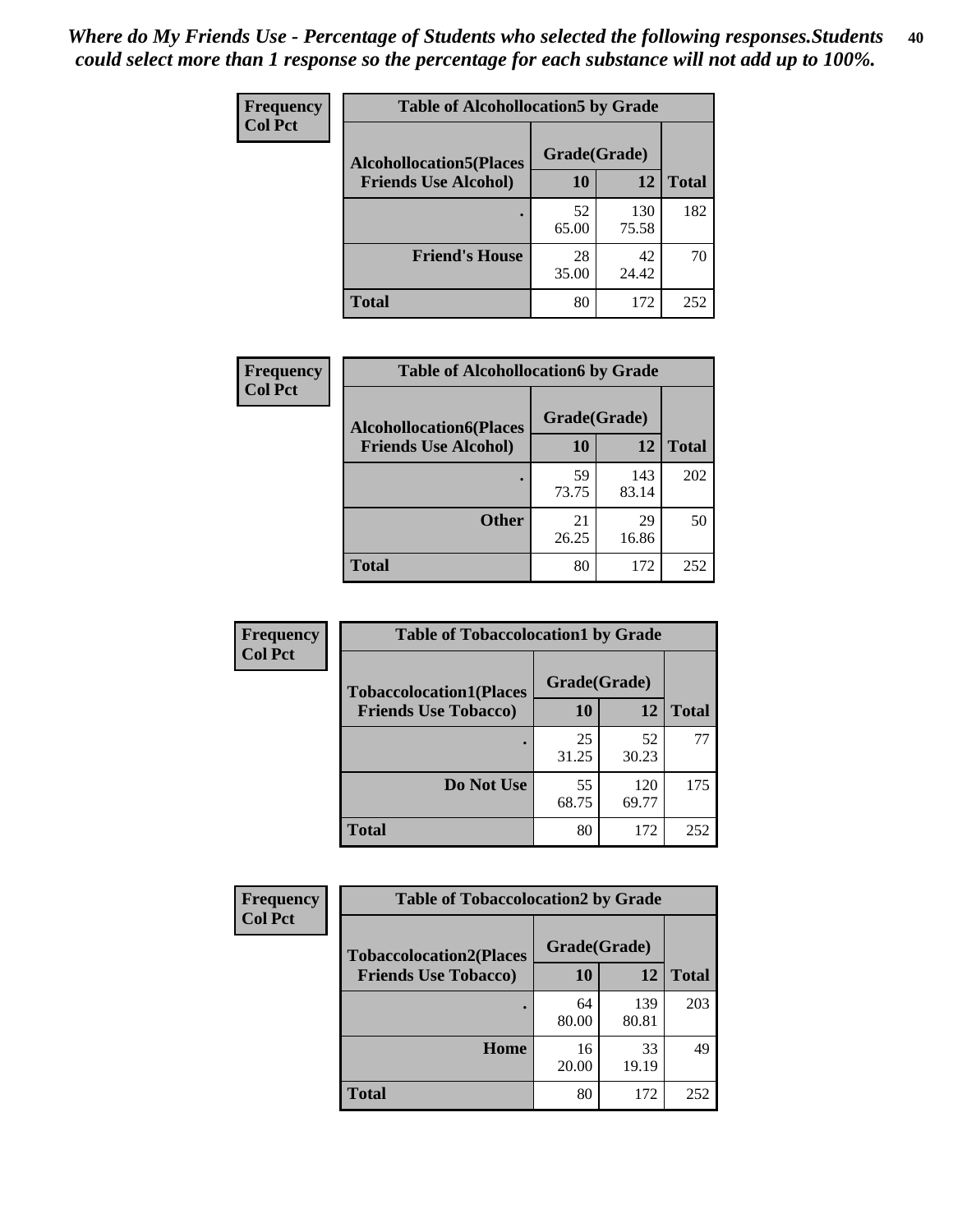*Where do My Friends Use - Percentage of Students who selected the following responses.Students could select more than 1 response so the percentage for each substance will not add up to 100%.*

**Frequency**
**Col Pct**

| Table of Alcohollocation5 by Grade | | | |
|---|---|---|---|
| **Alcohollocation5(Places Friends Use Alcohol)** | **Grade(Grade)** | | **Total** |
| | **10** | **12** | |
| **.** | 52<br>65.00 | 130<br>75.58 | 182 |
| **Friend's House** | 28<br>35.00 | 42<br>24.42 | 70 |
| **Total** | 80 | 172 | 252 |

**Frequency**
**Col Pct**

| Table of Alcohollocation6 by Grade | | | |
|---|---|---|---|
| **Alcohollocation6(Places Friends Use Alcohol)** | **Grade(Grade)** | | **Total** |
| | **10** | **12** | |
| **.** | 59<br>73.75 | 143<br>83.14 | 202 |
| **Other** | 21<br>26.25 | 29<br>16.86 | 50 |
| **Total** | 80 | 172 | 252 |

**Frequency**
**Col Pct**

| Table of Tobaccolocation1 by Grade | | | |
|---|---|---|---|
| **Tobaccolocation1(Places Friends Use Tobacco)** | **Grade(Grade)** | | **Total** |
| | **10** | **12** | |
| **.** | 25<br>31.25 | 52<br>30.23 | 77 |
| **Do Not Use** | 55<br>68.75 | 120<br>69.77 | 175 |
| **Total** | 80 | 172 | 252 |

**Frequency**
**Col Pct**

| Table of Tobaccolocation2 by Grade | | | |
|---|---|---|---|
| **Tobaccolocation2(Places Friends Use Tobacco)** | **Grade(Grade)** | | **Total** |
| | **10** | **12** | |
| **.** | 64<br>80.00 | 139<br>80.81 | 203 |
| **Home** | 16<br>20.00 | 33<br>19.19 | 49 |
| **Total** | 80 | 172 | 252 |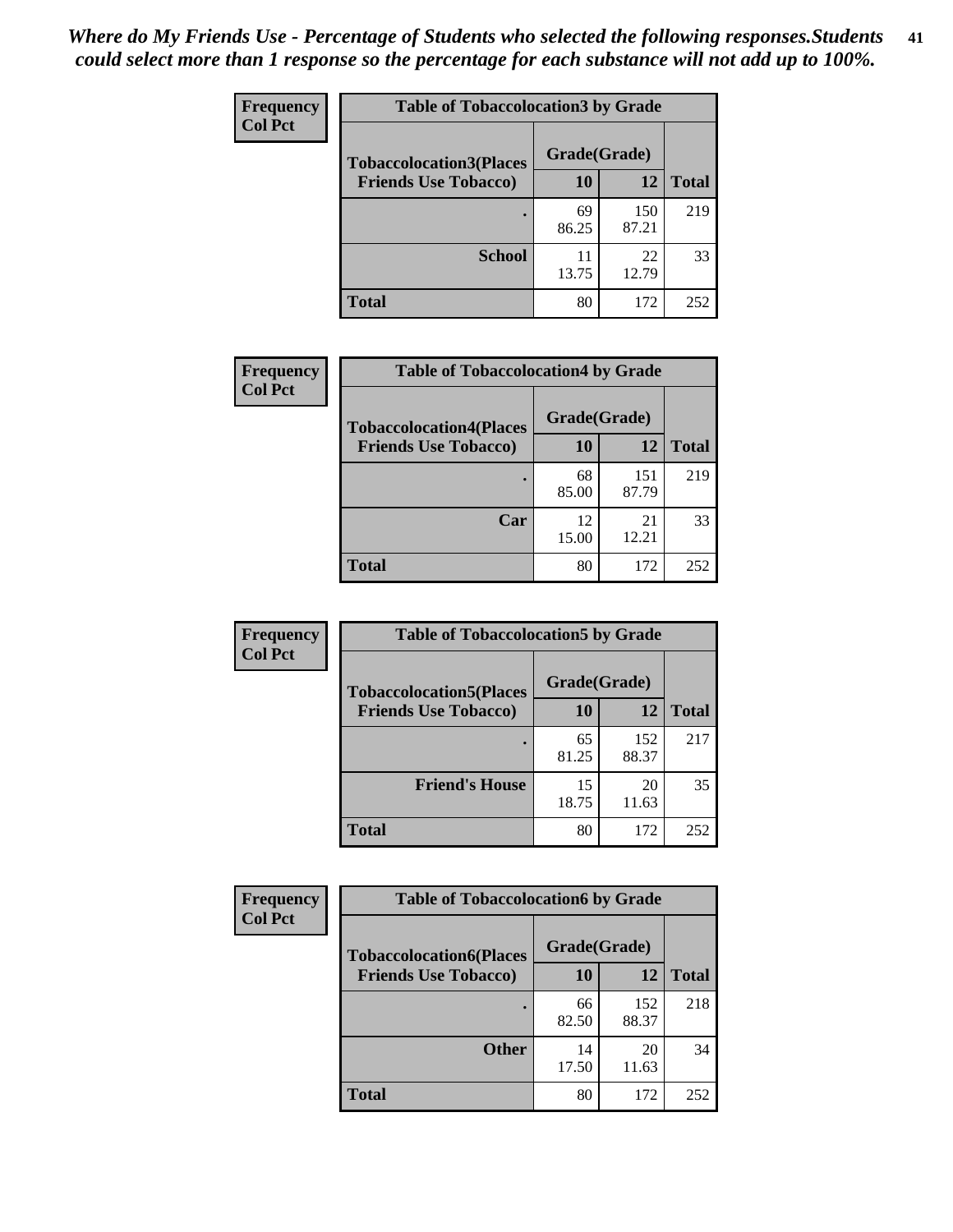*Where do My Friends Use - Percentage of Students who selected the following responses.Students could select more than 1 response so the percentage for each substance will not add up to 100%.*

**Frequency**
**Col Pct**

| Table of Tobaccolocation3 by Grade | | | |
|---|---|---|---|
| **Tobaccolocation3(Places Friends Use Tobacco)** | **Grade(Grade)** | | **Total** |
| | **10** | **12** | |
| **.** | 69<br>86.25 | 150<br>87.21 | 219 |
| **School** | 11<br>13.75 | 22<br>12.79 | 33 |
| **Total** | 80 | 172 | 252 |

**Frequency**
**Col Pct**

| Table of Tobaccolocation4 by Grade | | | |
|---|---|---|---|
| **Tobaccolocation4(Places Friends Use Tobacco)** | **Grade(Grade)** | | **Total** |
| | **10** | **12** | |
| **.** | 68<br>85.00 | 151<br>87.79 | 219 |
| **Car** | 12<br>15.00 | 21<br>12.21 | 33 |
| **Total** | 80 | 172 | 252 |

**Frequency**
**Col Pct**

| Table of Tobaccolocation5 by Grade | | | |
|---|---|---|---|
| **Tobaccolocation5(Places Friends Use Tobacco)** | **Grade(Grade)** | | **Total** |
| | **10** | **12** | |
| **.** | 65<br>81.25 | 152<br>88.37 | 217 |
| **Friend's House** | 15<br>18.75 | 20<br>11.63 | 35 |
| **Total** | 80 | 172 | 252 |

**Frequency**
**Col Pct**

| Table of Tobaccolocation6 by Grade | | | |
|---|---|---|---|
| **Tobaccolocation6(Places Friends Use Tobacco)** | **Grade(Grade)** | | **Total** |
| | **10** | **12** | |
| **.** | 66<br>82.50 | 152<br>88.37 | 218 |
| **Other** | 14<br>17.50 | 20<br>11.63 | 34 |
| **Total** | 80 | 172 | 252 |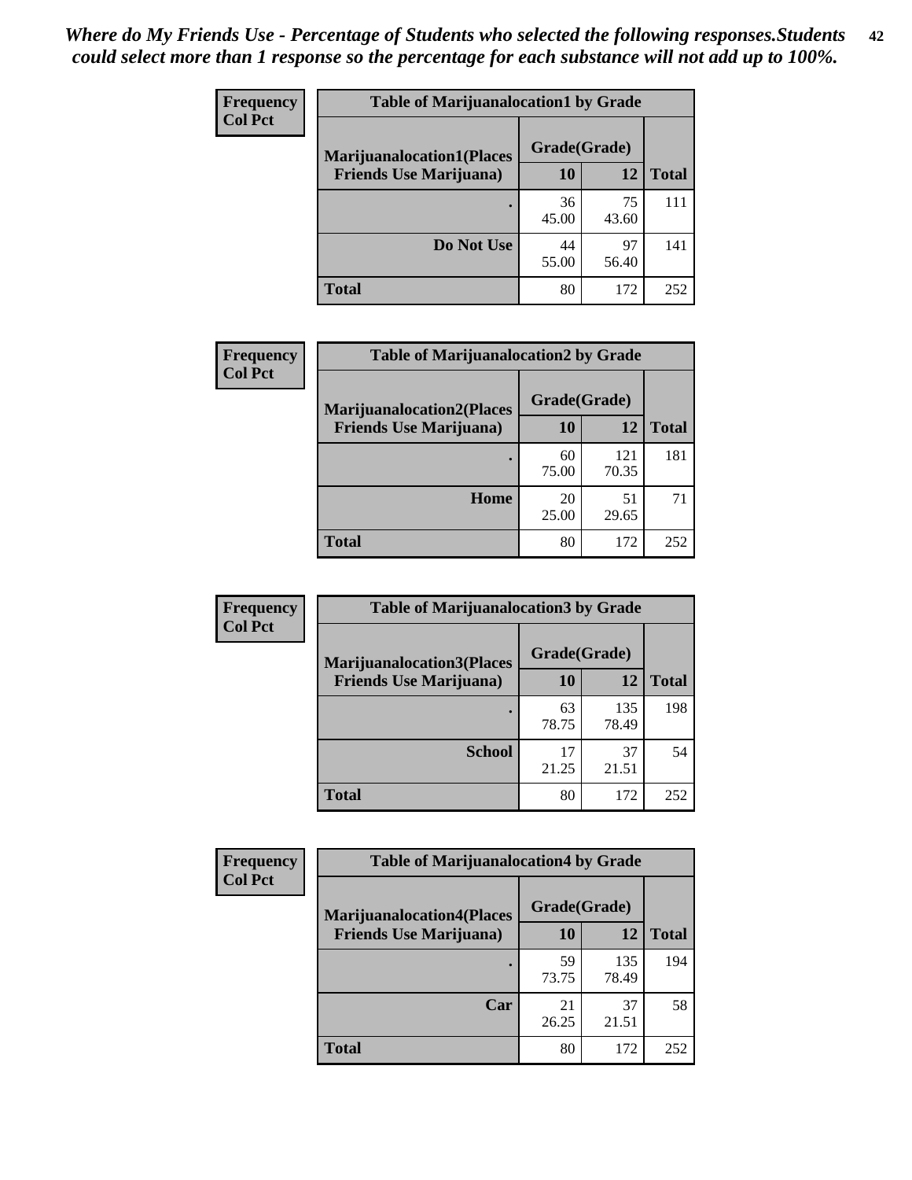*Where do My Friends Use - Percentage of Students who selected the following responses.Students could select more than 1 response so the percentage for each substance will not add up to 100%.*

**Frequency Col Pct**

| Table of Marijuanalocation1 by Grade | | | |
|---|---|---|---|
| **Marijuanalocation1(Places Friends Use Marijuana)** | **Grade(Grade)** | | |
| | **10** | **12** | **Total** |
| . | 36<br>45.00 | 75<br>43.60 | 111 |
| **Do Not Use** | 44<br>55.00 | 97<br>56.40 | 141 |
| **Total** | 80 | 172 | 252 |

**Frequency Col Pct**

| Table of Marijuanalocation2 by Grade | | | |
|---|---|---|---|
| **Marijuanalocation2(Places Friends Use Marijuana)** | **Grade(Grade)** | | |
| | **10** | **12** | **Total** |
| . | 60<br>75.00 | 121<br>70.35 | 181 |
| **Home** | 20<br>25.00 | 51<br>29.65 | 71 |
| **Total** | 80 | 172 | 252 |

**Frequency Col Pct**

| Table of Marijuanalocation3 by Grade | | | |
|---|---|---|---|
| **Marijuanalocation3(Places Friends Use Marijuana)** | **Grade(Grade)** | | |
| | **10** | **12** | **Total** |
| . | 63<br>78.75 | 135<br>78.49 | 198 |
| **School** | 17<br>21.25 | 37<br>21.51 | 54 |
| **Total** | 80 | 172 | 252 |

**Frequency Col Pct**

| Table of Marijuanalocation4 by Grade | | | |
|---|---|---|---|
| **Marijuanalocation4(Places Friends Use Marijuana)** | **Grade(Grade)** | | |
| | **10** | **12** | **Total** |
| . | 59<br>73.75 | 135<br>78.49 | 194 |
| **Car** | 21<br>26.25 | 37<br>21.51 | 58 |
| **Total** | 80 | 172 | 252 |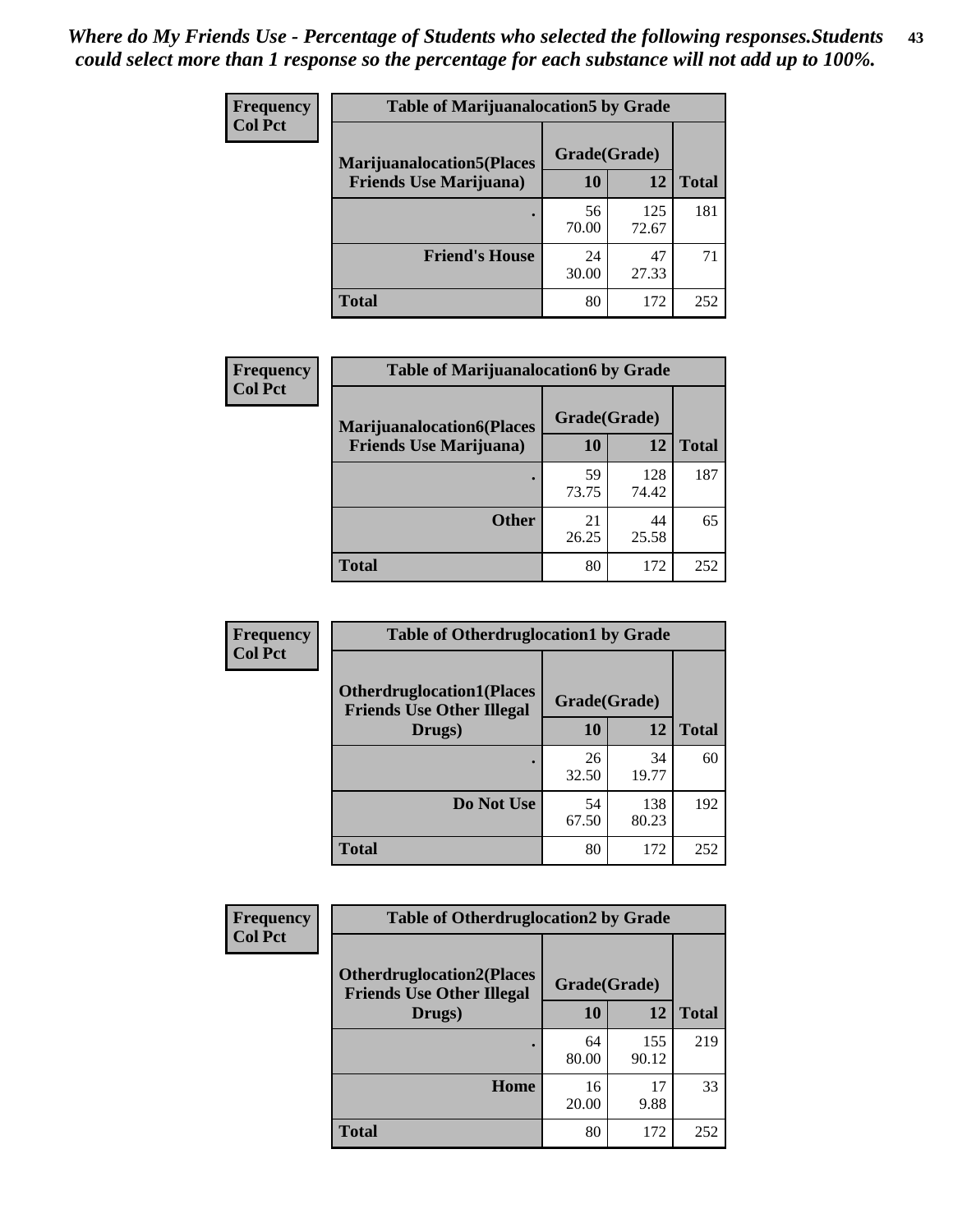*Where do My Friends Use - Percentage of Students who selected the following responses.Students could select more than 1 response so the percentage for each substance will not add up to 100%.*

**Table of Marijuanalocation5 by Grade**

| Frequency / Col Pct | | | |
|---|---|---|---|
| **Marijuanalocation5(Places Friends Use Marijuana)** | **Grade(Grade)** | | |
| | **10** | **12** | **Total** |
| . | 56<br>70.00 | 125<br>72.67 | 181 |
| **Friend's House** | 24<br>30.00 | 47<br>27.33 | 71 |
| **Total** | 80 | 172 | 252 |

**Table of Marijuanalocation6 by Grade**

| Frequency / Col Pct | | | |
|---|---|---|---|
| **Marijuanalocation6(Places Friends Use Marijuana)** | **Grade(Grade)** | | |
| | **10** | **12** | **Total** |
| . | 59<br>73.75 | 128<br>74.42 | 187 |
| **Other** | 21<br>26.25 | 44<br>25.58 | 65 |
| **Total** | 80 | 172 | 252 |

**Table of Otherdruglocation1 by Grade**

| Frequency / Col Pct | | | |
|---|---|---|---|
| **Otherdruglocation1(Places Friends Use Other Illegal Drugs)** | **Grade(Grade)** | | |
| | **10** | **12** | **Total** |
| . | 26<br>32.50 | 34<br>19.77 | 60 |
| **Do Not Use** | 54<br>67.50 | 138<br>80.23 | 192 |
| **Total** | 80 | 172 | 252 |

**Table of Otherdruglocation2 by Grade**

| Frequency / Col Pct | | | |
|---|---|---|---|
| **Otherdruglocation2(Places Friends Use Other Illegal Drugs)** | **Grade(Grade)** | | |
| | **10** | **12** | **Total** |
| . | 64<br>80.00 | 155<br>90.12 | 219 |
| **Home** | 16<br>20.00 | 17<br>9.88 | 33 |
| **Total** | 80 | 172 | 252 |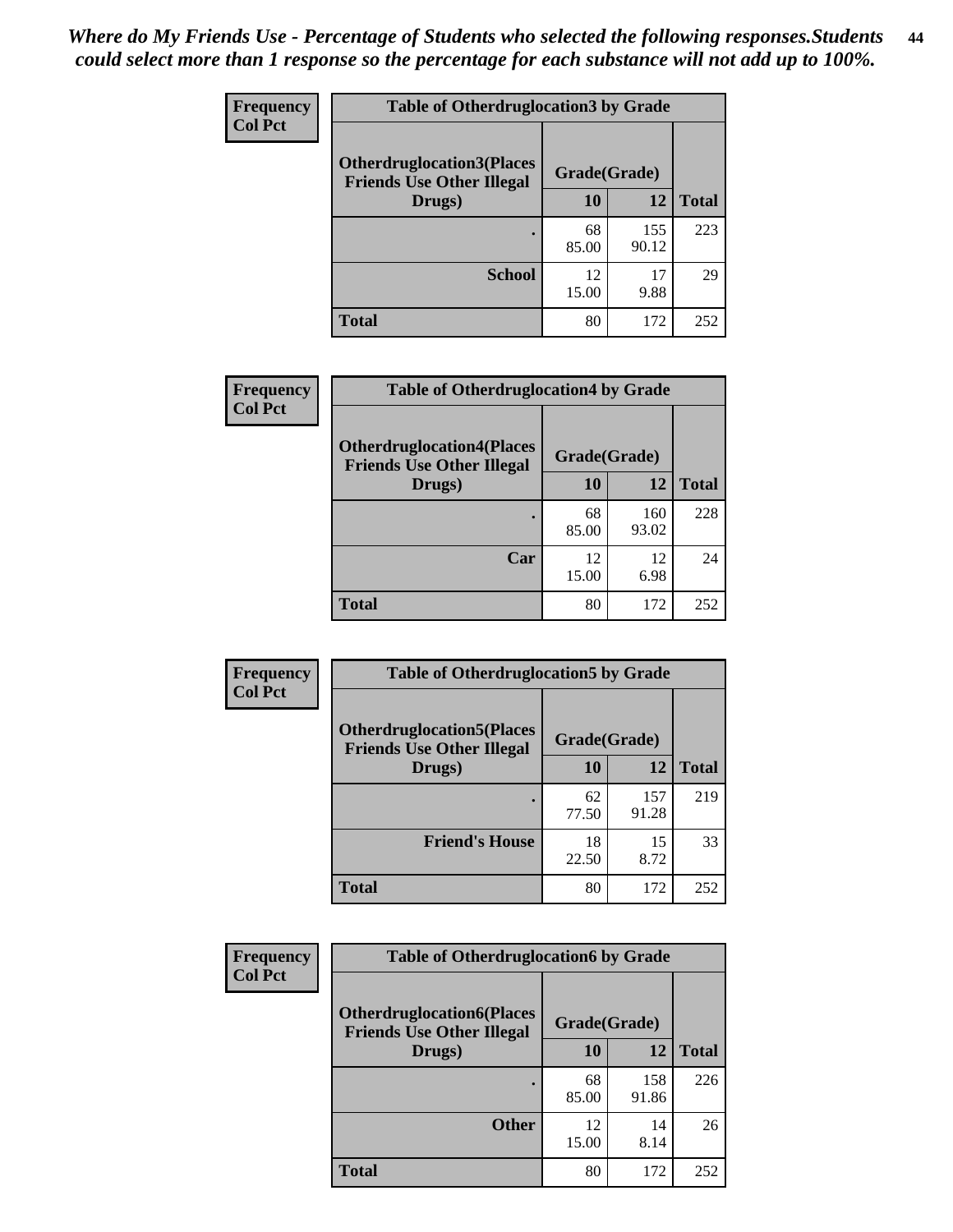*Where do My Friends Use - Percentage of Students who selected the following responses.Students could select more than 1 response so the percentage for each substance will not add up to 100%.*

**Frequency**
**Col Pct**

| Table of Otherdruglocation3 by Grade | | | |
|---|---|---|---|
| **Otherdruglocation3(Places Friends Use Other Illegal Drugs)** | **Grade(Grade)** | | |
| | **10** | **12** | **Total** |
| **.** | 68<br>85.00 | 155<br>90.12 | 223 |
| **School** | 12<br>15.00 | 17<br>9.88 | 29 |
| **Total** | 80 | 172 | 252 |

**Frequency**
**Col Pct**

| Table of Otherdruglocation4 by Grade | | | |
|---|---|---|---|
| **Otherdruglocation4(Places Friends Use Other Illegal Drugs)** | **Grade(Grade)** | | |
| | **10** | **12** | **Total** |
| **.** | 68<br>85.00 | 160<br>93.02 | 228 |
| **Car** | 12<br>15.00 | 12<br>6.98 | 24 |
| **Total** | 80 | 172 | 252 |

**Frequency**
**Col Pct**

| Table of Otherdruglocation5 by Grade | | | |
|---|---|---|---|
| **Otherdruglocation5(Places Friends Use Other Illegal Drugs)** | **Grade(Grade)** | | |
| | **10** | **12** | **Total** |
| **.** | 62<br>77.50 | 157<br>91.28 | 219 |
| **Friend's House** | 18<br>22.50 | 15<br>8.72 | 33 |
| **Total** | 80 | 172 | 252 |

**Frequency**
**Col Pct**

| Table of Otherdruglocation6 by Grade | | | |
|---|---|---|---|
| **Otherdruglocation6(Places Friends Use Other Illegal Drugs)** | **Grade(Grade)** | | |
| | **10** | **12** | **Total** |
| **.** | 68<br>85.00 | 158<br>91.86 | 226 |
| **Other** | 12<br>15.00 | 14<br>8.14 | 26 |
| **Total** | 80 | 172 | 252 |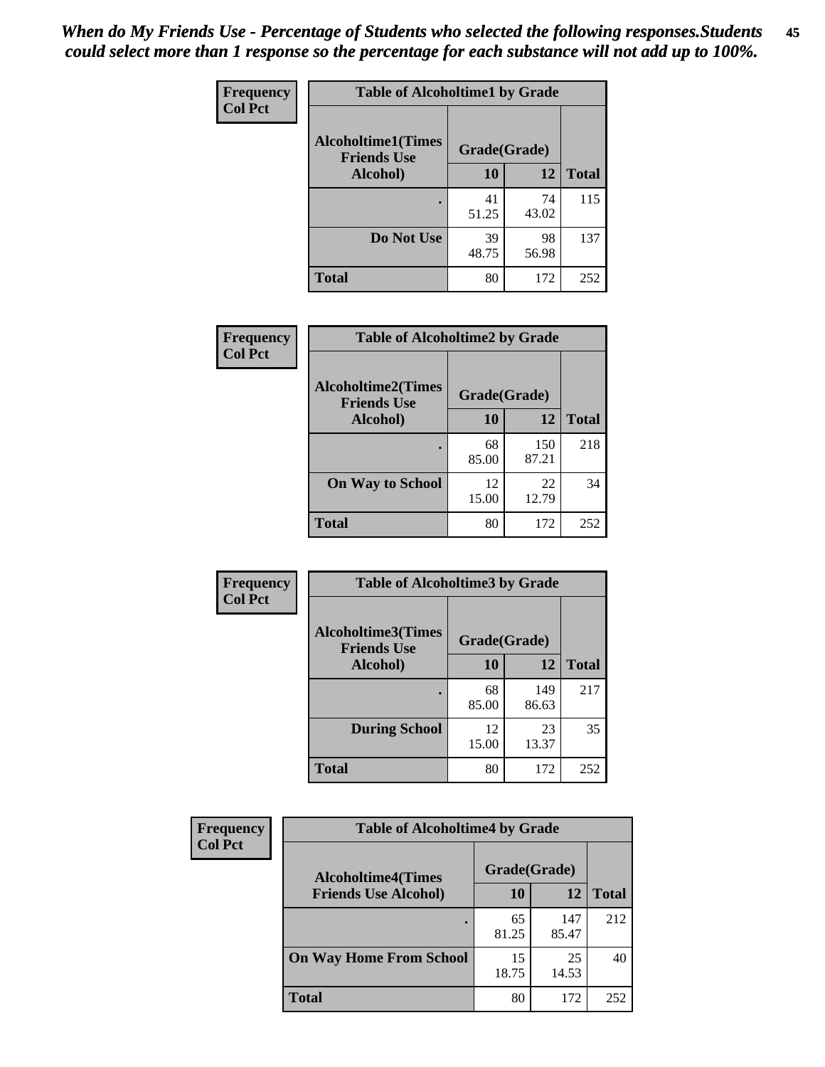*When do My Friends Use - Percentage of Students who selected the following responses.Students could select more than 1 response so the percentage for each substance will not add up to 100%.*

**Frequency**
**Col Pct**

| Table of Alcoholtime1 by Grade | | | |
|---|---|---|---|
| **Alcoholtime1(Times Friends Use Alcohol)** | **Grade(Grade)** | | |
| | **10** | **12** | **Total** |
| **.** | 41<br>51.25 | 74<br>43.02 | 115 |
| **Do Not Use** | 39<br>48.75 | 98<br>56.98 | 137 |
| **Total** | 80 | 172 | 252 |

**Frequency**
**Col Pct**

| Table of Alcoholtime2 by Grade | | | |
|---|---|---|---|
| **Alcoholtime2(Times Friends Use Alcohol)** | **Grade(Grade)** | | |
| | **10** | **12** | **Total** |
| **.** | 68<br>85.00 | 150<br>87.21 | 218 |
| **On Way to School** | 12<br>15.00 | 22<br>12.79 | 34 |
| **Total** | 80 | 172 | 252 |

**Frequency**
**Col Pct**

| Table of Alcoholtime3 by Grade | | | |
|---|---|---|---|
| **Alcoholtime3(Times Friends Use Alcohol)** | **Grade(Grade)** | | |
| | **10** | **12** | **Total** |
| **.** | 68<br>85.00 | 149<br>86.63 | 217 |
| **During School** | 12<br>15.00 | 23<br>13.37 | 35 |
| **Total** | 80 | 172 | 252 |

**Frequency**
**Col Pct**

| Table of Alcoholtime4 by Grade | | | |
|---|---|---|---|
| **Alcoholtime4(Times Friends Use Alcohol)** | **Grade(Grade)** | | |
| | **10** | **12** | **Total** |
| **.** | 65<br>81.25 | 147<br>85.47 | 212 |
| **On Way Home From School** | 15<br>18.75 | 25<br>14.53 | 40 |
| **Total** | 80 | 172 | 252 |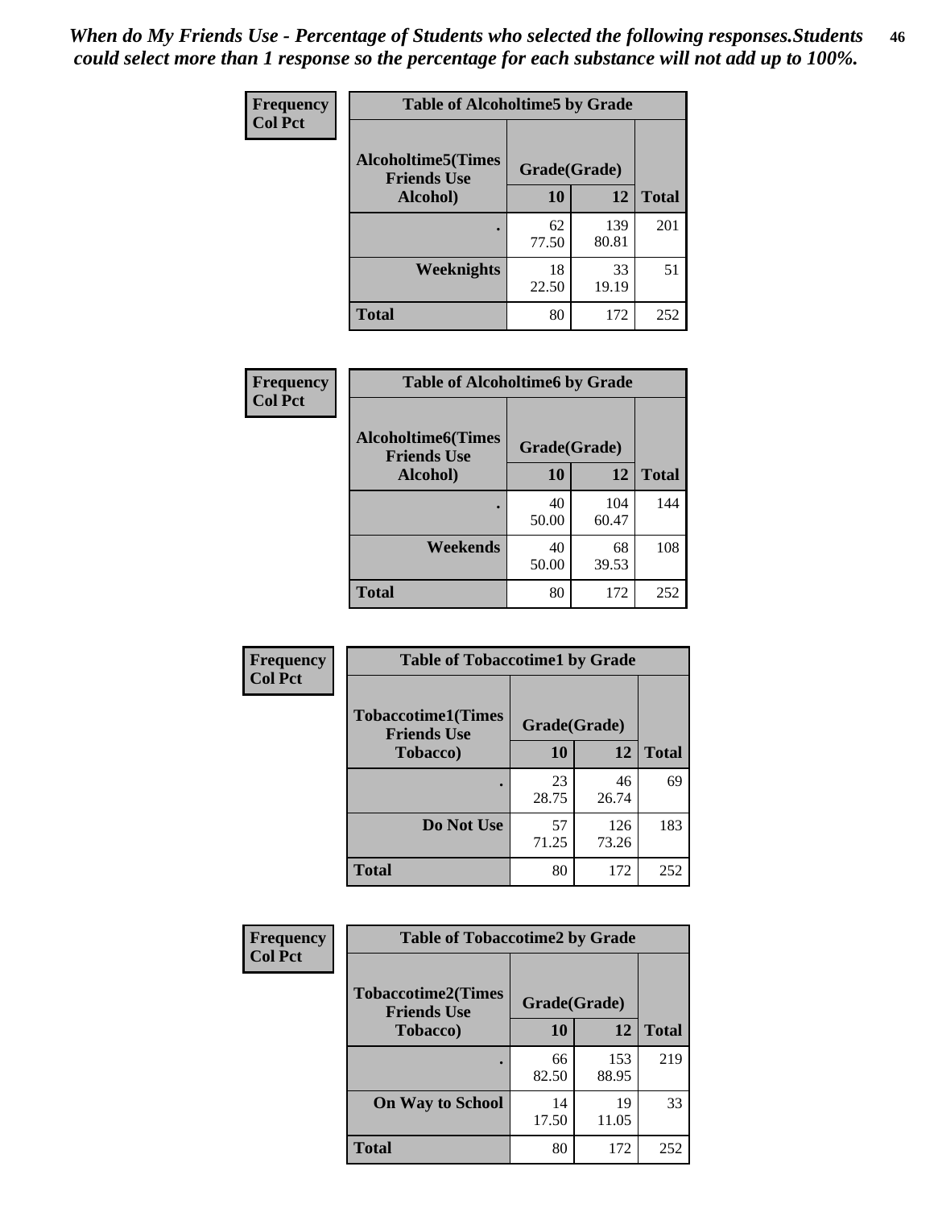*When do My Friends Use - Percentage of Students who selected the following responses.Students could select more than 1 response so the percentage for each substance will not add up to 100%.*

**Frequency / Col Pct**

| Table of Alcoholtime5 by Grade | | | |
|---|---|---|---|
| Alcoholtime5(Times Friends Use Alcohol) | Grade(Grade) | | Total |
| | 10 | 12 | |
| . | 62<br>77.50 | 139<br>80.81 | 201 |
| Weeknights | 18<br>22.50 | 33<br>19.19 | 51 |
| Total | 80 | 172 | 252 |

**Frequency / Col Pct**

| Table of Alcoholtime6 by Grade | | | |
|---|---|---|---|
| Alcoholtime6(Times Friends Use Alcohol) | Grade(Grade) | | Total |
| | 10 | 12 | |
| . | 40<br>50.00 | 104<br>60.47 | 144 |
| Weekends | 40<br>50.00 | 68<br>39.53 | 108 |
| Total | 80 | 172 | 252 |

**Frequency / Col Pct**

| Table of Tobaccotime1 by Grade | | | |
|---|---|---|---|
| Tobaccotime1(Times Friends Use Tobacco) | Grade(Grade) | | Total |
| | 10 | 12 | |
| . | 23<br>28.75 | 46<br>26.74 | 69 |
| Do Not Use | 57<br>71.25 | 126<br>73.26 | 183 |
| Total | 80 | 172 | 252 |

**Frequency / Col Pct**

| Table of Tobaccotime2 by Grade | | | |
|---|---|---|---|
| Tobaccotime2(Times Friends Use Tobacco) | Grade(Grade) | | Total |
| | 10 | 12 | |
| . | 66<br>82.50 | 153<br>88.95 | 219 |
| On Way to School | 14<br>17.50 | 19<br>11.05 | 33 |
| Total | 80 | 172 | 252 |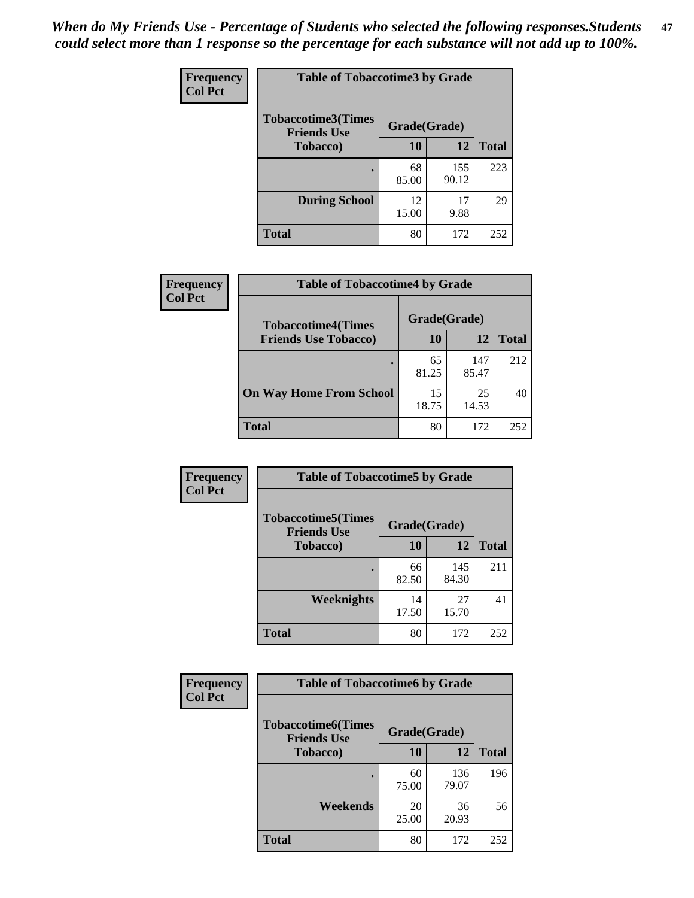*When do My Friends Use - Percentage of Students who selected the following responses.Students could select more than 1 response so the percentage for each substance will not add up to 100%.*

**Frequency**
**Col Pct**

| Table of Tobaccotime3 by Grade | | | |
|---|---|---|---|
| **Tobaccotime3(Times Friends Use Tobacco)** | **Grade(Grade)** | | |
| | **10** | **12** | **Total** |
| **.** | 68<br>85.00 | 155<br>90.12 | 223 |
| **During School** | 12<br>15.00 | 17<br>9.88 | 29 |
| **Total** | 80 | 172 | 252 |

**Frequency**
**Col Pct**

| Table of Tobaccotime4 by Grade | | | |
|---|---|---|---|
| **Tobaccotime4(Times Friends Use Tobacco)** | **Grade(Grade)** | | |
| | **10** | **12** | **Total** |
| **.** | 65<br>81.25 | 147<br>85.47 | 212 |
| **On Way Home From School** | 15<br>18.75 | 25<br>14.53 | 40 |
| **Total** | 80 | 172 | 252 |

**Frequency**
**Col Pct**

| Table of Tobaccotime5 by Grade | | | |
|---|---|---|---|
| **Tobaccotime5(Times Friends Use Tobacco)** | **Grade(Grade)** | | |
| | **10** | **12** | **Total** |
| **.** | 66<br>82.50 | 145<br>84.30 | 211 |
| **Weeknights** | 14<br>17.50 | 27<br>15.70 | 41 |
| **Total** | 80 | 172 | 252 |

**Frequency**
**Col Pct**

| Table of Tobaccotime6 by Grade | | | |
|---|---|---|---|
| **Tobaccotime6(Times Friends Use Tobacco)** | **Grade(Grade)** | | |
| | **10** | **12** | **Total** |
| **.** | 60<br>75.00 | 136<br>79.07 | 196 |
| **Weekends** | 20<br>25.00 | 36<br>20.93 | 56 |
| **Total** | 80 | 172 | 252 |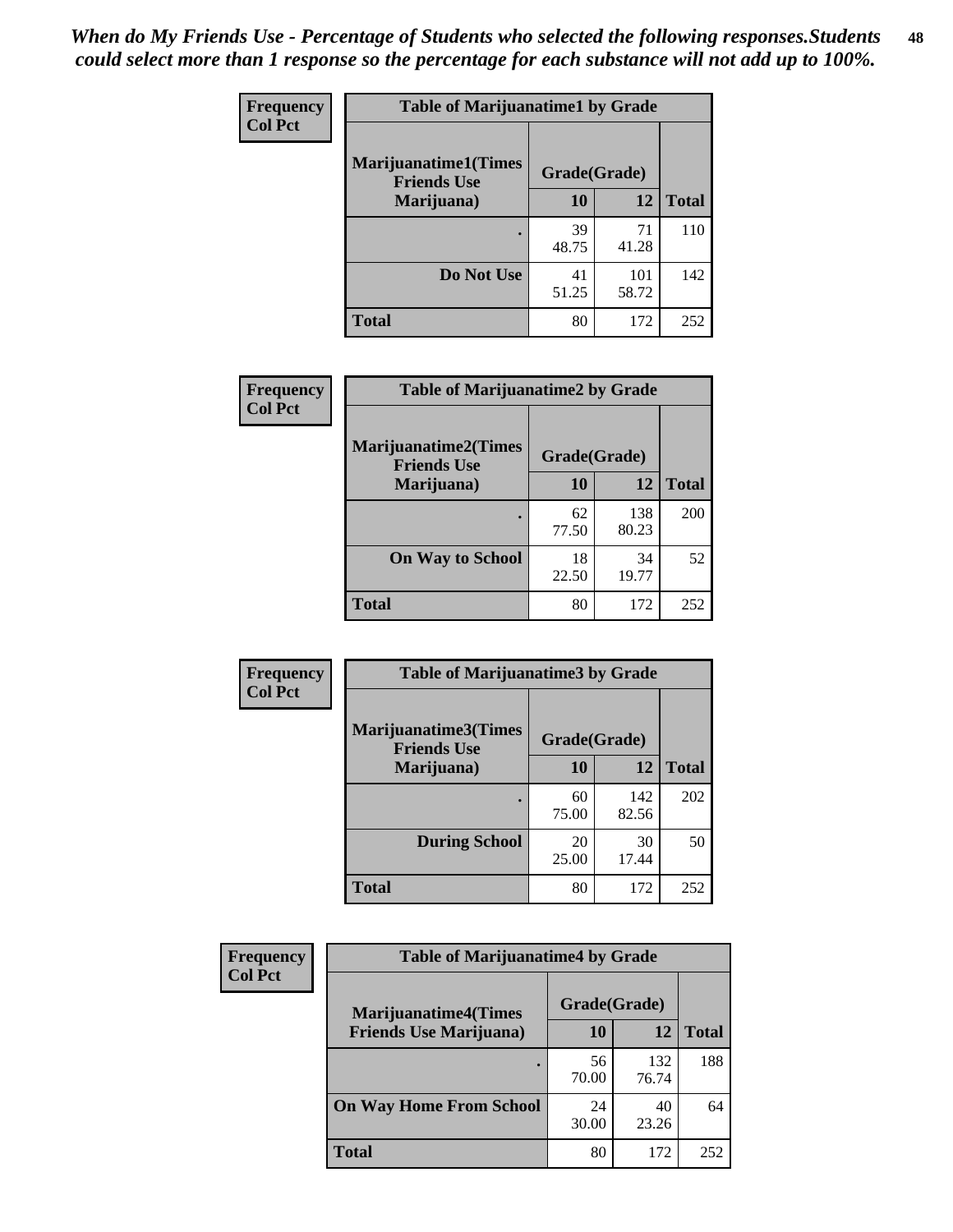*When do My Friends Use - Percentage of Students who selected the following responses.Students could select more than 1 response so the percentage for each substance will not add up to 100%.*

**Frequency**
**Col Pct**

| Table of Marijuanatime1 by Grade | | | |
|---|---|---|---|
| **Marijuanatime1(Times Friends Use Marijuana)** | **Grade(Grade)** | | |
| | **10** | **12** | **Total** |
| **.** | 39<br>48.75 | 71<br>41.28 | 110 |
| **Do Not Use** | 41<br>51.25 | 101<br>58.72 | 142 |
| **Total** | 80 | 172 | 252 |

**Frequency**
**Col Pct**

| Table of Marijuanatime2 by Grade | | | |
|---|---|---|---|
| **Marijuanatime2(Times Friends Use Marijuana)** | **Grade(Grade)** | | |
| | **10** | **12** | **Total** |
| **.** | 62<br>77.50 | 138<br>80.23 | 200 |
| **On Way to School** | 18<br>22.50 | 34<br>19.77 | 52 |
| **Total** | 80 | 172 | 252 |

**Frequency**
**Col Pct**

| Table of Marijuanatime3 by Grade | | | |
|---|---|---|---|
| **Marijuanatime3(Times Friends Use Marijuana)** | **Grade(Grade)** | | |
| | **10** | **12** | **Total** |
| **.** | 60<br>75.00 | 142<br>82.56 | 202 |
| **During School** | 20<br>25.00 | 30<br>17.44 | 50 |
| **Total** | 80 | 172 | 252 |

**Frequency**
**Col Pct**

| Table of Marijuanatime4 by Grade | | | |
|---|---|---|---|
| **Marijuanatime4(Times Friends Use Marijuana)** | **Grade(Grade)** | | |
| | **10** | **12** | **Total** |
| **.** | 56<br>70.00 | 132<br>76.74 | 188 |
| **On Way Home From School** | 24<br>30.00 | 40<br>23.26 | 64 |
| **Total** | 80 | 172 | 252 |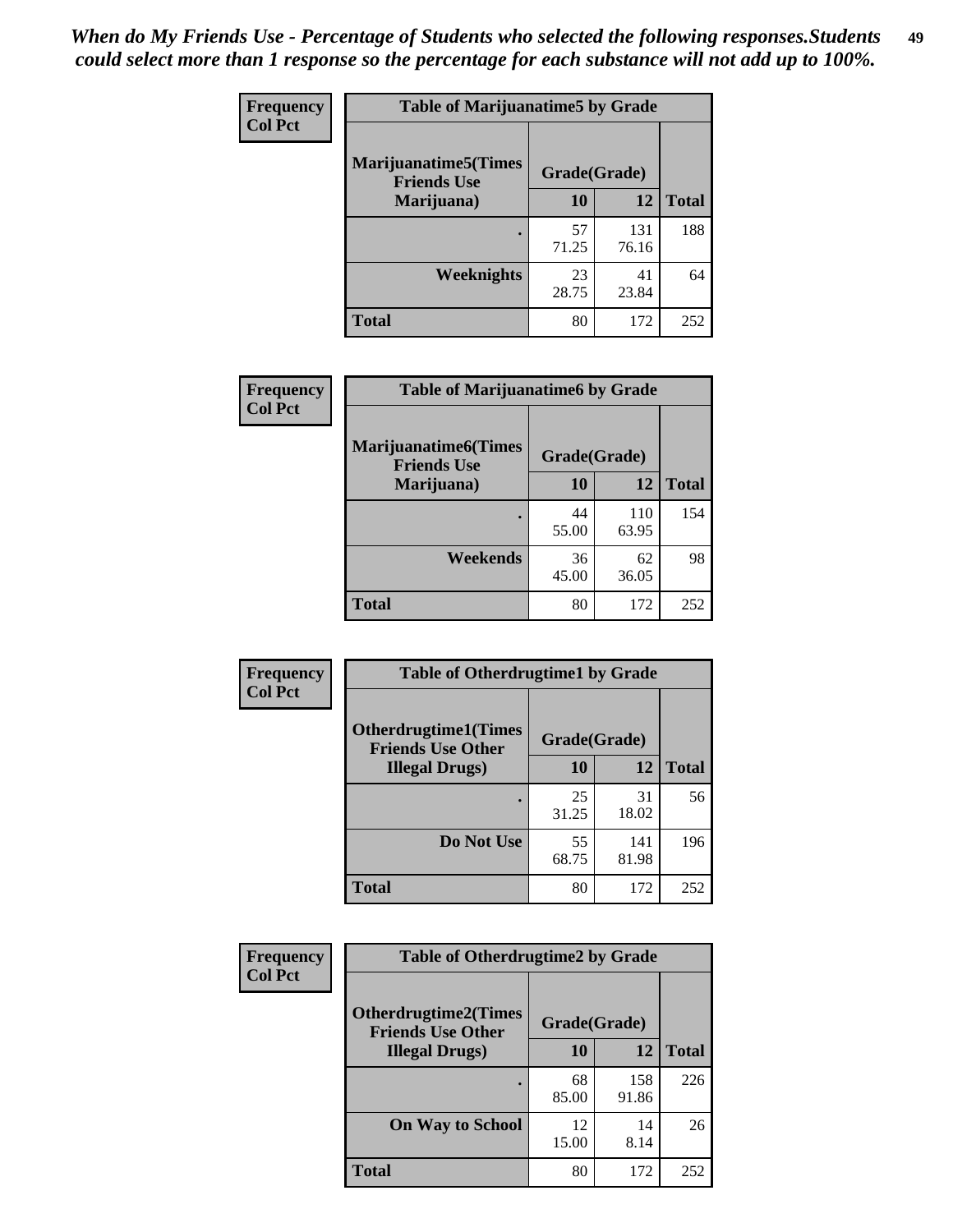*When do My Friends Use - Percentage of Students who selected the following responses.Students could select more than 1 response so the percentage for each substance will not add up to 100%.*

**Frequency / Col Pct**

| Table of Marijuanatime5 by Grade | | | |
|---|---|---|---|
| Marijuanatime5(Times Friends Use Marijuana) | Grade(Grade) | | Total |
| | 10 | 12 | |
| . | 57<br>71.25 | 131<br>76.16 | 188 |
| Weeknights | 23<br>28.75 | 41<br>23.84 | 64 |
| Total | 80 | 172 | 252 |

**Frequency / Col Pct**

| Table of Marijuanatime6 by Grade | | | |
|---|---|---|---|
| Marijuanatime6(Times Friends Use Marijuana) | Grade(Grade) | | Total |
| | 10 | 12 | |
| . | 44<br>55.00 | 110<br>63.95 | 154 |
| Weekends | 36<br>45.00 | 62<br>36.05 | 98 |
| Total | 80 | 172 | 252 |

**Frequency / Col Pct**

| Table of Otherdrugtime1 by Grade | | | |
|---|---|---|---|
| Otherdrugtime1(Times Friends Use Other Illegal Drugs) | Grade(Grade) | | Total |
| | 10 | 12 | |
| . | 25<br>31.25 | 31<br>18.02 | 56 |
| Do Not Use | 55<br>68.75 | 141<br>81.98 | 196 |
| Total | 80 | 172 | 252 |

**Frequency / Col Pct**

| Table of Otherdrugtime2 by Grade | | | |
|---|---|---|---|
| Otherdrugtime2(Times Friends Use Other Illegal Drugs) | Grade(Grade) | | Total |
| | 10 | 12 | |
| . | 68<br>85.00 | 158<br>91.86 | 226 |
| On Way to School | 12<br>15.00 | 14<br>8.14 | 26 |
| Total | 80 | 172 | 252 |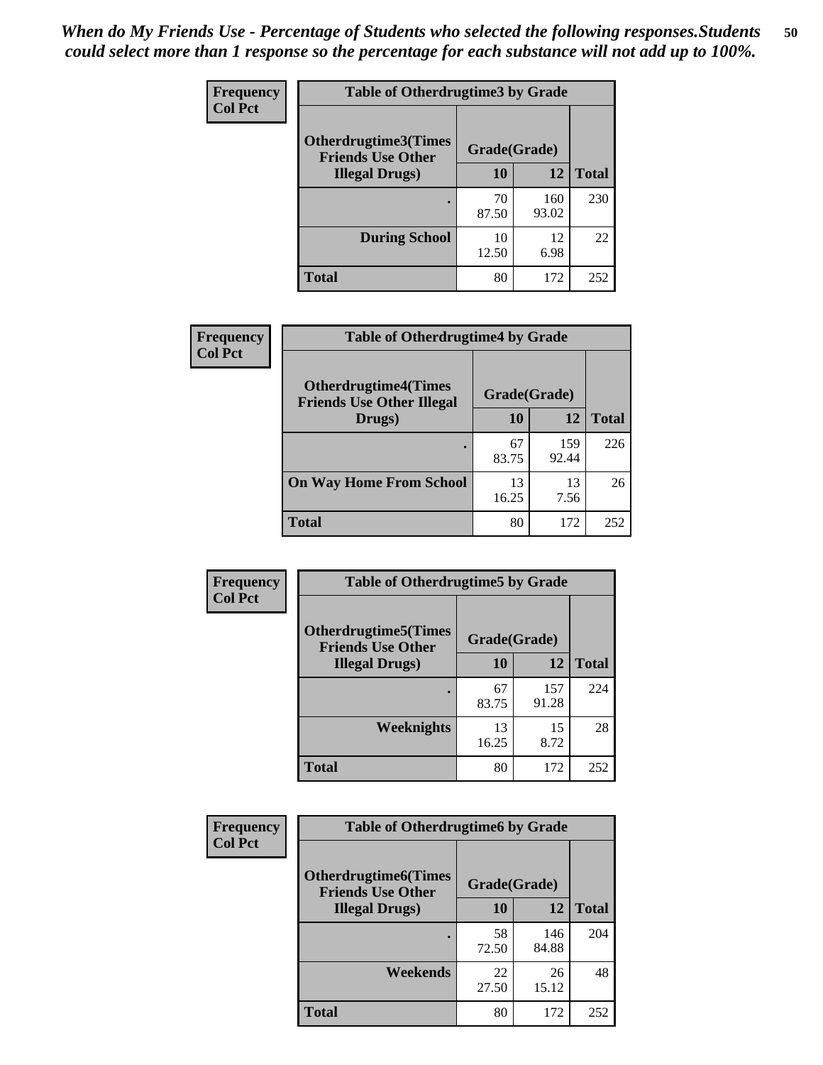*When do My Friends Use - Percentage of Students who selected the following responses.Students could select more than 1 response so the percentage for each substance will not add up to 100%.*

**Frequency**
**Col Pct**

| Table of Otherdrugtime3 by Grade | | | |
|---|---|---|---|
| **Otherdrugtime3(Times Friends Use Other Illegal Drugs)** | **Grade(Grade)** | | |
| | **10** | **12** | **Total** |
| **.** | 70<br>87.50 | 160<br>93.02 | 230 |
| **During School** | 10<br>12.50 | 12<br>6.98 | 22 |
| **Total** | 80 | 172 | 252 |

**Frequency**
**Col Pct**

| Table of Otherdrugtime4 by Grade | | | |
|---|---|---|---|
| **Otherdrugtime4(Times Friends Use Other Illegal Drugs)** | **Grade(Grade)** | | |
| | **10** | **12** | **Total** |
| **.** | 67<br>83.75 | 159<br>92.44 | 226 |
| **On Way Home From School** | 13<br>16.25 | 13<br>7.56 | 26 |
| **Total** | 80 | 172 | 252 |

**Frequency**
**Col Pct**

| Table of Otherdrugtime5 by Grade | | | |
|---|---|---|---|
| **Otherdrugtime5(Times Friends Use Other Illegal Drugs)** | **Grade(Grade)** | | |
| | **10** | **12** | **Total** |
| **.** | 67<br>83.75 | 157<br>91.28 | 224 |
| **Weeknights** | 13<br>16.25 | 15<br>8.72 | 28 |
| **Total** | 80 | 172 | 252 |

**Frequency**
**Col Pct**

| Table of Otherdrugtime6 by Grade | | | |
|---|---|---|---|
| **Otherdrugtime6(Times Friends Use Other Illegal Drugs)** | **Grade(Grade)** | | |
| | **10** | **12** | **Total** |
| **.** | 58<br>72.50 | 146<br>84.88 | 204 |
| **Weekends** | 22<br>27.50 | 26<br>15.12 | 48 |
| **Total** | 80 | 172 | 252 |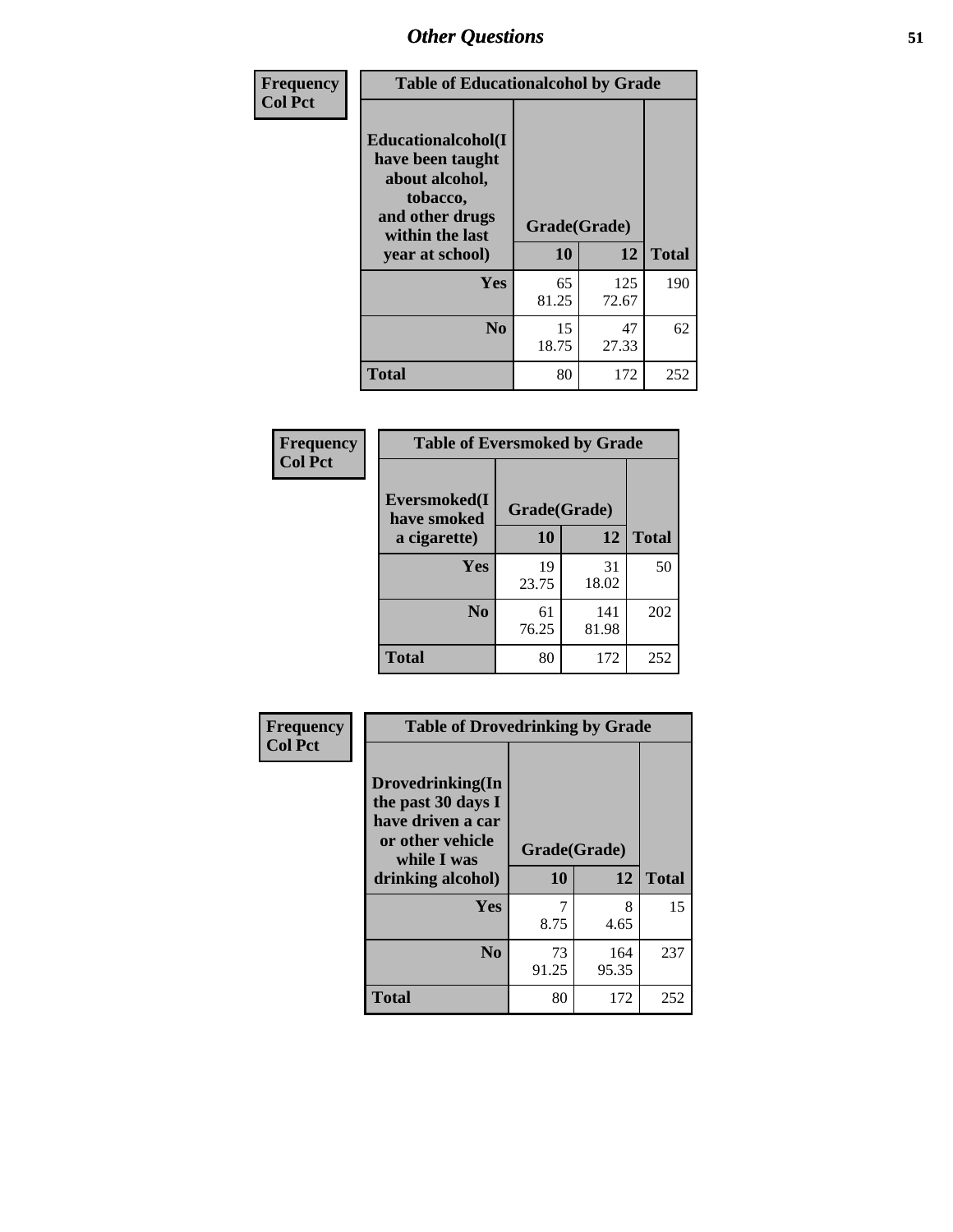# Other Questions

| Frequency Col Pct | Table of Educationalcohol by Grade | | |
|---|---|---|---|
| Educationalcohol(I have been taught about alcohol, tobacco, and other drugs within the last year at school) | Grade(Grade) | | |
| | 10 | 12 | Total |
| Yes | 65<br>81.25 | 125<br>72.67 | 190 |
| No | 15<br>18.75 | 47<br>27.33 | 62 |
| Total | 80 | 172 | 252 |

| Frequency Col Pct | Table of Eversmoked by Grade | | |
|---|---|---|---|
| Eversmoked(I have smoked a cigarette) | Grade(Grade) | | |
| | 10 | 12 | Total |
| Yes | 19<br>23.75 | 31<br>18.02 | 50 |
| No | 61<br>76.25 | 141<br>81.98 | 202 |
| Total | 80 | 172 | 252 |

| Frequency Col Pct | Table of Drovedrinking by Grade | | |
|---|---|---|---|
| Drovedrinking(In the past 30 days I have driven a car or other vehicle while I was drinking alcohol) | Grade(Grade) | | |
| | 10 | 12 | Total |
| Yes | 7<br>8.75 | 8<br>4.65 | 15 |
| No | 73<br>91.25 | 164<br>95.35 | 237 |
| Total | 80 | 172 | 252 |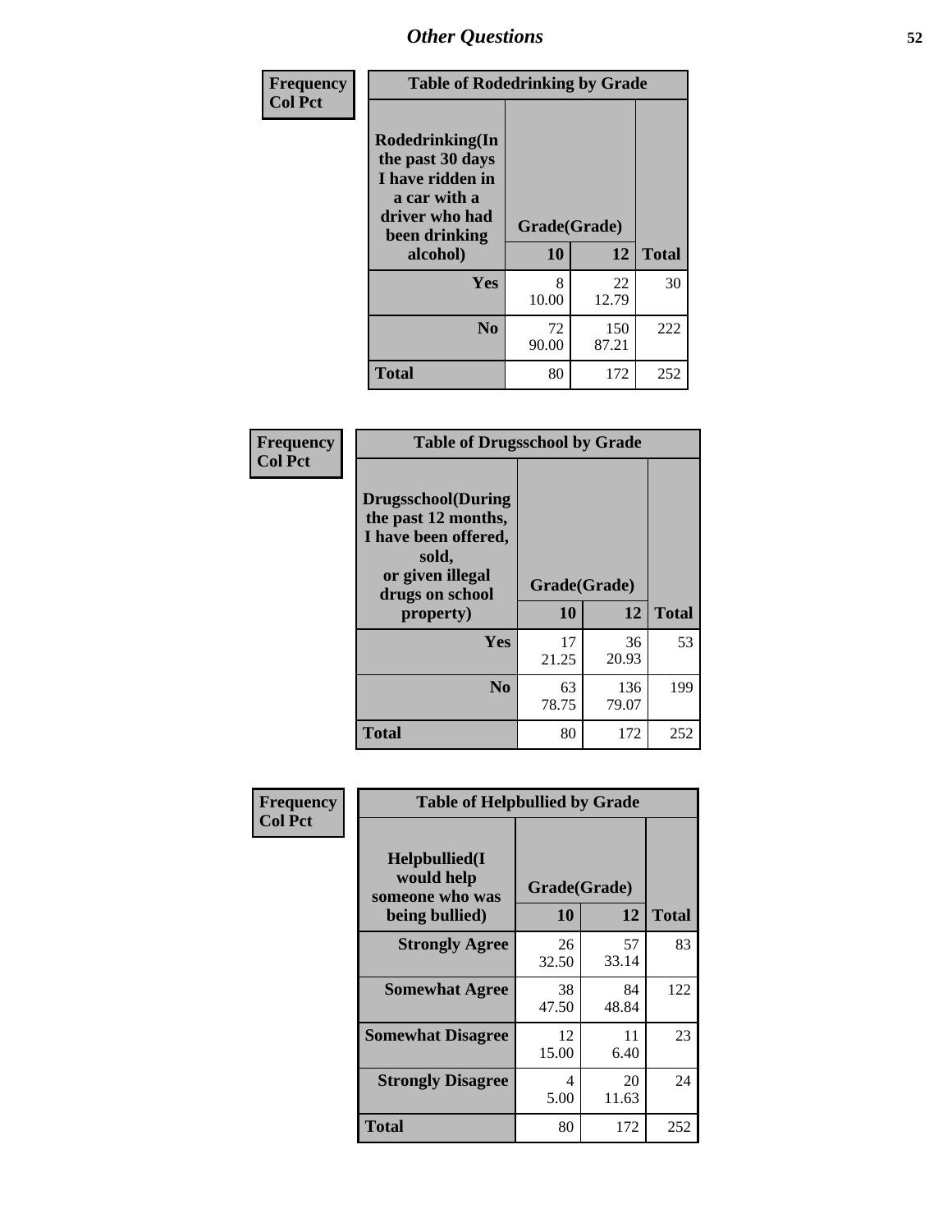## Other Questions

**Frequency**
**Col Pct**

| Table of Rodedrinking by Grade | | | |
|---|---|---|---|
| Rodedrinking(In the past 30 days I have ridden in a car with a driver who had been drinking alcohol) | Grade(Grade) | | |
| | 10 | 12 | Total |
| Yes | 8<br>10.00 | 22<br>12.79 | 30 |
| No | 72<br>90.00 | 150<br>87.21 | 222 |
| Total | 80 | 172 | 252 |

**Frequency**
**Col Pct**

| Table of Drugsschool by Grade | | | |
|---|---|---|---|
| Drugsschool(During the past 12 months, I have been offered, sold, or given illegal drugs on school property) | Grade(Grade) | | |
| | 10 | 12 | Total |
| Yes | 17<br>21.25 | 36<br>20.93 | 53 |
| No | 63<br>78.75 | 136<br>79.07 | 199 |
| Total | 80 | 172 | 252 |

**Frequency**
**Col Pct**

| Table of Helpbullied by Grade | | | |
|---|---|---|---|
| Helpbullied(I would help someone who was being bullied) | Grade(Grade) | | |
| | 10 | 12 | Total |
| Strongly Agree | 26<br>32.50 | 57<br>33.14 | 83 |
| Somewhat Agree | 38<br>47.50 | 84<br>48.84 | 122 |
| Somewhat Disagree | 12<br>15.00 | 11<br>6.40 | 23 |
| Strongly Disagree | 4<br>5.00 | 20<br>11.63 | 24 |
| Total | 80 | 172 | 252 |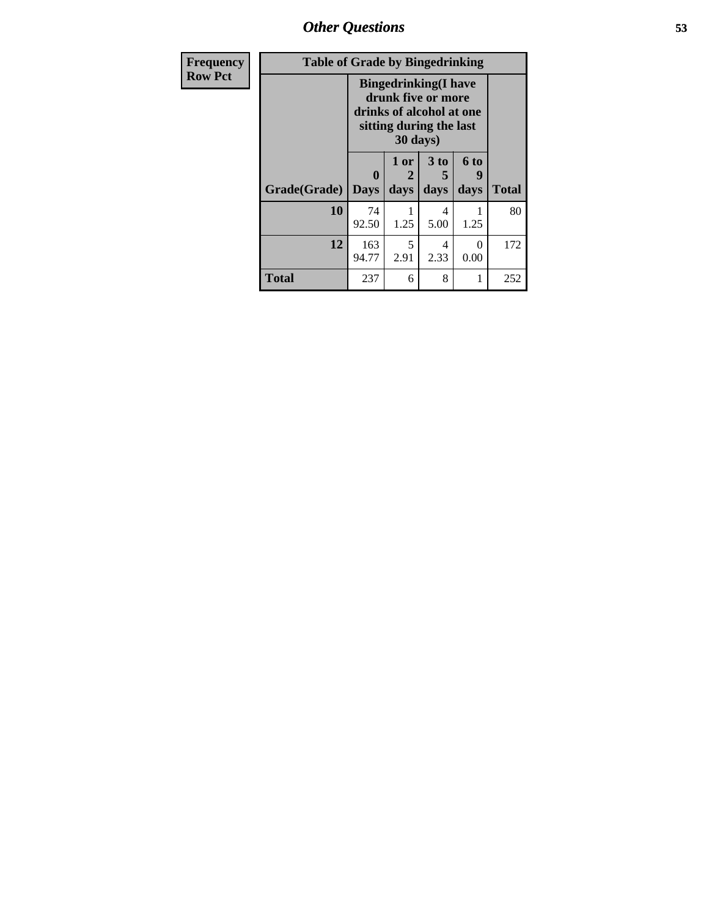| Frequency<br>Row Pct | Table of Grade by Bingedrinking | | | | |
|---|---|---|---|---|---|
| | Bingedrinking(I have drunk five or more drinks of alcohol at one sitting during the last 30 days) | | | | |
| Grade(Grade) | 0 Days | 1 or 2 days | 3 to 5 days | 6 to 9 days | Total |
| 10 | 74<br>92.50 | 1<br>1.25 | 4<br>5.00 | 1<br>1.25 | 80 |
| 12 | 163<br>94.77 | 5<br>2.91 | 4<br>2.33 | 0<br>0.00 | 172 |
| Total | 237 | 6 | 8 | 1 | 252 |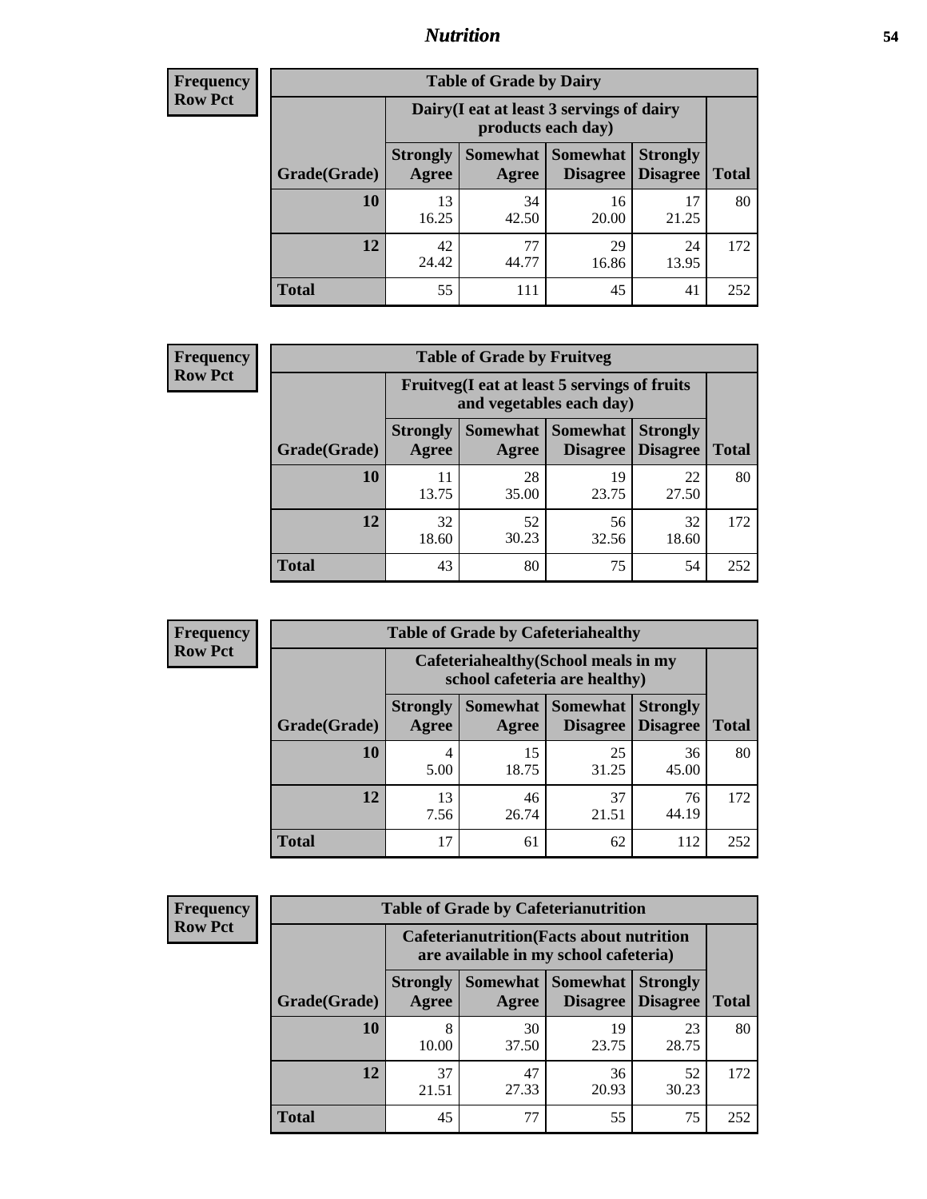**Frequency**
**Row Pct**

| Table of Grade by Dairy | | | | | |
|---|---|---|---|---|---|
| | Dairy(I eat at least 3 servings of dairy products each day) | | | | |
| Grade(Grade) | Strongly Agree | Somewhat Agree | Somewhat Disagree | Strongly Disagree | Total |
| 10 | 13<br>16.25 | 34<br>42.50 | 16<br>20.00 | 17<br>21.25 | 80 |
| 12 | 42<br>24.42 | 77<br>44.77 | 29<br>16.86 | 24<br>13.95 | 172 |
| Total | 55 | 111 | 45 | 41 | 252 |

**Frequency**
**Row Pct**

| Table of Grade by Fruitveg | | | | | |
|---|---|---|---|---|---|
| | Fruitveg(I eat at least 5 servings of fruits and vegetables each day) | | | | |
| Grade(Grade) | Strongly Agree | Somewhat Agree | Somewhat Disagree | Strongly Disagree | Total |
| 10 | 11<br>13.75 | 28<br>35.00 | 19<br>23.75 | 22<br>27.50 | 80 |
| 12 | 32<br>18.60 | 52<br>30.23 | 56<br>32.56 | 32<br>18.60 | 172 |
| Total | 43 | 80 | 75 | 54 | 252 |

**Frequency**
**Row Pct**

| Table of Grade by Cafeteriahealthy | | | | | |
|---|---|---|---|---|---|
| | Cafeteriahealthy(School meals in my school cafeteria are healthy) | | | | |
| Grade(Grade) | Strongly Agree | Somewhat Agree | Somewhat Disagree | Strongly Disagree | Total |
| 10 | 4<br>5.00 | 15<br>18.75 | 25<br>31.25 | 36<br>45.00 | 80 |
| 12 | 13<br>7.56 | 46<br>26.74 | 37<br>21.51 | 76<br>44.19 | 172 |
| Total | 17 | 61 | 62 | 112 | 252 |

**Frequency**
**Row Pct**

| Table of Grade by Cafeterianutrition | | | | | |
|---|---|---|---|---|---|
| | Cafeterianutrition(Facts about nutrition are available in my school cafeteria) | | | | |
| Grade(Grade) | Strongly Agree | Somewhat Agree | Somewhat Disagree | Strongly Disagree | Total |
| 10 | 8<br>10.00 | 30<br>37.50 | 19<br>23.75 | 23<br>28.75 | 80 |
| 12 | 37<br>21.51 | 47<br>27.33 | 36<br>20.93 | 52<br>30.23 | 172 |
| Total | 45 | 77 | 55 | 75 | 252 |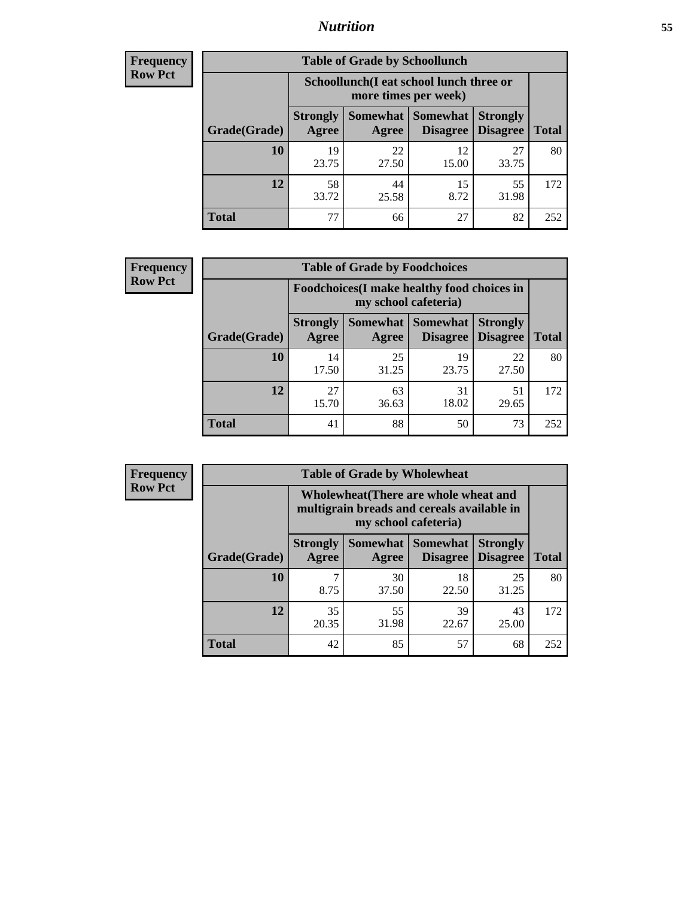**Frequency**
**Row Pct**

| Table of Grade by Schoollunch | | | | | |
|---|---|---|---|---|---|
| | Schoollunch(I eat school lunch three or more times per week) | | | | |
| Grade(Grade) | Strongly Agree | Somewhat Agree | Somewhat Disagree | Strongly Disagree | Total |
| 10 | 19<br>23.75 | 22<br>27.50 | 12<br>15.00 | 27<br>33.75 | 80 |
| 12 | 58<br>33.72 | 44<br>25.58 | 15<br>8.72 | 55<br>31.98 | 172 |
| Total | 77 | 66 | 27 | 82 | 252 |

**Frequency**
**Row Pct**

| Table of Grade by Foodchoices | | | | | |
|---|---|---|---|---|---|
| | Foodchoices(I make healthy food choices in my school cafeteria) | | | | |
| Grade(Grade) | Strongly Agree | Somewhat Agree | Somewhat Disagree | Strongly Disagree | Total |
| 10 | 14<br>17.50 | 25<br>31.25 | 19<br>23.75 | 22<br>27.50 | 80 |
| 12 | 27<br>15.70 | 63<br>36.63 | 31<br>18.02 | 51<br>29.65 | 172 |
| Total | 41 | 88 | 50 | 73 | 252 |

**Frequency**
**Row Pct**

| Table of Grade by Wholewheat | | | | | |
|---|---|---|---|---|---|
| | Wholewheat(There are whole wheat and multigrain breads and cereals available in my school cafeteria) | | | | |
| Grade(Grade) | Strongly Agree | Somewhat Agree | Somewhat Disagree | Strongly Disagree | Total |
| 10 | 7<br>8.75 | 30<br>37.50 | 18<br>22.50 | 25<br>31.25 | 80 |
| 12 | 35<br>20.35 | 55<br>31.98 | 39<br>22.67 | 43<br>25.00 | 172 |
| Total | 42 | 85 | 57 | 68 | 252 |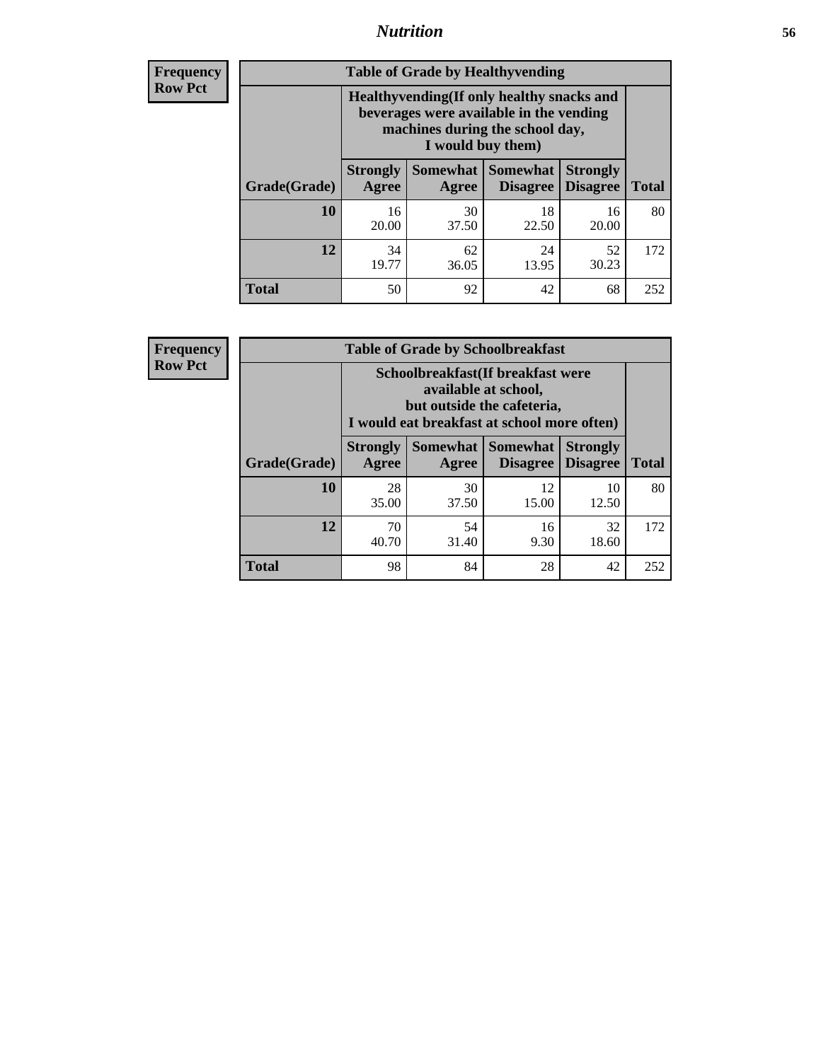| Frequency Row Pct | Table of Grade by Healthyvending | | | | |
|---|---|---|---|---|---|
| | Healthyvending(If only healthy snacks and beverages were available in the vending machines during the school day, I would buy them) | | | | |
| Grade(Grade) | Strongly Agree | Somewhat Agree | Somewhat Disagree | Strongly Disagree | Total |
| 10 | 16<br>20.00 | 30<br>37.50 | 18<br>22.50 | 16<br>20.00 | 80 |
| 12 | 34<br>19.77 | 62<br>36.05 | 24<br>13.95 | 52<br>30.23 | 172 |
| Total | 50 | 92 | 42 | 68 | 252 |

| Frequency Row Pct | Table of Grade by Schoolbreakfast | | | | |
|---|---|---|---|---|---|
| | Schoolbreakfast(If breakfast were available at school, but outside the cafeteria, I would eat breakfast at school more often) | | | | |
| Grade(Grade) | Strongly Agree | Somewhat Agree | Somewhat Disagree | Strongly Disagree | Total |
| 10 | 28<br>35.00 | 30<br>37.50 | 12<br>15.00 | 10<br>12.50 | 80 |
| 12 | 70<br>40.70 | 54<br>31.40 | 16<br>9.30 | 32<br>18.60 | 172 |
| Total | 98 | 84 | 28 | 42 | 252 |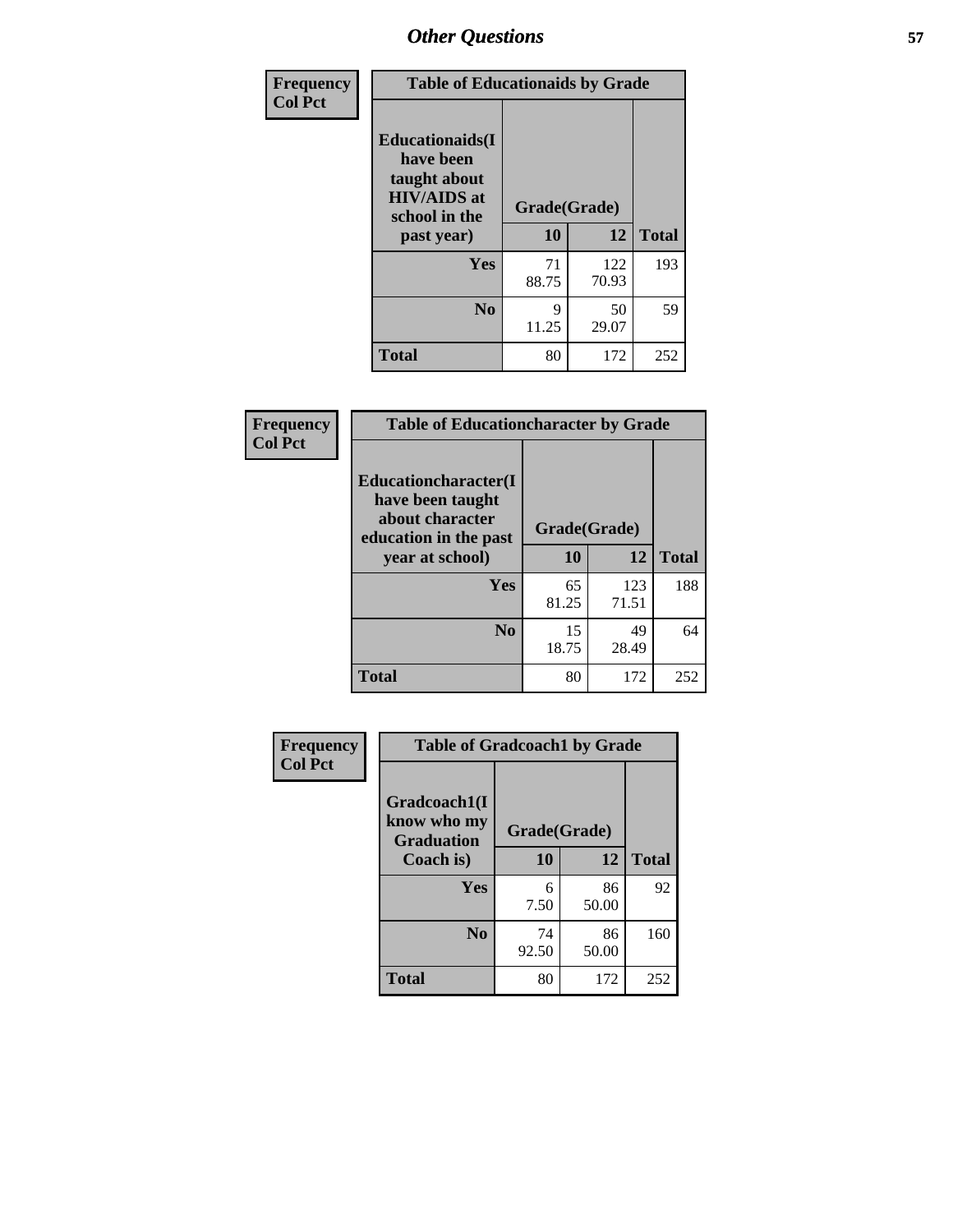| Frequency<br>Col Pct | Table of Educationaids by Grade | | |
|---|---|---|---|
| **Educationaids(I have been taught about HIV/AIDS at school in the past year)** | **Grade(Grade)** | | |
| | **10** | **12** | **Total** |
| **Yes** | 71<br>88.75 | 122<br>70.93 | 193 |
| **No** | 9<br>11.25 | 50<br>29.07 | 59 |
| **Total** | 80 | 172 | 252 |

| Frequency<br>Col Pct | Table of Educationcharacter by Grade | | |
|---|---|---|---|
| **Educationcharacter(I have been taught about character education in the past year at school)** | **Grade(Grade)** | | |
| | **10** | **12** | **Total** |
| **Yes** | 65<br>81.25 | 123<br>71.51 | 188 |
| **No** | 15<br>18.75 | 49<br>28.49 | 64 |
| **Total** | 80 | 172 | 252 |

| Frequency<br>Col Pct | Table of Gradcoach1 by Grade | | |
|---|---|---|---|
| **Gradcoach1(I know who my Graduation Coach is)** | **Grade(Grade)** | | |
| | **10** | **12** | **Total** |
| **Yes** | 6<br>7.50 | 86<br>50.00 | 92 |
| **No** | 74<br>92.50 | 86<br>50.00 | 160 |
| **Total** | 80 | 172 | 252 |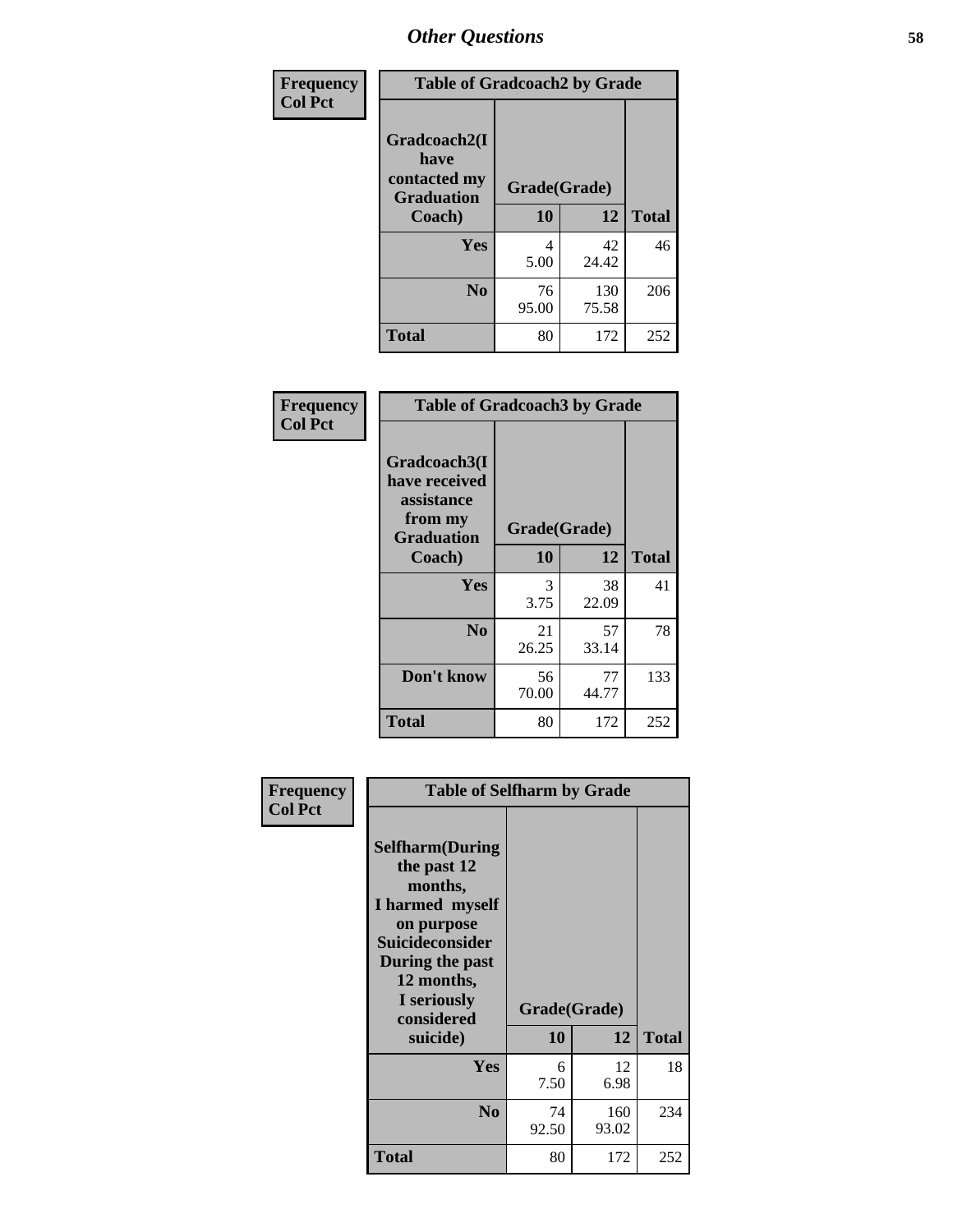# Other Questions

**Frequency**
**Col Pct**

| Table of Gradcoach2 by Grade | | | |
|---|---|---|---|
| Gradcoach2(I have contacted my Graduation Coach) | Grade(Grade) | | |
| | 10 | 12 | Total |
| Yes | 4<br>5.00 | 42<br>24.42 | 46 |
| No | 76<br>95.00 | 130<br>75.58 | 206 |
| Total | 80 | 172 | 252 |

**Frequency**
**Col Pct**

| Table of Gradcoach3 by Grade | | | |
|---|---|---|---|
| Gradcoach3(I have received assistance from my Graduation Coach) | Grade(Grade) | | |
| | 10 | 12 | Total |
| Yes | 3<br>3.75 | 38<br>22.09 | 41 |
| No | 21<br>26.25 | 57<br>33.14 | 78 |
| Don't know | 56<br>70.00 | 77<br>44.77 | 133 |
| Total | 80 | 172 | 252 |

**Frequency**
**Col Pct**

| Table of Selfharm by Grade | | | |
|---|---|---|---|
| Selfharm(During the past 12 months, I harmed myself on purpose Suicideconsider During the past 12 months, I seriously considered suicide) | Grade(Grade) | | |
| | 10 | 12 | Total |
| Yes | 6<br>7.50 | 12<br>6.98 | 18 |
| No | 74<br>92.50 | 160<br>93.02 | 234 |
| Total | 80 | 172 | 252 |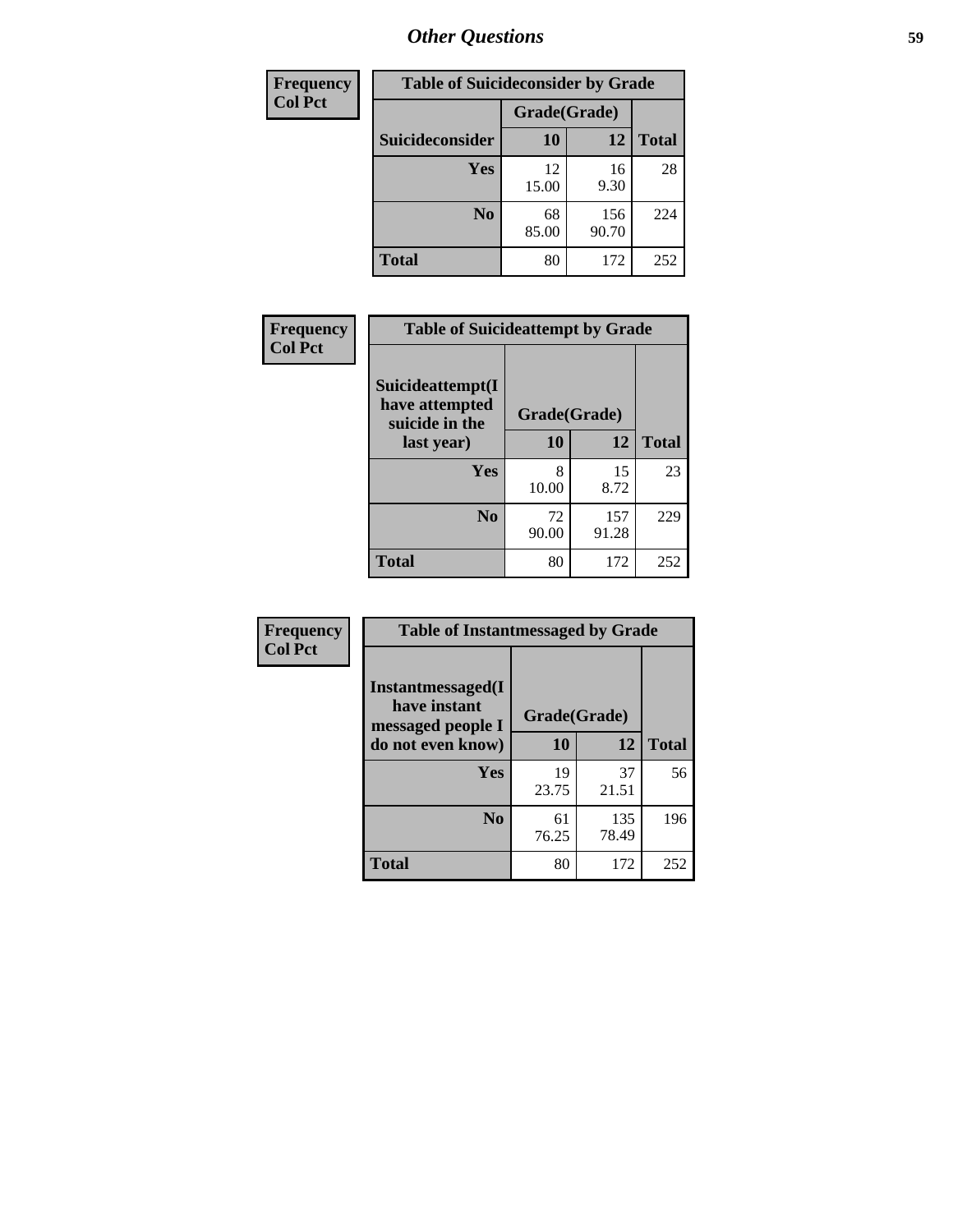# Other Questions

| Frequency<br>Col Pct |
|---|

**Table of Suicideconsider by Grade**

| Suicideconsider | Grade(Grade) 10 | 12 | Total |
|---|---|---|---|
| Yes | 12<br>15.00 | 16<br>9.30 | 28 |
| No | 68<br>85.00 | 156<br>90.70 | 224 |
| Total | 80 | 172 | 252 |

| Frequency<br>Col Pct |
|---|

**Table of Suicideattempt by Grade**

| Suicideattempt(I have attempted suicide in the last year) | Grade(Grade) 10 | 12 | Total |
|---|---|---|---|
| Yes | 8<br>10.00 | 15<br>8.72 | 23 |
| No | 72<br>90.00 | 157<br>91.28 | 229 |
| Total | 80 | 172 | 252 |

| Frequency<br>Col Pct |
|---|

**Table of Instantmessaged by Grade**

| Instantmessaged(I have instant messaged people I do not even know) | Grade(Grade) 10 | 12 | Total |
|---|---|---|---|
| Yes | 19<br>23.75 | 37<br>21.51 | 56 |
| No | 61<br>76.25 | 135<br>78.49 | 196 |
| Total | 80 | 172 | 252 |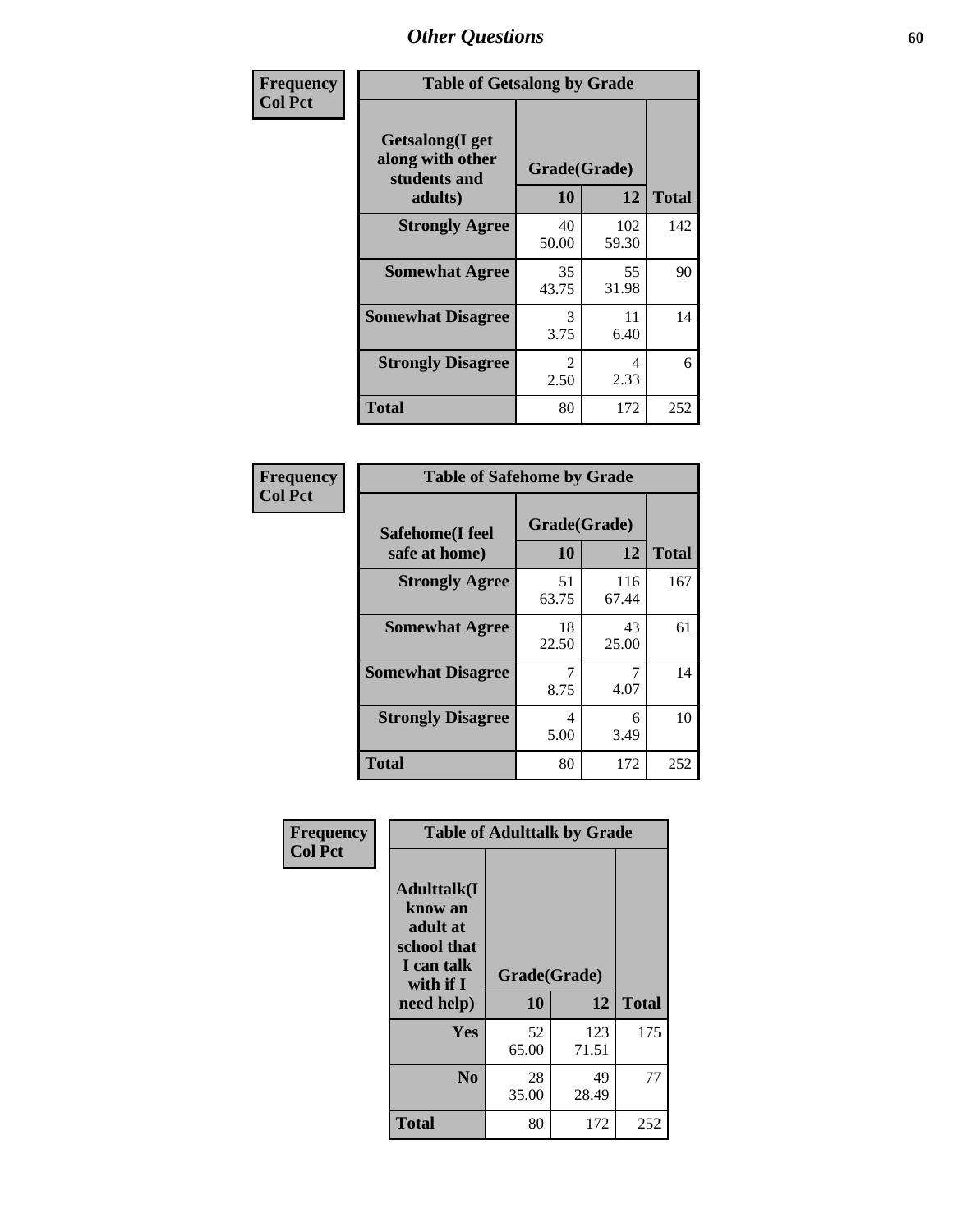# Other Questions

**Frequency**
**Col Pct**

| Table of Getsalong by Grade | | | |
|---|---|---|---|
| Getsalong(I get along with other students and adults) | Grade(Grade) | | |
| | 10 | 12 | Total |
| **Strongly Agree** | 40<br>50.00 | 102<br>59.30 | 142 |
| **Somewhat Agree** | 35<br>43.75 | 55<br>31.98 | 90 |
| **Somewhat Disagree** | 3<br>3.75 | 11<br>6.40 | 14 |
| **Strongly Disagree** | 2<br>2.50 | 4<br>2.33 | 6 |
| **Total** | 80 | 172 | 252 |

**Frequency**
**Col Pct**

| Table of Safehome by Grade | | | |
|---|---|---|---|
| Safehome(I feel safe at home) | Grade(Grade) | | |
| | 10 | 12 | Total |
| **Strongly Agree** | 51<br>63.75 | 116<br>67.44 | 167 |
| **Somewhat Agree** | 18<br>22.50 | 43<br>25.00 | 61 |
| **Somewhat Disagree** | 7<br>8.75 | 7<br>4.07 | 14 |
| **Strongly Disagree** | 4<br>5.00 | 6<br>3.49 | 10 |
| **Total** | 80 | 172 | 252 |

**Frequency**
**Col Pct**

| Table of Adulttalk by Grade | | | |
|---|---|---|---|
| Adulttalk(I know an adult at school that I can talk with if I need help) | Grade(Grade) | | |
| | 10 | 12 | Total |
| **Yes** | 52<br>65.00 | 123<br>71.51 | 175 |
| **No** | 28<br>35.00 | 49<br>28.49 | 77 |
| **Total** | 80 | 172 | 252 |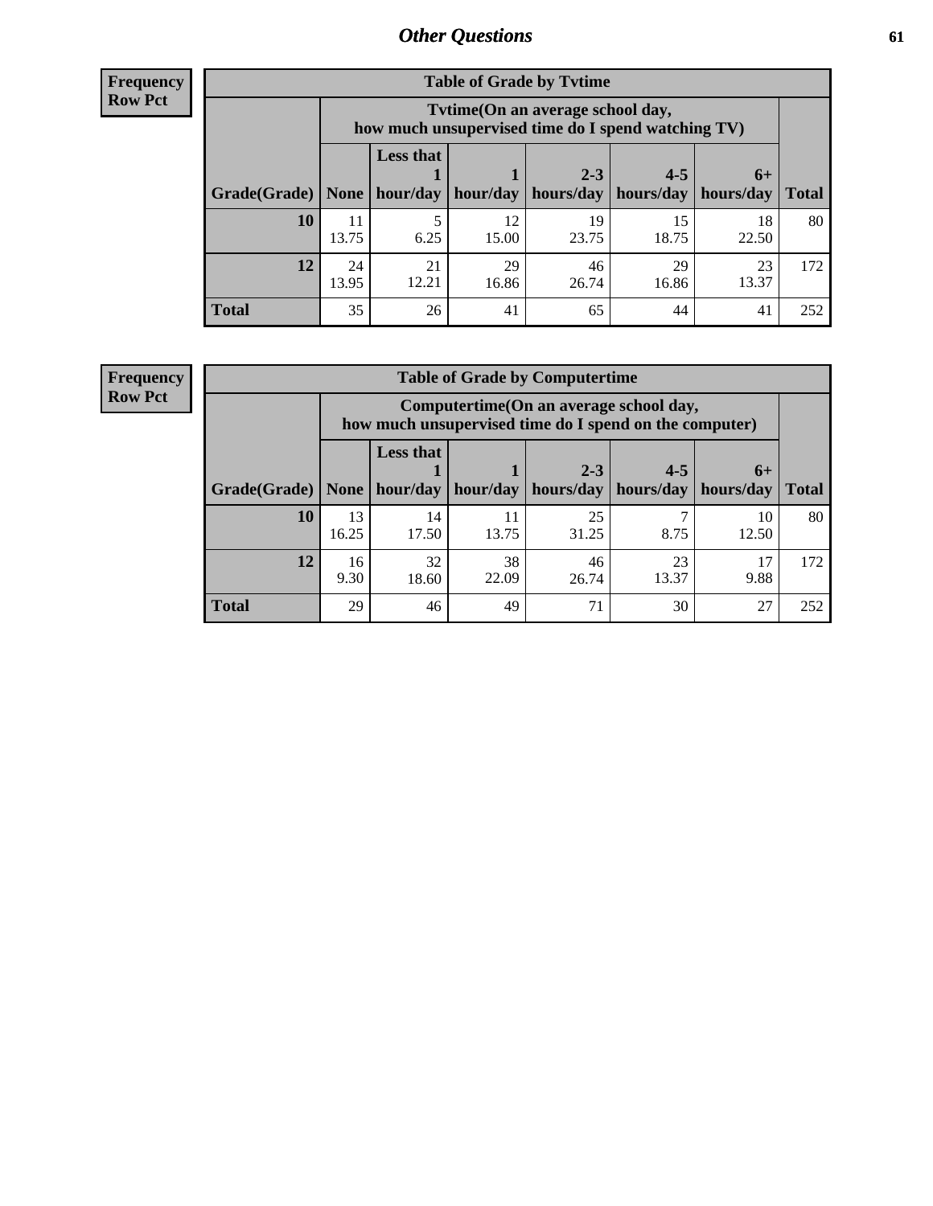## Other Questions

**Frequency**
**Row Pct**

| Table of Grade by Tvtime | | | | | | | |
|---|---|---|---|---|---|---|---|
| | Tvtime(On an average school day, how much unsupervised time do I spend watching TV) | | | | | | |
| Grade(Grade) | None | Less that 1 hour/day | 1 hour/day | 2-3 hours/day | 4-5 hours/day | 6+ hours/day | Total |
| **10** | 11<br>13.75 | 5<br>6.25 | 12<br>15.00 | 19<br>23.75 | 15<br>18.75 | 18<br>22.50 | 80 |
| **12** | 24<br>13.95 | 21<br>12.21 | 29<br>16.86 | 46<br>26.74 | 29<br>16.86 | 23<br>13.37 | 172 |
| **Total** | 35 | 26 | 41 | 65 | 44 | 41 | 252 |

**Frequency**
**Row Pct**

| Table of Grade by Computertime | | | | | | | |
|---|---|---|---|---|---|---|---|
| | Computertime(On an average school day, how much unsupervised time do I spend on the computer) | | | | | | |
| Grade(Grade) | None | Less that 1 hour/day | 1 hour/day | 2-3 hours/day | 4-5 hours/day | 6+ hours/day | Total |
| **10** | 13<br>16.25 | 14<br>17.50 | 11<br>13.75 | 25<br>31.25 | 7<br>8.75 | 10<br>12.50 | 80 |
| **12** | 16<br>9.30 | 32<br>18.60 | 38<br>22.09 | 46<br>26.74 | 23<br>13.37 | 17<br>9.88 | 172 |
| **Total** | 29 | 46 | 49 | 71 | 30 | 27 | 252 |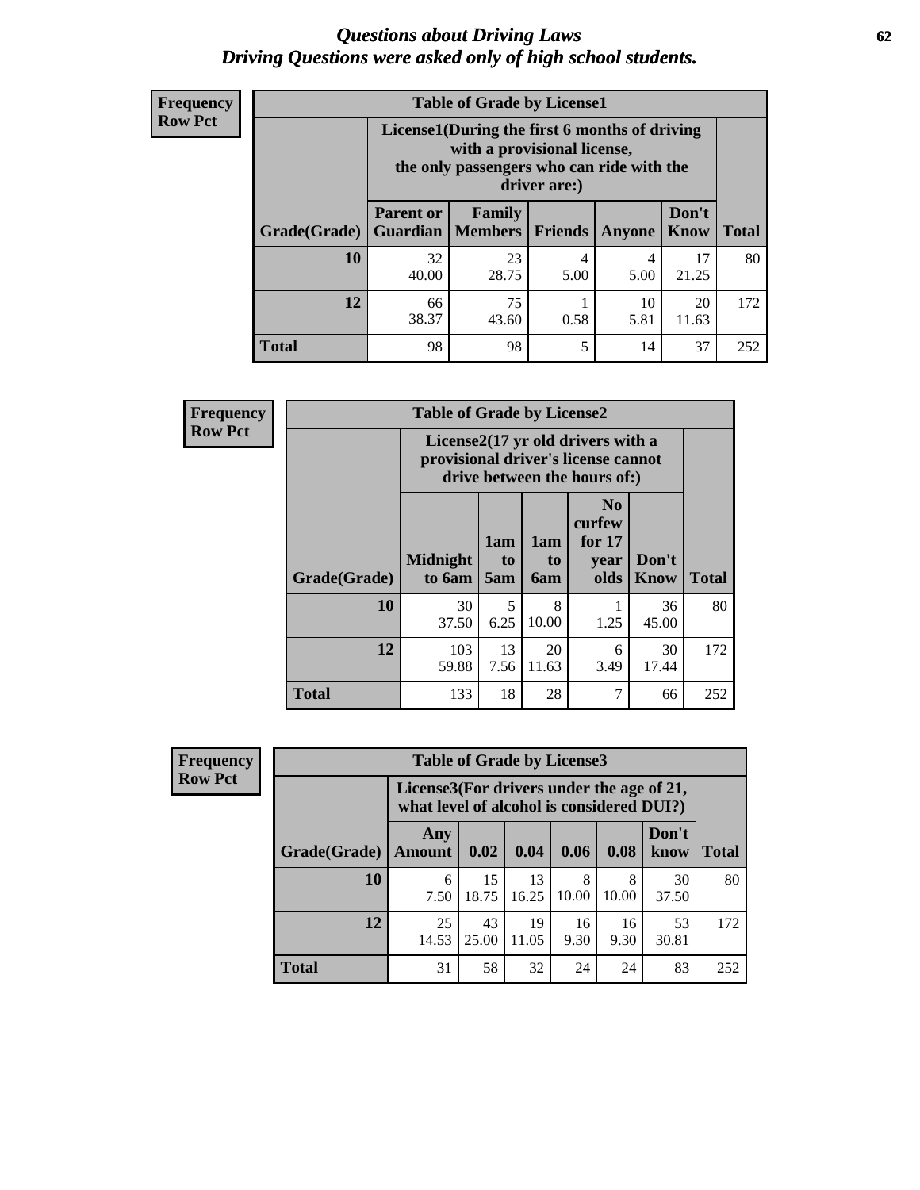# Questions about Driving Laws
## Driving Questions were asked only of high school students.

**Frequency**
**Row Pct**

**Table of Grade by License1**

| | License1(During the first 6 months of driving with a provisional license, the only passengers who can ride with the driver are:) | | | | | |
|---|---|---|---|---|---|---|
| Grade(Grade) | Parent or Guardian | Family Members | Friends | Anyone | Don't Know | Total |
| 10 | 32<br>40.00 | 23<br>28.75 | 4<br>5.00 | 4<br>5.00 | 17<br>21.25 | 80 |
| 12 | 66<br>38.37 | 75<br>43.60 | 1<br>0.58 | 10<br>5.81 | 20<br>11.63 | 172 |
| Total | 98 | 98 | 5 | 14 | 37 | 252 |

**Frequency**
**Row Pct**

**Table of Grade by License2**

| | License2(17 yr old drivers with a provisional driver's license cannot drive between the hours of:) | | | | | |
|---|---|---|---|---|---|---|
| Grade(Grade) | Midnight to 6am | 1am to 5am | 1am to 6am | No curfew for 17 year olds | Don't Know | Total |
| 10 | 30<br>37.50 | 5<br>6.25 | 8<br>10.00 | 1<br>1.25 | 36<br>45.00 | 80 |
| 12 | 103<br>59.88 | 13<br>7.56 | 20<br>11.63 | 6<br>3.49 | 30<br>17.44 | 172 |
| Total | 133 | 18 | 28 | 7 | 66 | 252 |

**Frequency**
**Row Pct**

**Table of Grade by License3**

| | License3(For drivers under the age of 21, what level of alcohol is considered DUI?) | | | | | | |
|---|---|---|---|---|---|---|---|
| Grade(Grade) | Any Amount | 0.02 | 0.04 | 0.06 | 0.08 | Don't know | Total |
| 10 | 6<br>7.50 | 15<br>18.75 | 13<br>16.25 | 8<br>10.00 | 8<br>10.00 | 30<br>37.50 | 80 |
| 12 | 25<br>14.53 | 43<br>25.00 | 19<br>11.05 | 16<br>9.30 | 16<br>9.30 | 53<br>30.81 | 172 |
| Total | 31 | 58 | 32 | 24 | 24 | 83 | 252 |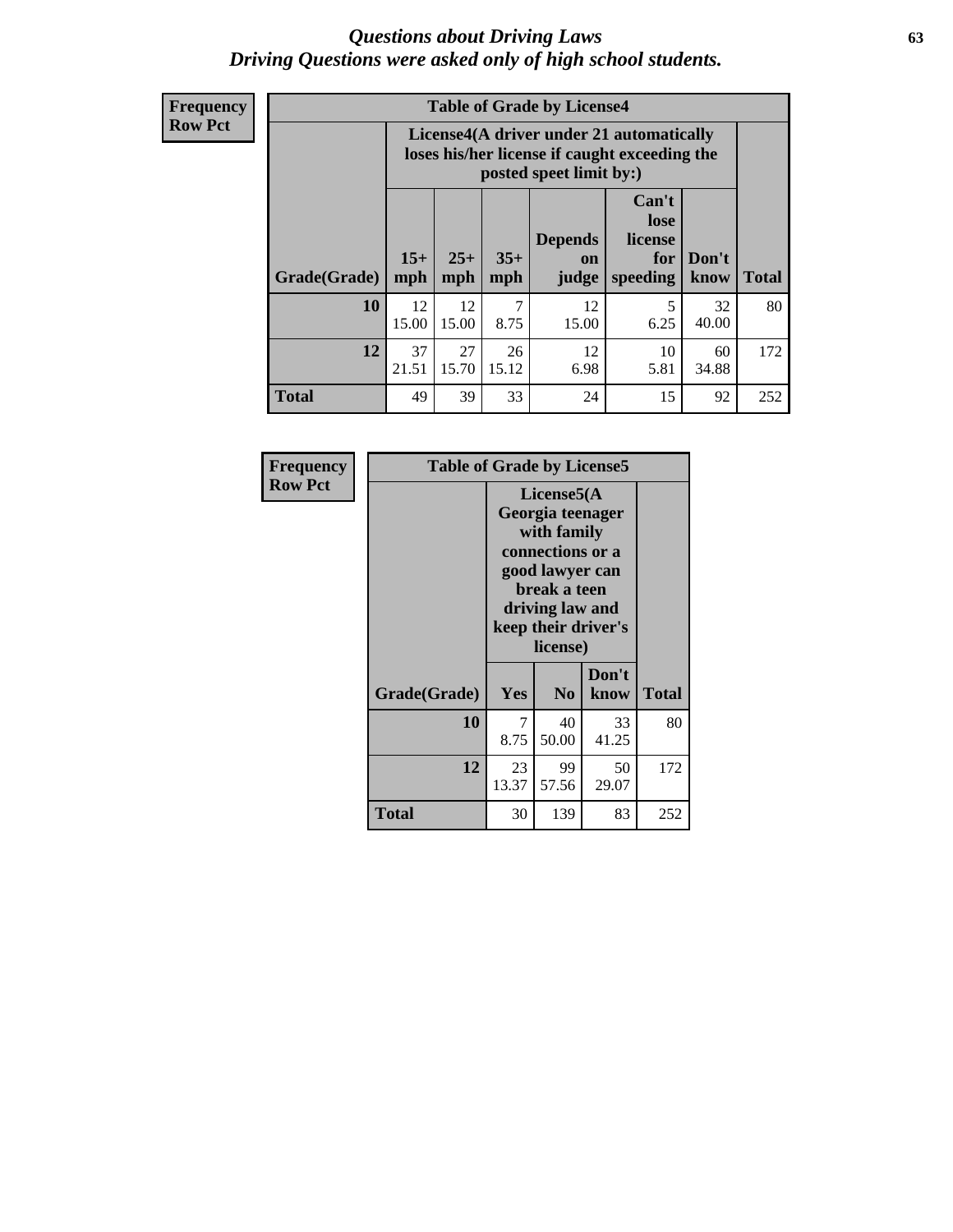# Questions about Driving Laws
*Driving Questions were asked only of high school students.*

**Frequency**
**Row Pct**

| Table of Grade by License4 | | | | | | | |
|---|---|---|---|---|---|---|---|
| | License4(A driver under 21 automatically loses his/her license if caught exceeding the posted speet limit by:) | | | | | | |
| Grade(Grade) | 15+ mph | 25+ mph | 35+ mph | Depends on judge | Can't lose license for speeding | Don't know | Total |
| **10** | 12<br>15.00 | 12<br>15.00 | 7<br>8.75 | 12<br>15.00 | 5<br>6.25 | 32<br>40.00 | 80 |
| **12** | 37<br>21.51 | 27<br>15.70 | 26<br>15.12 | 12<br>6.98 | 10<br>5.81 | 60<br>34.88 | 172 |
| **Total** | 49 | 39 | 33 | 24 | 15 | 92 | 252 |

**Frequency**
**Row Pct**

| Table of Grade by License5 | | | | |
|---|---|---|---|---|
| | License5(A Georgia teenager with family connections or a good lawyer can break a teen driving law and keep their driver's license) | | | |
| Grade(Grade) | Yes | No | Don't know | Total |
| **10** | 7<br>8.75 | 40<br>50.00 | 33<br>41.25 | 80 |
| **12** | 23<br>13.37 | 99<br>57.56 | 50<br>29.07 | 172 |
| **Total** | 30 | 139 | 83 | 252 |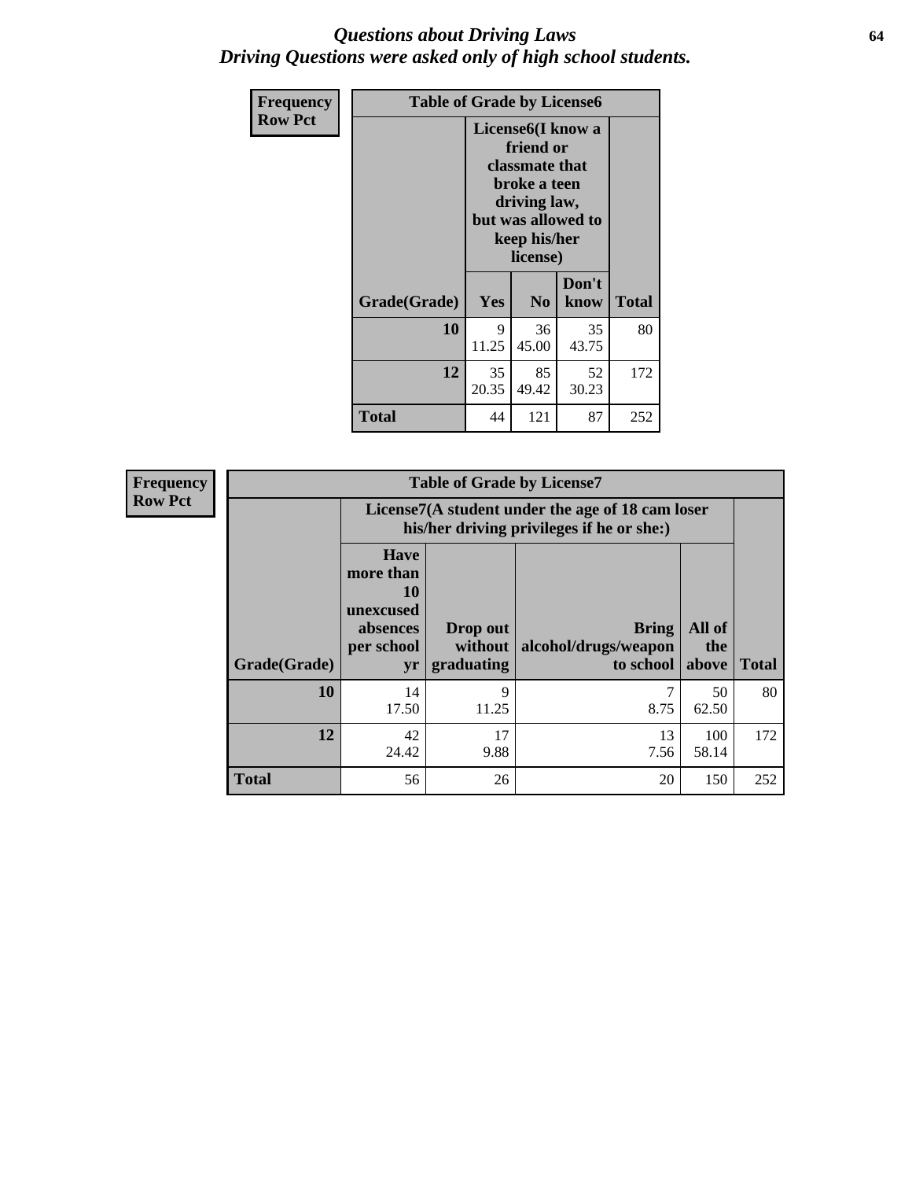# *Questions about Driving Laws*
# *Driving Questions were asked only of high school students.*

**Frequency**
**Row Pct**

**Table of Grade by License6**

| Grade(Grade) | License6(I know a friend or classmate that broke a teen driving law, but was allowed to keep his/her license) | | | Total |
|---|---|---|---|---|
| | Yes | No | Don't know | |
| **10** | 9<br>11.25 | 36<br>45.00 | 35<br>43.75 | 80 |
| **12** | 35<br>20.35 | 85<br>49.42 | 52<br>30.23 | 172 |
| **Total** | 44 | 121 | 87 | 252 |

**Frequency**
**Row Pct**

**Table of Grade by License7**

| Grade(Grade) | License7(A student under the age of 18 cam loser his/her driving privileges if he or she:) | | | | Total |
|---|---|---|---|---|---|
| | Have more than 10 unexcused absences per school yr | Drop out without graduating | Bring alcohol/drugs/weapon to school | All of the above | |
| **10** | 14<br>17.50 | 9<br>11.25 | 7<br>8.75 | 50<br>62.50 | 80 |
| **12** | 42<br>24.42 | 17<br>9.88 | 13<br>7.56 | 100<br>58.14 | 172 |
| **Total** | 56 | 26 | 20 | 150 | 252 |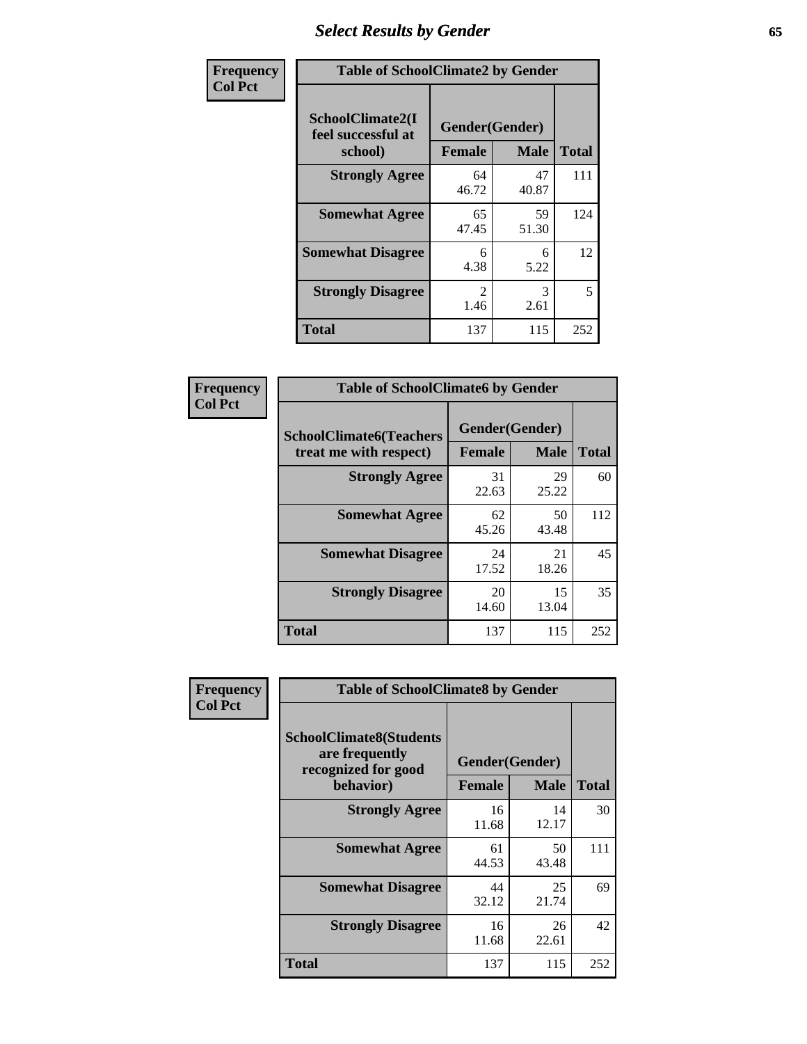# Select Results by Gender

**Frequency**
**Col Pct**

| Table of SchoolClimate2 by Gender | | | |
|---|---|---|---|
| SchoolClimate2(I feel successful at school) | Gender(Gender) | | |
| | Female | Male | Total |
| Strongly Agree | 64<br>46.72 | 47<br>40.87 | 111 |
| Somewhat Agree | 65<br>47.45 | 59<br>51.30 | 124 |
| Somewhat Disagree | 6<br>4.38 | 6<br>5.22 | 12 |
| Strongly Disagree | 2<br>1.46 | 3<br>2.61 | 5 |
| Total | 137 | 115 | 252 |

**Frequency**
**Col Pct**

| Table of SchoolClimate6 by Gender | | | |
|---|---|---|---|
| SchoolClimate6(Teachers treat me with respect) | Gender(Gender) | | |
| | Female | Male | Total |
| Strongly Agree | 31<br>22.63 | 29<br>25.22 | 60 |
| Somewhat Agree | 62<br>45.26 | 50<br>43.48 | 112 |
| Somewhat Disagree | 24<br>17.52 | 21<br>18.26 | 45 |
| Strongly Disagree | 20<br>14.60 | 15<br>13.04 | 35 |
| Total | 137 | 115 | 252 |

**Frequency**
**Col Pct**

| Table of SchoolClimate8 by Gender | | | |
|---|---|---|---|
| SchoolClimate8(Students are frequently recognized for good behavior) | Gender(Gender) | | |
| | Female | Male | Total |
| Strongly Agree | 16<br>11.68 | 14<br>12.17 | 30 |
| Somewhat Agree | 61<br>44.53 | 50<br>43.48 | 111 |
| Somewhat Disagree | 44<br>32.12 | 25<br>21.74 | 69 |
| Strongly Disagree | 16<br>11.68 | 26<br>22.61 | 42 |
| Total | 137 | 115 | 252 |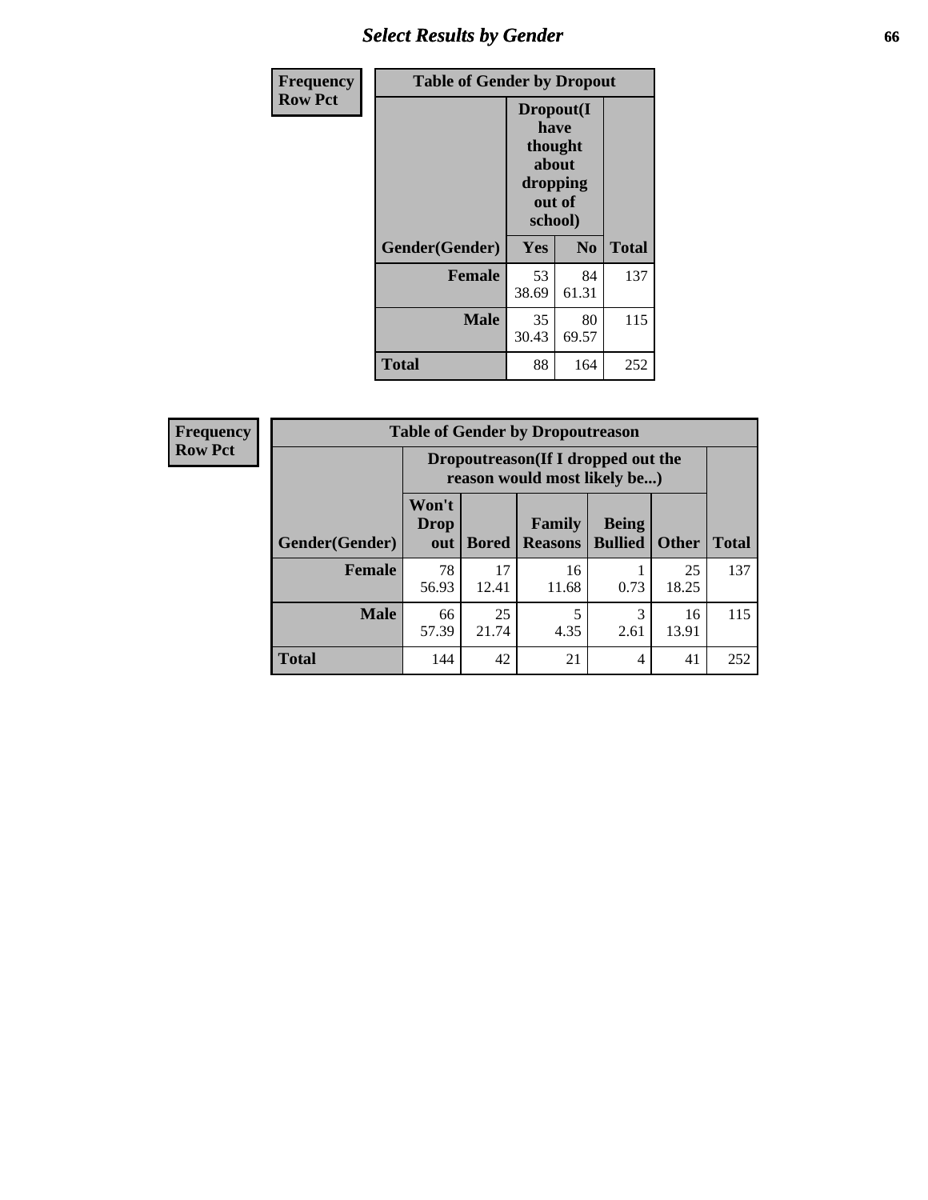| Frequency<br>Row Pct | Table of Gender by Dropout | | |
|---|---|---|---|
| | Dropout(I have thought about dropping out of school) | | |
| Gender(Gender) | Yes | No | Total |
| **Female** | 53<br>38.69 | 84<br>61.31 | 137 |
| **Male** | 35<br>30.43 | 80<br>69.57 | 115 |
| **Total** | 88 | 164 | 252 |

| Frequency<br>Row Pct | Table of Gender by Dropoutreason | | | | | |
|---|---|---|---|---|---|---|
| | Dropoutreason(If I dropped out the reason would most likely be...) | | | | | |
| Gender(Gender) | Won't Drop out | Bored | Family Reasons | Being Bullied | Other | Total |
| **Female** | 78<br>56.93 | 17<br>12.41 | 16<br>11.68 | 1<br>0.73 | 25<br>18.25 | 137 |
| **Male** | 66<br>57.39 | 25<br>21.74 | 5<br>4.35 | 3<br>2.61 | 16<br>13.91 | 115 |
| **Total** | 144 | 42 | 21 | 4 | 41 | 252 |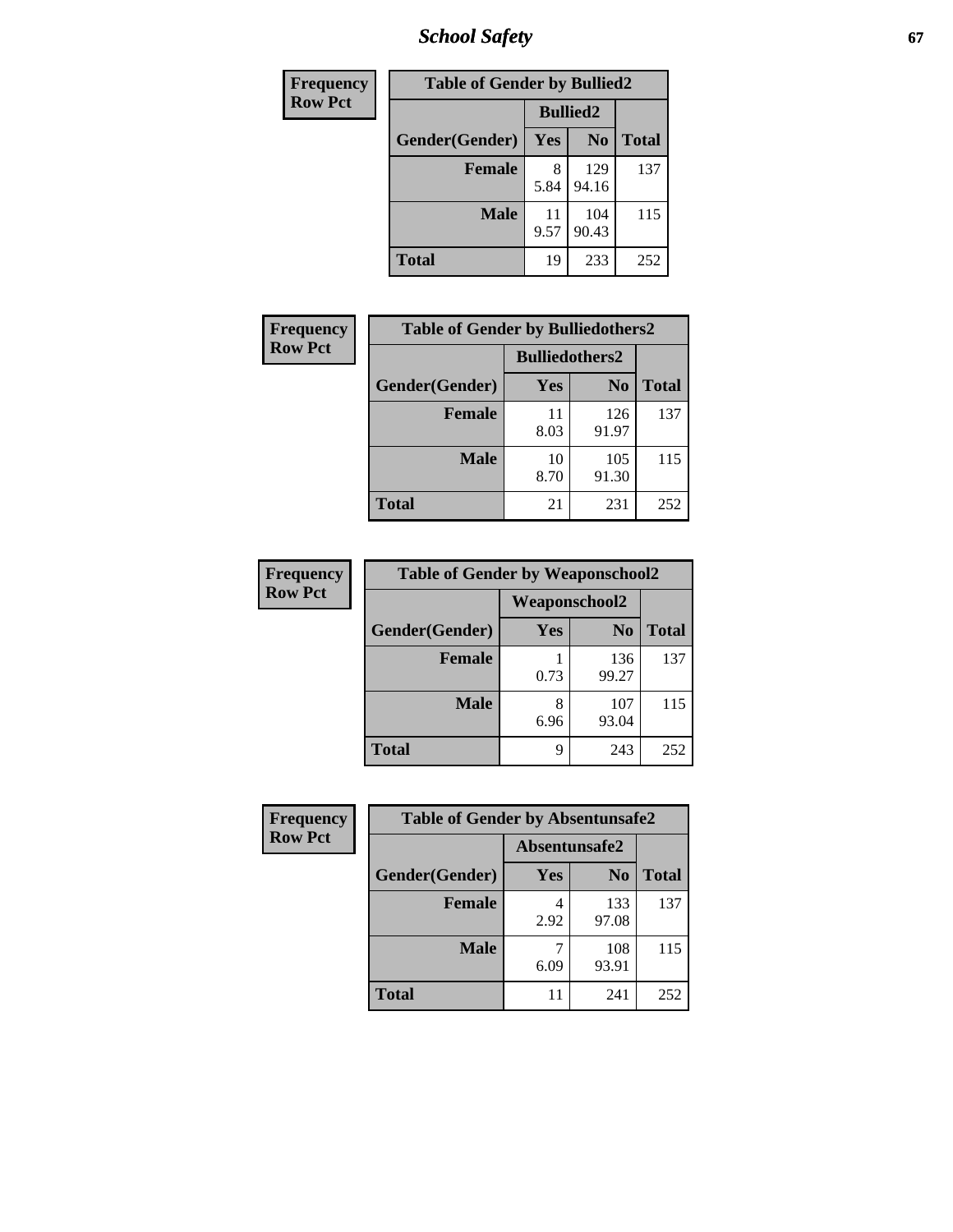| Frequency Row Pct |
|---|

| Table of Gender by Bullied2 | | | |
|---|---|---|---|
| | Bullied2 | | |
| Gender(Gender) | Yes | No | Total |
| **Female** | 8<br>5.84 | 129<br>94.16 | 137 |
| **Male** | 11<br>9.57 | 104<br>90.43 | 115 |
| **Total** | 19 | 233 | 252 |

| Frequency Row Pct |
|---|

| Table of Gender by Bulliedothers2 | | | |
|---|---|---|---|
| | Bulliedothers2 | | |
| Gender(Gender) | Yes | No | Total |
| **Female** | 11<br>8.03 | 126<br>91.97 | 137 |
| **Male** | 10<br>8.70 | 105<br>91.30 | 115 |
| **Total** | 21 | 231 | 252 |

| Frequency Row Pct |
|---|

| Table of Gender by Weaponschool2 | | | |
|---|---|---|---|
| | Weaponschool2 | | |
| Gender(Gender) | Yes | No | Total |
| **Female** | 1<br>0.73 | 136<br>99.27 | 137 |
| **Male** | 8<br>6.96 | 107<br>93.04 | 115 |
| **Total** | 9 | 243 | 252 |

| Frequency Row Pct |
|---|

| Table of Gender by Absentunsafe2 | | | |
|---|---|---|---|
| | Absentunsafe2 | | |
| Gender(Gender) | Yes | No | Total |
| **Female** | 4<br>2.92 | 133<br>97.08 | 137 |
| **Male** | 7<br>6.09 | 108<br>93.91 | 115 |
| **Total** | 11 | 241 | 252 |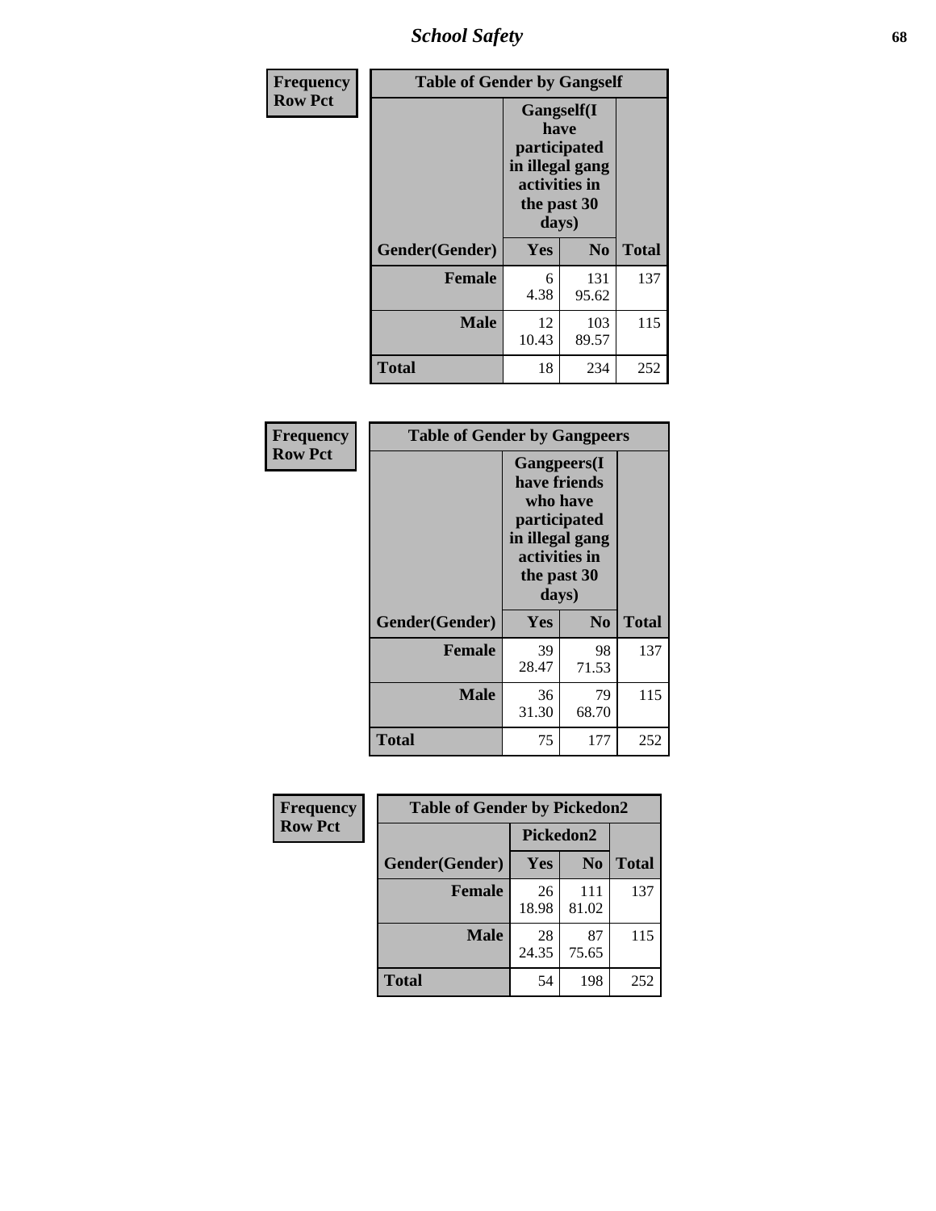| Frequency Row Pct | Table of Gender by Gangself | | |
|---|---|---|---|
| | Gangself(I have participated in illegal gang activities in the past 30 days) | | |
| Gender(Gender) | Yes | No | Total |
| Female | 6<br>4.38 | 131<br>95.62 | 137 |
| Male | 12<br>10.43 | 103<br>89.57 | 115 |
| Total | 18 | 234 | 252 |

| Frequency Row Pct | Table of Gender by Gangpeers | | |
|---|---|---|---|
| | Gangpeers(I have friends who have participated in illegal gang activities in the past 30 days) | | |
| Gender(Gender) | Yes | No | Total |
| Female | 39<br>28.47 | 98<br>71.53 | 137 |
| Male | 36<br>31.30 | 79<br>68.70 | 115 |
| Total | 75 | 177 | 252 |

| Frequency Row Pct | Table of Gender by Pickedon2 | | |
|---|---|---|---|
| | Pickedon2 | | |
| Gender(Gender) | Yes | No | Total |
| Female | 26<br>18.98 | 111<br>81.02 | 137 |
| Male | 28<br>24.35 | 87<br>75.65 | 115 |
| Total | 54 | 198 | 252 |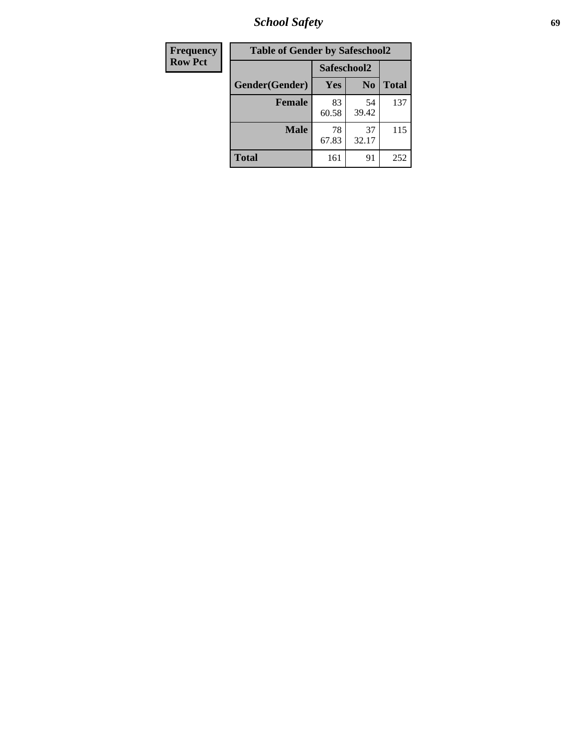| Frequency Row Pct | Table of Gender by Safeschool2 | | |
|---|---|---|---|
| | Safeschool2 | | |
| Gender(Gender) | Yes | No | Total |
| Female | 83<br>60.58 | 54<br>39.42 | 137 |
| Male | 78<br>67.83 | 37<br>32.17 | 115 |
| Total | 161 | 91 | 252 |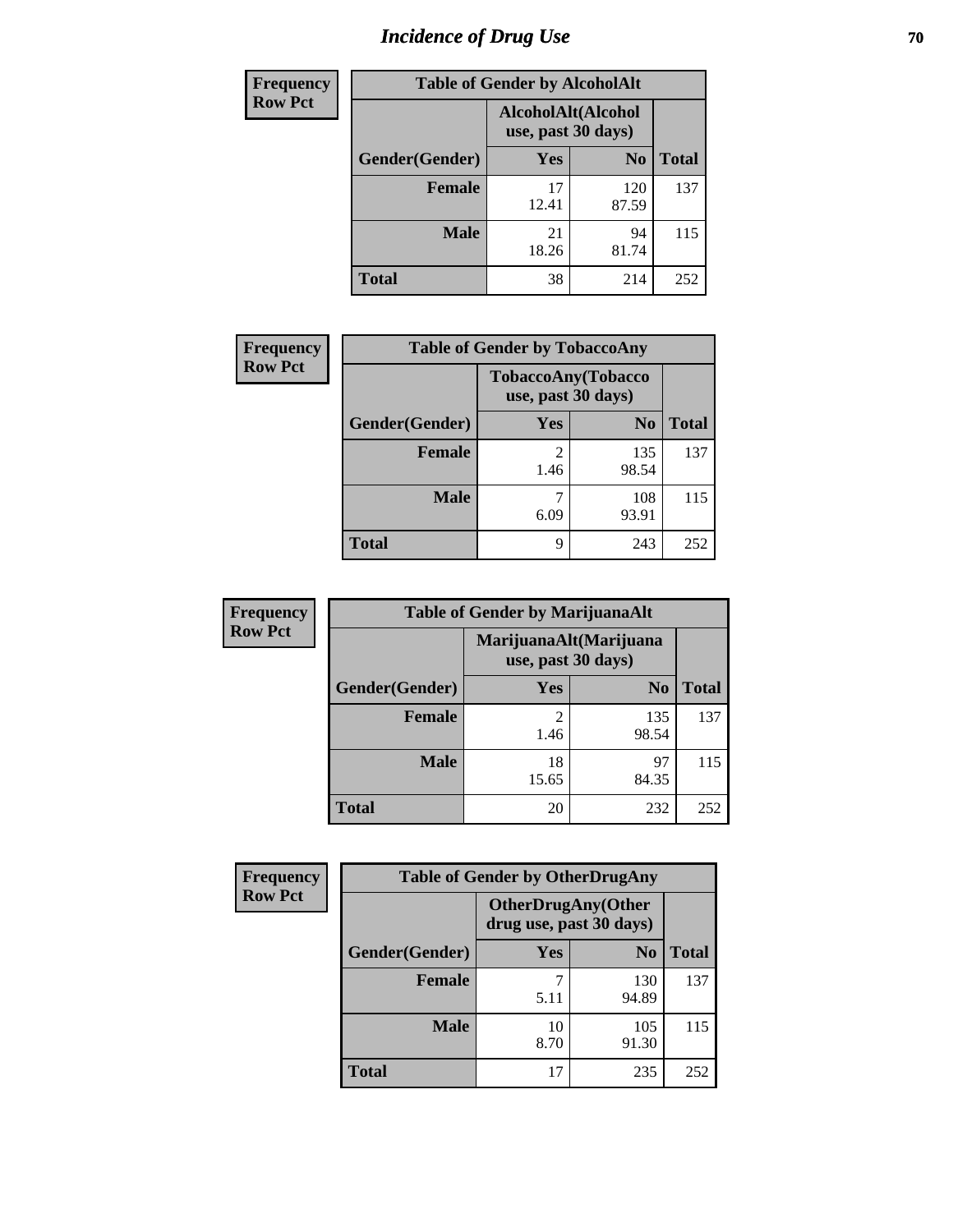# Incidence of Drug Use

**Frequency**
**Row Pct**

| Table of Gender by AlcoholAlt | | | |
|---|---|---|---|
| | AlcoholAlt(Alcohol use, past 30 days) | | |
| Gender(Gender) | Yes | No | Total |
| Female | 17<br>12.41 | 120<br>87.59 | 137 |
| Male | 21<br>18.26 | 94<br>81.74 | 115 |
| Total | 38 | 214 | 252 |

**Frequency**
**Row Pct**

| Table of Gender by TobaccoAny | | | |
|---|---|---|---|
| | TobaccoAny(Tobacco use, past 30 days) | | |
| Gender(Gender) | Yes | No | Total |
| Female | 2<br>1.46 | 135<br>98.54 | 137 |
| Male | 7<br>6.09 | 108<br>93.91 | 115 |
| Total | 9 | 243 | 252 |

**Frequency**
**Row Pct**

| Table of Gender by MarijuanaAlt | | | |
|---|---|---|---|
| | MarijuanaAlt(Marijuana use, past 30 days) | | |
| Gender(Gender) | Yes | No | Total |
| Female | 2<br>1.46 | 135<br>98.54 | 137 |
| Male | 18<br>15.65 | 97<br>84.35 | 115 |
| Total | 20 | 232 | 252 |

**Frequency**
**Row Pct**

| Table of Gender by OtherDrugAny | | | |
|---|---|---|---|
| | OtherDrugAny(Other drug use, past 30 days) | | |
| Gender(Gender) | Yes | No | Total |
| Female | 7<br>5.11 | 130<br>94.89 | 137 |
| Male | 10<br>8.70 | 105<br>91.30 | 115 |
| Total | 17 | 235 | 252 |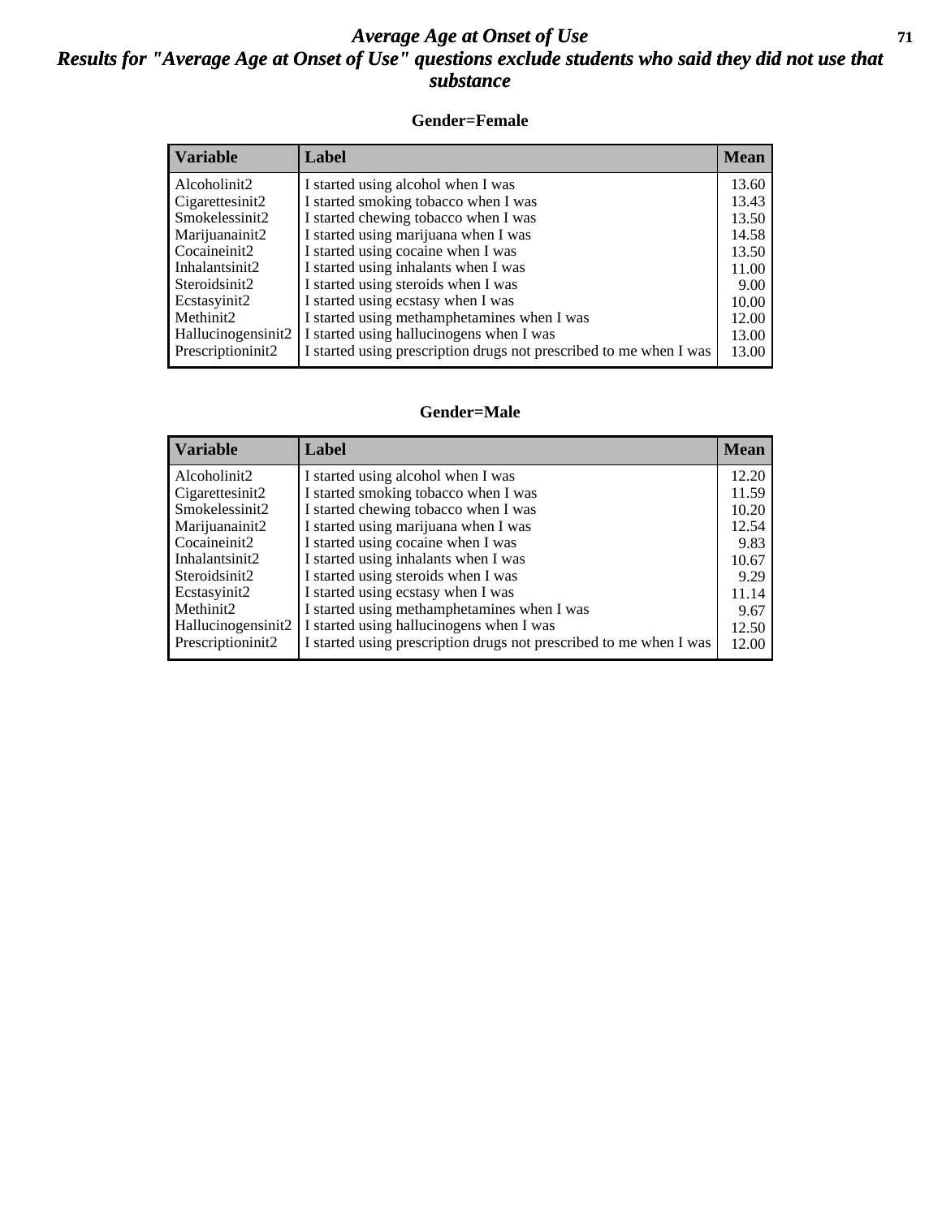# Average Age at Onset of Use

## Results for "Average Age at Onset of Use" questions exclude students who said they did not use that substance

### Gender=Female

| Variable | Label | Mean |
|---|---|---|
| Alcoholinit2 | I started using alcohol when I was | 13.60 |
| Cigarettesinit2 | I started smoking tobacco when I was | 13.43 |
| Smokelessinit2 | I started chewing tobacco when I was | 13.50 |
| Marijuanainit2 | I started using marijuana when I was | 14.58 |
| Cocaineinit2 | I started using cocaine when I was | 13.50 |
| Inhalantsinit2 | I started using inhalants when I was | 11.00 |
| Steroidsinit2 | I started using steroids when I was | 9.00 |
| Ecstasyinit2 | I started using ecstasy when I was | 10.00 |
| Methinit2 | I started using methamphetamines when I was | 12.00 |
| Hallucinogensinit2 | I started using hallucinogens when I was | 13.00 |
| Prescriptioninit2 | I started using prescription drugs not prescribed to me when I was | 13.00 |

### Gender=Male

| Variable | Label | Mean |
|---|---|---|
| Alcoholinit2 | I started using alcohol when I was | 12.20 |
| Cigarettesinit2 | I started smoking tobacco when I was | 11.59 |
| Smokelessinit2 | I started chewing tobacco when I was | 10.20 |
| Marijuanainit2 | I started using marijuana when I was | 12.54 |
| Cocaineinit2 | I started using cocaine when I was | 9.83 |
| Inhalantsinit2 | I started using inhalants when I was | 10.67 |
| Steroidsinit2 | I started using steroids when I was | 9.29 |
| Ecstasyinit2 | I started using ecstasy when I was | 11.14 |
| Methinit2 | I started using methamphetamines when I was | 9.67 |
| Hallucinogensinit2 | I started using hallucinogens when I was | 12.50 |
| Prescriptioninit2 | I started using prescription drugs not prescribed to me when I was | 12.00 |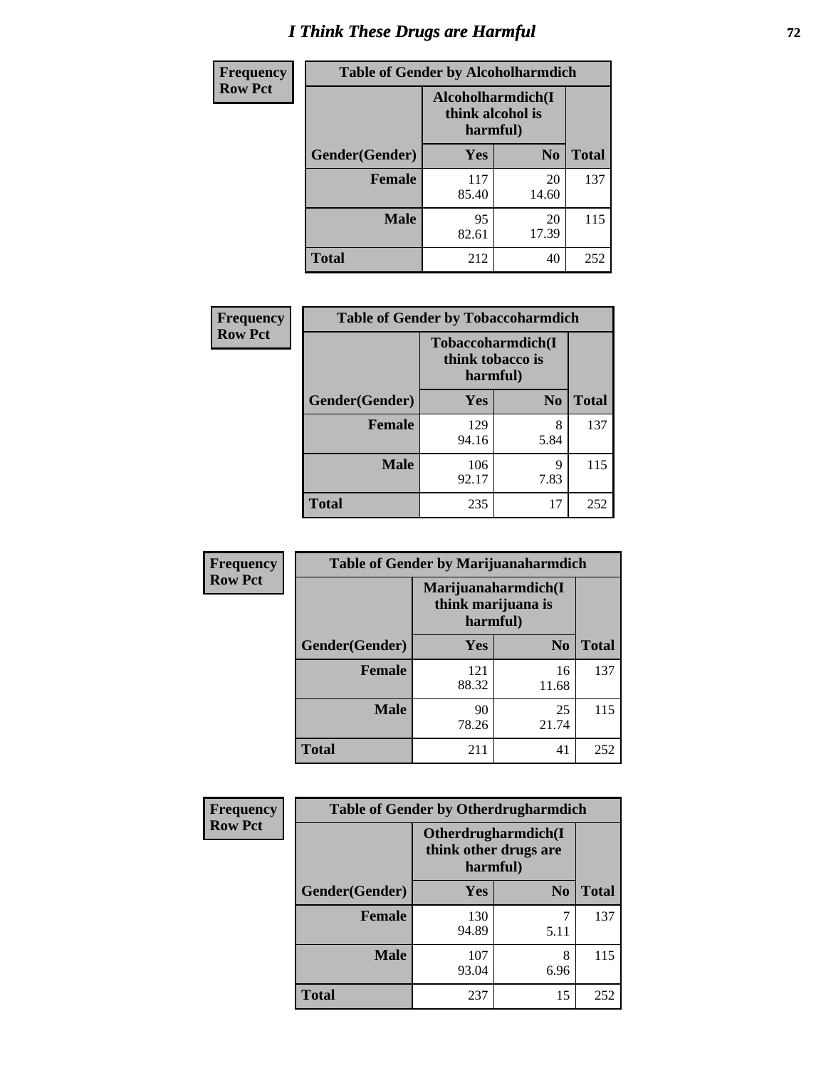# I Think These Drugs are Harmful

**Frequency**
**Row Pct**

| Table of Gender by Alcoholharmdich | | | |
|---|---|---|---|
| | Alcoholharmdich(I think alcohol is harmful) | | |
| Gender(Gender) | Yes | No | Total |
| Female | 117<br>85.40 | 20<br>14.60 | 137 |
| Male | 95<br>82.61 | 20<br>17.39 | 115 |
| Total | 212 | 40 | 252 |

**Frequency**
**Row Pct**

| Table of Gender by Tobaccoharmdich | | | |
|---|---|---|---|
| | Tobaccoharmdich(I think tobacco is harmful) | | |
| Gender(Gender) | Yes | No | Total |
| Female | 129<br>94.16 | 8<br>5.84 | 137 |
| Male | 106<br>92.17 | 9<br>7.83 | 115 |
| Total | 235 | 17 | 252 |

**Frequency**
**Row Pct**

| Table of Gender by Marijuanaharmdich | | | |
|---|---|---|---|
| | Marijuanaharmdich(I think marijuana is harmful) | | |
| Gender(Gender) | Yes | No | Total |
| Female | 121<br>88.32 | 16<br>11.68 | 137 |
| Male | 90<br>78.26 | 25<br>21.74 | 115 |
| Total | 211 | 41 | 252 |

**Frequency**
**Row Pct**

| Table of Gender by Otherdrugharmdich | | | |
|---|---|---|---|
| | Otherdrugharmdich(I think other drugs are harmful) | | |
| Gender(Gender) | Yes | No | Total |
| Female | 130<br>94.89 | 7<br>5.11 | 137 |
| Male | 107<br>93.04 | 8<br>6.96 | 115 |
| Total | 237 | 15 | 252 |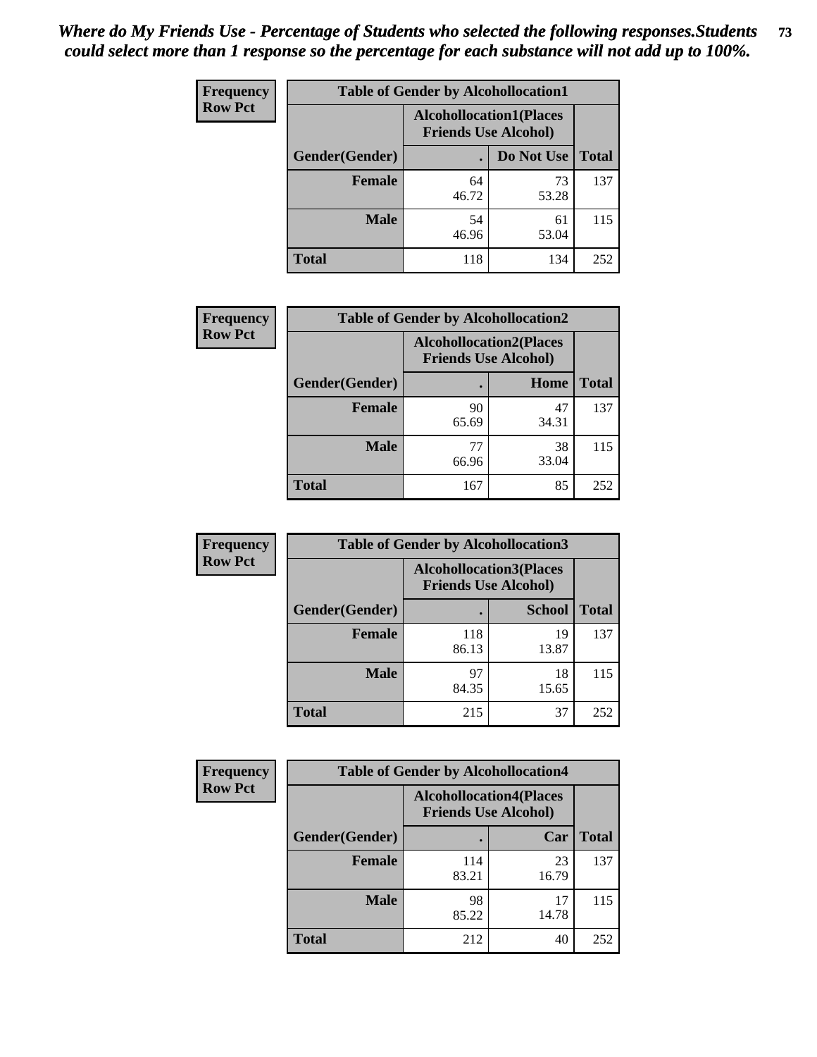*Where do My Friends Use - Percentage of Students who selected the following responses.Students could select more than 1 response so the percentage for each substance will not add up to 100%.*

**Frequency**
**Row Pct**

| Table of Gender by Alcohollocation1 | | | |
|---|---|---|---|
| | Alcohollocation1(Places Friends Use Alcohol) | | |
| Gender(Gender) | . | Do Not Use | Total |
| **Female** | 64<br>46.72 | 73<br>53.28 | 137 |
| **Male** | 54<br>46.96 | 61<br>53.04 | 115 |
| **Total** | 118 | 134 | 252 |

**Frequency**
**Row Pct**

| Table of Gender by Alcohollocation2 | | | |
|---|---|---|---|
| | Alcohollocation2(Places Friends Use Alcohol) | | |
| Gender(Gender) | . | Home | Total |
| **Female** | 90<br>65.69 | 47<br>34.31 | 137 |
| **Male** | 77<br>66.96 | 38<br>33.04 | 115 |
| **Total** | 167 | 85 | 252 |

**Frequency**
**Row Pct**

| Table of Gender by Alcohollocation3 | | | |
|---|---|---|---|
| | Alcohollocation3(Places Friends Use Alcohol) | | |
| Gender(Gender) | . | School | Total |
| **Female** | 118<br>86.13 | 19<br>13.87 | 137 |
| **Male** | 97<br>84.35 | 18<br>15.65 | 115 |
| **Total** | 215 | 37 | 252 |

**Frequency**
**Row Pct**

| Table of Gender by Alcohollocation4 | | | |
|---|---|---|---|
| | Alcohollocation4(Places Friends Use Alcohol) | | |
| Gender(Gender) | . | Car | Total |
| **Female** | 114<br>83.21 | 23<br>16.79 | 137 |
| **Male** | 98<br>85.22 | 17<br>14.78 | 115 |
| **Total** | 212 | 40 | 252 |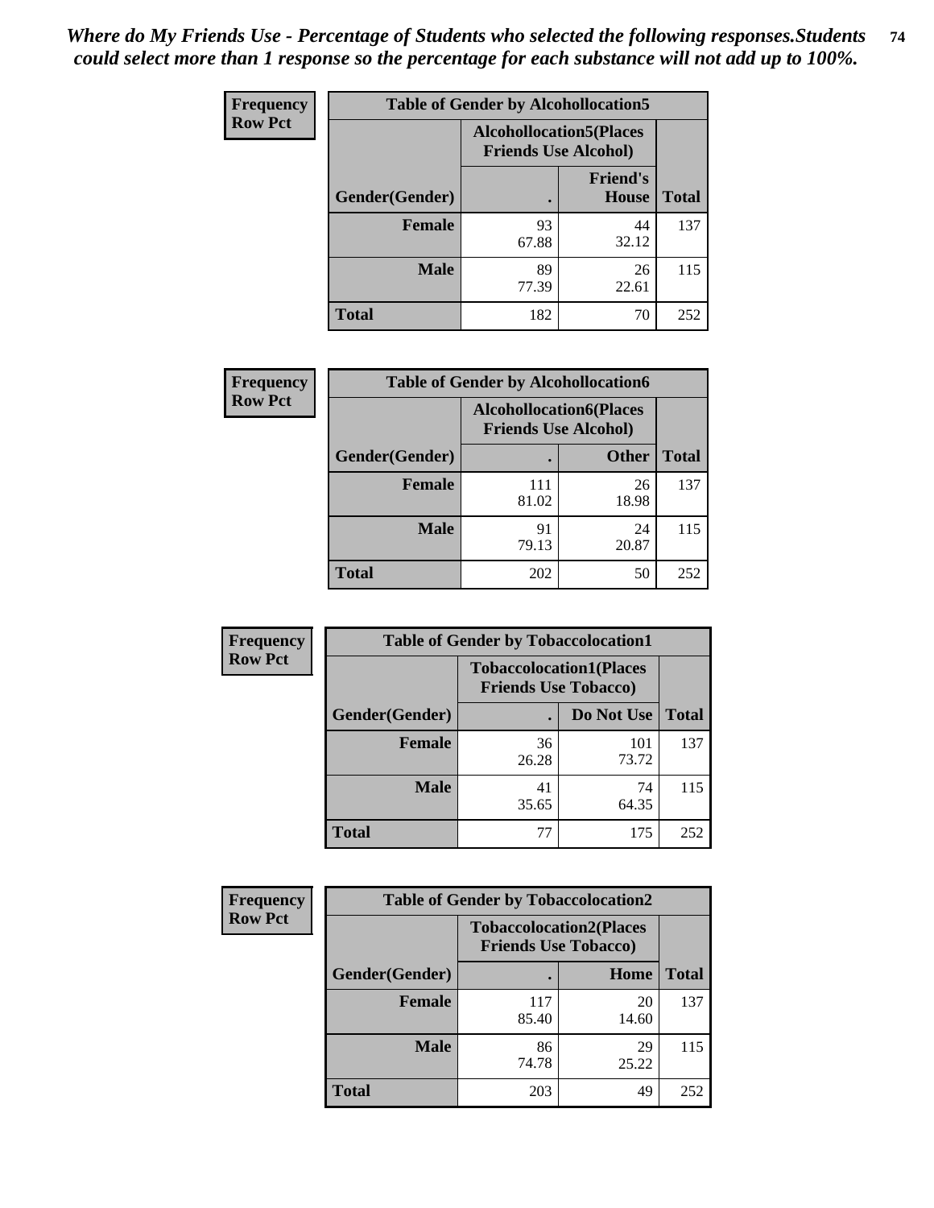*Where do My Friends Use - Percentage of Students who selected the following responses.Students could select more than 1 response so the percentage for each substance will not add up to 100%.*

**Frequency**
**Row Pct**

| Table of Gender by Alcohollocation5 | | | |
|---|---|---|---|
| | Alcohollocation5(Places Friends Use Alcohol) | | |
| Gender(Gender) | . | Friend's House | Total |
| **Female** | 93<br>67.88 | 44<br>32.12 | 137 |
| **Male** | 89<br>77.39 | 26<br>22.61 | 115 |
| **Total** | 182 | 70 | 252 |

**Frequency**
**Row Pct**

| Table of Gender by Alcohollocation6 | | | |
|---|---|---|---|
| | Alcohollocation6(Places Friends Use Alcohol) | | |
| Gender(Gender) | . | Other | Total |
| **Female** | 111<br>81.02 | 26<br>18.98 | 137 |
| **Male** | 91<br>79.13 | 24<br>20.87 | 115 |
| **Total** | 202 | 50 | 252 |

**Frequency**
**Row Pct**

| Table of Gender by Tobaccolocation1 | | | |
|---|---|---|---|
| | Tobaccolocation1(Places Friends Use Tobacco) | | |
| Gender(Gender) | . | Do Not Use | Total |
| **Female** | 36<br>26.28 | 101<br>73.72 | 137 |
| **Male** | 41<br>35.65 | 74<br>64.35 | 115 |
| **Total** | 77 | 175 | 252 |

**Frequency**
**Row Pct**

| Table of Gender by Tobaccolocation2 | | | |
|---|---|---|---|
| | Tobaccolocation2(Places Friends Use Tobacco) | | |
| Gender(Gender) | . | Home | Total |
| **Female** | 117<br>85.40 | 20<br>14.60 | 137 |
| **Male** | 86<br>74.78 | 29<br>25.22 | 115 |
| **Total** | 203 | 49 | 252 |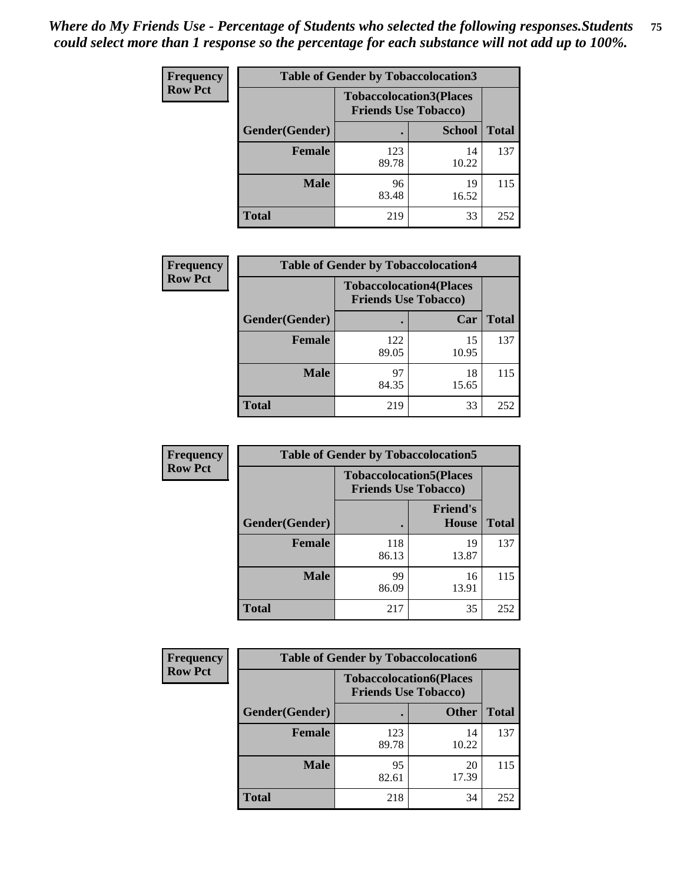*Where do My Friends Use - Percentage of Students who selected the following responses.Students could select more than 1 response so the percentage for each substance will not add up to 100%.*

**Frequency**
**Row Pct**

| Table of Gender by Tobaccolocation3 | | | |
|---|---|---|---|
| | Tobaccolocation3(Places Friends Use Tobacco) | | |
| Gender(Gender) | . | School | Total |
| Female | 123<br>89.78 | 14<br>10.22 | 137 |
| Male | 96<br>83.48 | 19<br>16.52 | 115 |
| Total | 219 | 33 | 252 |

**Frequency**
**Row Pct**

| Table of Gender by Tobaccolocation4 | | | |
|---|---|---|---|
| | Tobaccolocation4(Places Friends Use Tobacco) | | |
| Gender(Gender) | . | Car | Total |
| Female | 122<br>89.05 | 15<br>10.95 | 137 |
| Male | 97<br>84.35 | 18<br>15.65 | 115 |
| Total | 219 | 33 | 252 |

**Frequency**
**Row Pct**

| Table of Gender by Tobaccolocation5 | | | |
|---|---|---|---|
| | Tobaccolocation5(Places Friends Use Tobacco) | | |
| Gender(Gender) | . | Friend's House | Total |
| Female | 118<br>86.13 | 19<br>13.87 | 137 |
| Male | 99<br>86.09 | 16<br>13.91 | 115 |
| Total | 217 | 35 | 252 |

**Frequency**
**Row Pct**

| Table of Gender by Tobaccolocation6 | | | |
|---|---|---|---|
| | Tobaccolocation6(Places Friends Use Tobacco) | | |
| Gender(Gender) | . | Other | Total |
| Female | 123<br>89.78 | 14<br>10.22 | 137 |
| Male | 95<br>82.61 | 20<br>17.39 | 115 |
| Total | 218 | 34 | 252 |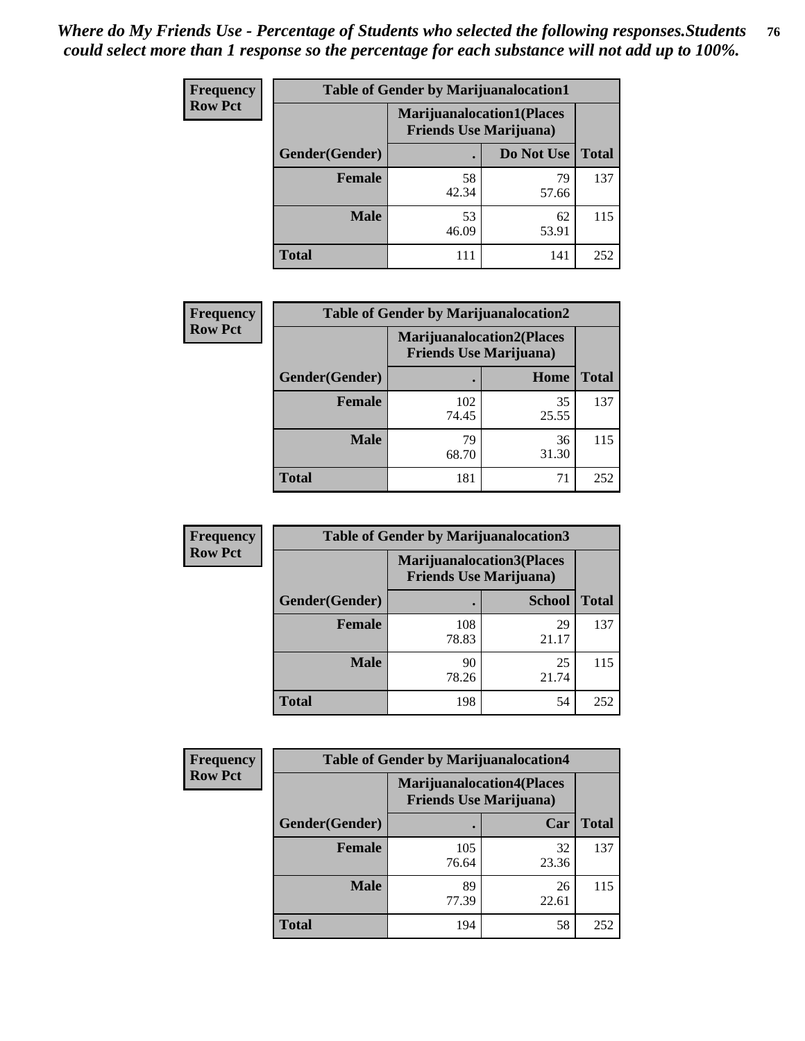*Where do My Friends Use - Percentage of Students who selected the following responses.Students could select more than 1 response so the percentage for each substance will not add up to 100%.*

| Frequency Row Pct | Table of Gender by Marijuanalocation1 | | |
|---|---|---|---|
| | Marijuanalocation1(Places Friends Use Marijuana) | | |
| Gender(Gender) | . | Do Not Use | Total |
| Female | 58<br>42.34 | 79<br>57.66 | 137 |
| Male | 53<br>46.09 | 62<br>53.91 | 115 |
| Total | 111 | 141 | 252 |

| Frequency Row Pct | Table of Gender by Marijuanalocation2 | | |
|---|---|---|---|
| | Marijuanalocation2(Places Friends Use Marijuana) | | |
| Gender(Gender) | . | Home | Total |
| Female | 102<br>74.45 | 35<br>25.55 | 137 |
| Male | 79<br>68.70 | 36<br>31.30 | 115 |
| Total | 181 | 71 | 252 |

| Frequency Row Pct | Table of Gender by Marijuanalocation3 | | |
|---|---|---|---|
| | Marijuanalocation3(Places Friends Use Marijuana) | | |
| Gender(Gender) | . | School | Total |
| Female | 108<br>78.83 | 29<br>21.17 | 137 |
| Male | 90<br>78.26 | 25<br>21.74 | 115 |
| Total | 198 | 54 | 252 |

| Frequency Row Pct | Table of Gender by Marijuanalocation4 | | |
|---|---|---|---|
| | Marijuanalocation4(Places Friends Use Marijuana) | | |
| Gender(Gender) | . | Car | Total |
| Female | 105<br>76.64 | 32<br>23.36 | 137 |
| Male | 89<br>77.39 | 26<br>22.61 | 115 |
| Total | 194 | 58 | 252 |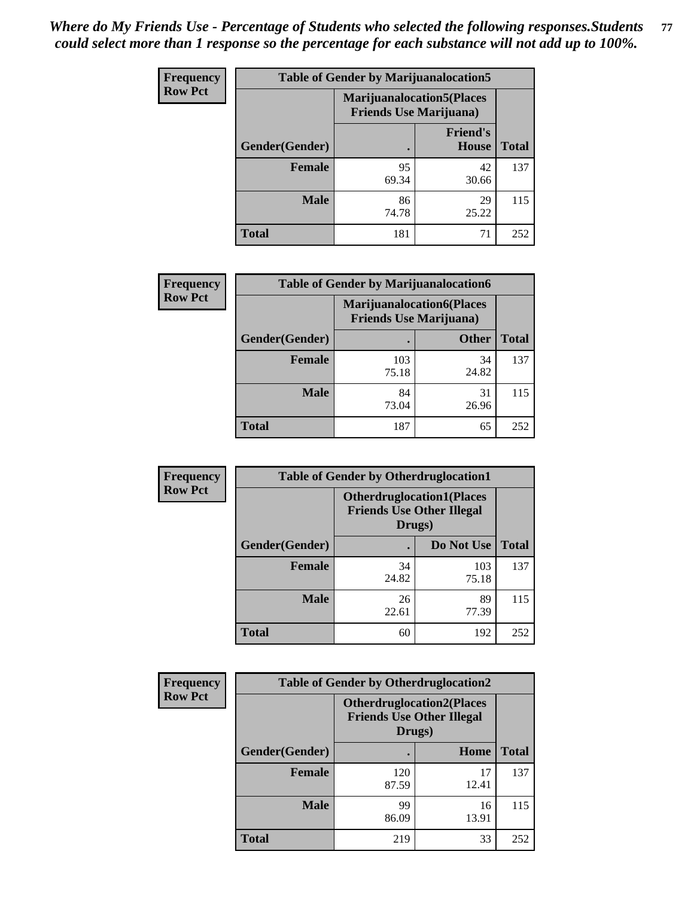***Where do My Friends Use - Percentage of Students who selected the following responses.Students could select more than 1 response so the percentage for each substance will not add up to 100%.***

**Frequency**
**Row Pct**

| Table of Gender by Marijuanalocation5 | | | |
|---|---|---|---|
| | Marijuanalocation5(Places Friends Use Marijuana) | | |
| Gender(Gender) | . | Friend's House | Total |
| **Female** | 95<br>69.34 | 42<br>30.66 | 137 |
| **Male** | 86<br>74.78 | 29<br>25.22 | 115 |
| **Total** | 181 | 71 | 252 |

**Frequency**
**Row Pct**

| Table of Gender by Marijuanalocation6 | | | |
|---|---|---|---|
| | Marijuanalocation6(Places Friends Use Marijuana) | | |
| Gender(Gender) | . | Other | Total |
| **Female** | 103<br>75.18 | 34<br>24.82 | 137 |
| **Male** | 84<br>73.04 | 31<br>26.96 | 115 |
| **Total** | 187 | 65 | 252 |

**Frequency**
**Row Pct**

| Table of Gender by Otherdruglocation1 | | | |
|---|---|---|---|
| | Otherdruglocation1(Places Friends Use Other Illegal Drugs) | | |
| Gender(Gender) | . | Do Not Use | Total |
| **Female** | 34<br>24.82 | 103<br>75.18 | 137 |
| **Male** | 26<br>22.61 | 89<br>77.39 | 115 |
| **Total** | 60 | 192 | 252 |

**Frequency**
**Row Pct**

| Table of Gender by Otherdruglocation2 | | | |
|---|---|---|---|
| | Otherdruglocation2(Places Friends Use Other Illegal Drugs) | | |
| Gender(Gender) | . | Home | Total |
| **Female** | 120<br>87.59 | 17<br>12.41 | 137 |
| **Male** | 99<br>86.09 | 16<br>13.91 | 115 |
| **Total** | 219 | 33 | 252 |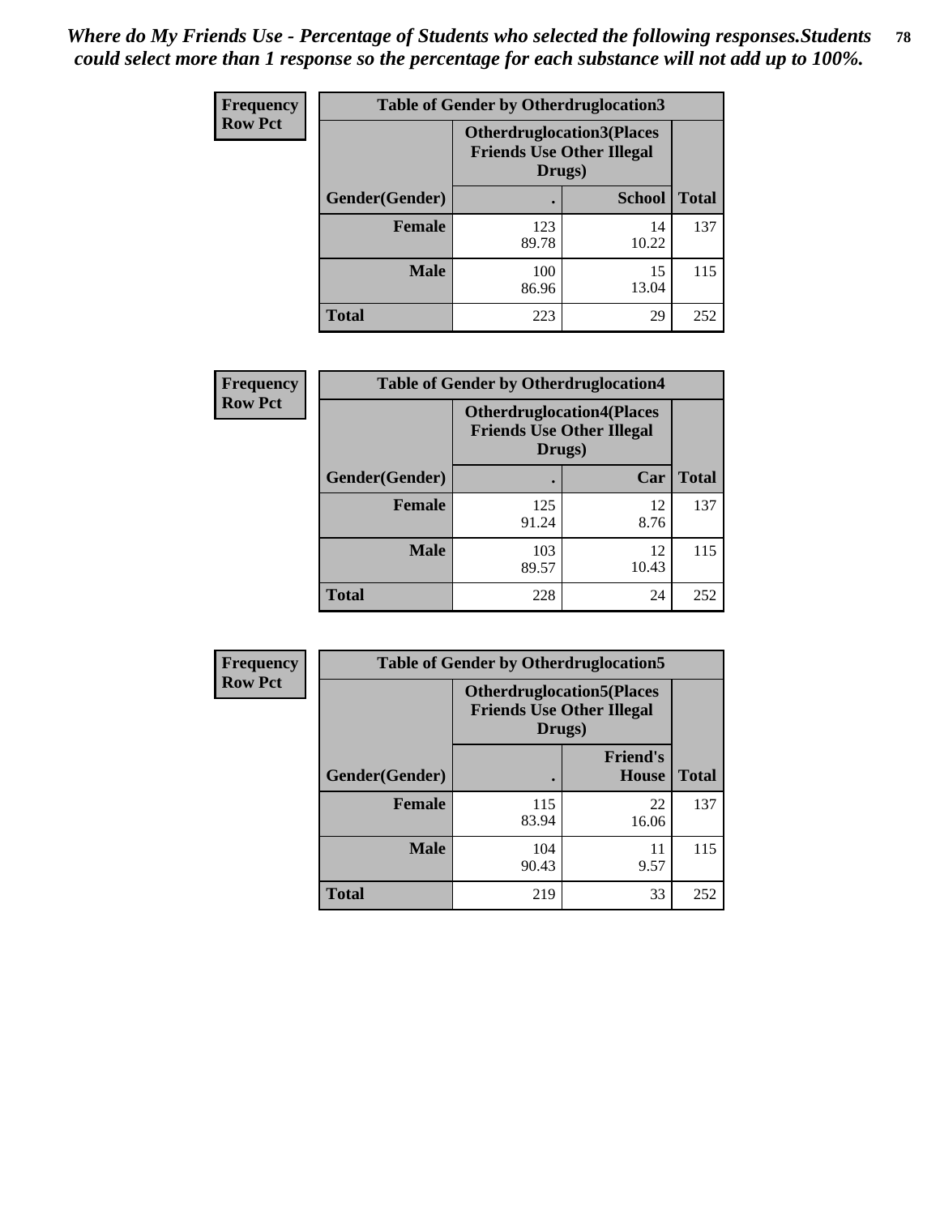*Where do My Friends Use - Percentage of Students who selected the following responses.Students could select more than 1 response so the percentage for each substance will not add up to 100%.*

| Frequency Row Pct | Table of Gender by Otherdruglocation3 | | |
|---|---|---|---|
| | Otherdruglocation3(Places Friends Use Other Illegal Drugs) | | |
| Gender(Gender) | . | School | Total |
| Female | 123 89.78 | 14 10.22 | 137 |
| Male | 100 86.96 | 15 13.04 | 115 |
| Total | 223 | 29 | 252 |

| Frequency Row Pct | Table of Gender by Otherdruglocation4 | | |
|---|---|---|---|
| | Otherdruglocation4(Places Friends Use Other Illegal Drugs) | | |
| Gender(Gender) | . | Car | Total |
| Female | 125 91.24 | 12 8.76 | 137 |
| Male | 103 89.57 | 12 10.43 | 115 |
| Total | 228 | 24 | 252 |

| Frequency Row Pct | Table of Gender by Otherdruglocation5 | | |
|---|---|---|---|
| | Otherdruglocation5(Places Friends Use Other Illegal Drugs) | | |
| Gender(Gender) | . | Friend's House | Total |
| Female | 115 83.94 | 22 16.06 | 137 |
| Male | 104 90.43 | 11 9.57 | 115 |
| Total | 219 | 33 | 252 |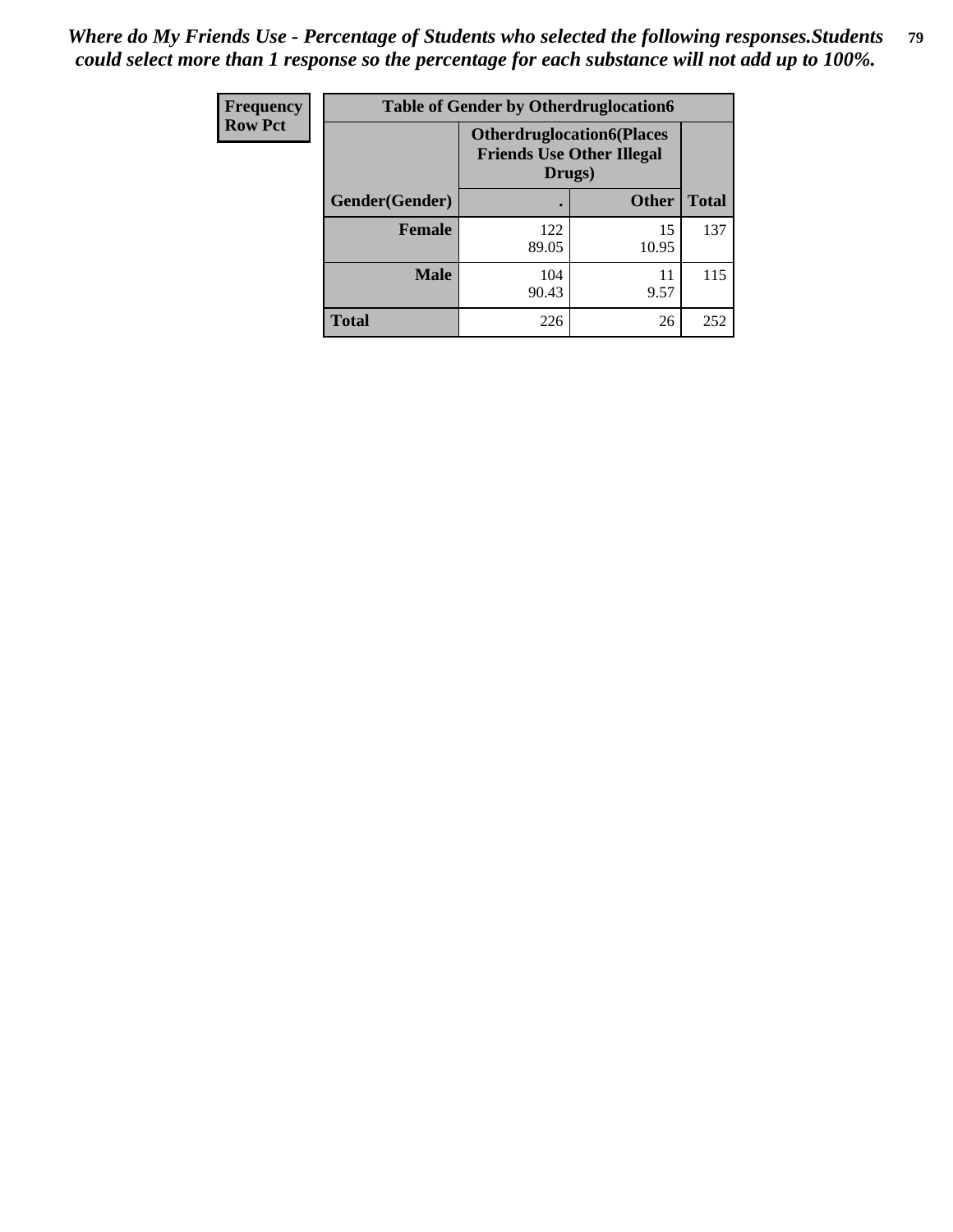*Where do My Friends Use - Percentage of Students who selected the following responses.Students could select more than 1 response so the percentage for each substance will not add up to 100%.*

| Frequency Row Pct | Table of Gender by Otherdruglocation6 | | |
|---|---|---|---|
| | **Otherdruglocation6(Places Friends Use Other Illegal Drugs)** | | |
| **Gender(Gender)** | **.** | **Other** | **Total** |
| **Female** | 122<br>89.05 | 15<br>10.95 | 137 |
| **Male** | 104<br>90.43 | 11<br>9.57 | 115 |
| **Total** | 226 | 26 | 252 |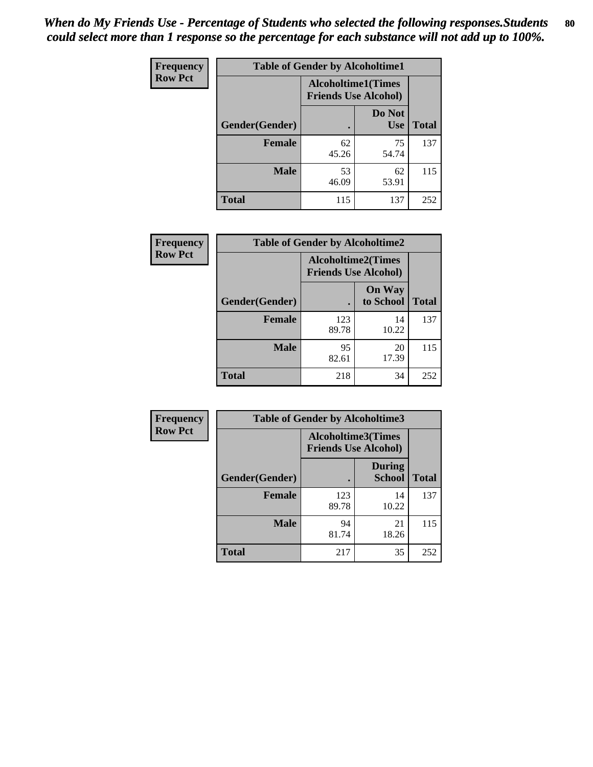*When do My Friends Use - Percentage of Students who selected the following responses.Students could select more than 1 response so the percentage for each substance will not add up to 100%.*

| Frequency<br>Row Pct | Table of Gender by Alcoholtime1 | | |
|---|---|---|---|
| | Alcoholtime1(Times Friends Use Alcohol) | | |
| Gender(Gender) | . | Do Not Use | Total |
| Female | 62<br>45.26 | 75<br>54.74 | 137 |
| Male | 53<br>46.09 | 62<br>53.91 | 115 |
| Total | 115 | 137 | 252 |

| Frequency<br>Row Pct | Table of Gender by Alcoholtime2 | | |
|---|---|---|---|
| | Alcoholtime2(Times Friends Use Alcohol) | | |
| Gender(Gender) | . | On Way to School | Total |
| Female | 123<br>89.78 | 14<br>10.22 | 137 |
| Male | 95<br>82.61 | 20<br>17.39 | 115 |
| Total | 218 | 34 | 252 |

| Frequency<br>Row Pct | Table of Gender by Alcoholtime3 | | |
|---|---|---|---|
| | Alcoholtime3(Times Friends Use Alcohol) | | |
| Gender(Gender) | . | During School | Total |
| Female | 123<br>89.78 | 14<br>10.22 | 137 |
| Male | 94<br>81.74 | 21<br>18.26 | 115 |
| Total | 217 | 35 | 252 |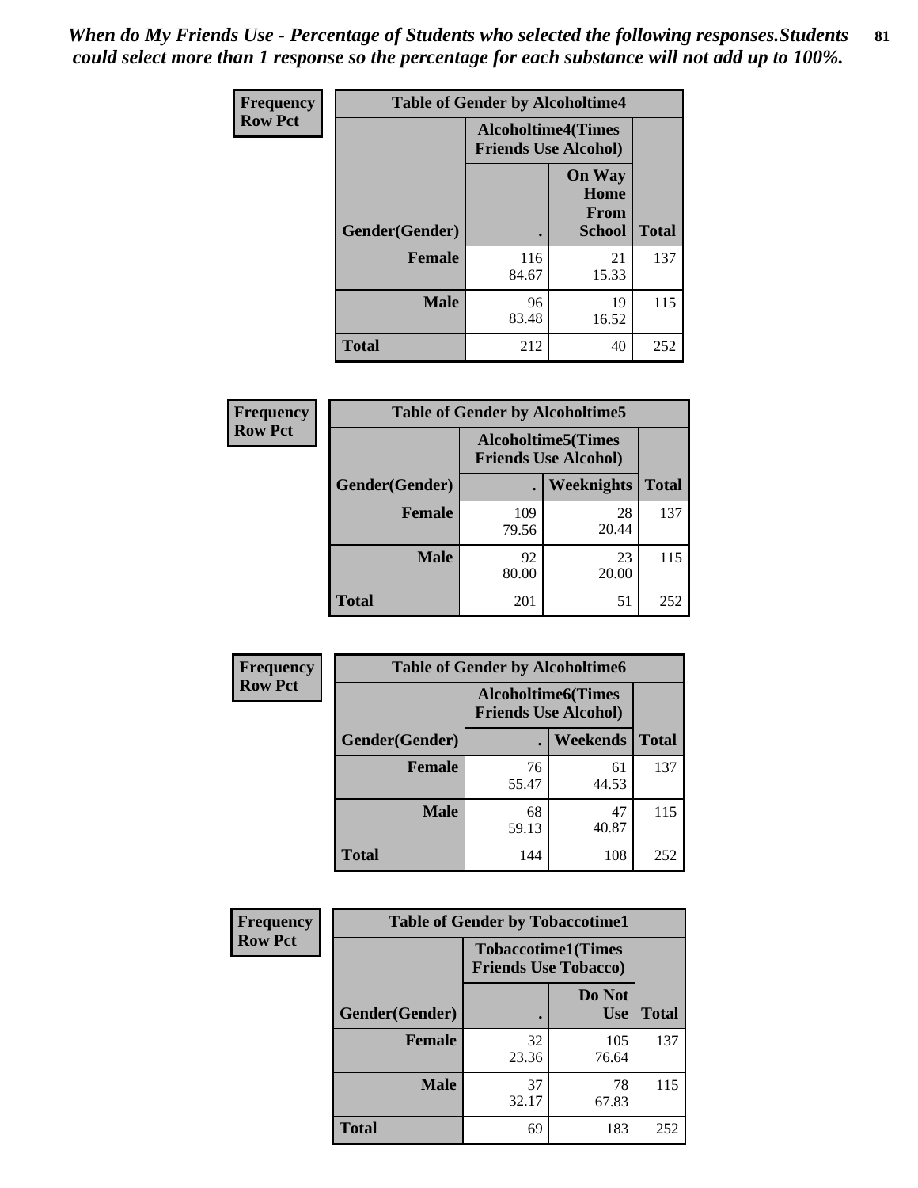*When do My Friends Use - Percentage of Students who selected the following responses.Students could select more than 1 response so the percentage for each substance will not add up to 100%.*

**Frequency**
**Row Pct**

| Table of Gender by Alcoholtime4 | | | |
|---|---|---|---|
| | Alcoholtime4(Times Friends Use Alcohol) | | |
| Gender(Gender) | . | On Way Home From School | Total |
| **Female** | 116<br>84.67 | 21<br>15.33 | 137 |
| **Male** | 96<br>83.48 | 19<br>16.52 | 115 |
| **Total** | 212 | 40 | 252 |

**Frequency**
**Row Pct**

| Table of Gender by Alcoholtime5 | | | |
|---|---|---|---|
| | Alcoholtime5(Times Friends Use Alcohol) | | |
| Gender(Gender) | . | Weeknights | Total |
| **Female** | 109<br>79.56 | 28<br>20.44 | 137 |
| **Male** | 92<br>80.00 | 23<br>20.00 | 115 |
| **Total** | 201 | 51 | 252 |

**Frequency**
**Row Pct**

| Table of Gender by Alcoholtime6 | | | |
|---|---|---|---|
| | Alcoholtime6(Times Friends Use Alcohol) | | |
| Gender(Gender) | . | Weekends | Total |
| **Female** | 76<br>55.47 | 61<br>44.53 | 137 |
| **Male** | 68<br>59.13 | 47<br>40.87 | 115 |
| **Total** | 144 | 108 | 252 |

**Frequency**
**Row Pct**

| Table of Gender by Tobaccotime1 | | | |
|---|---|---|---|
| | Tobaccotime1(Times Friends Use Tobacco) | | |
| Gender(Gender) | . | Do Not Use | Total |
| **Female** | 32<br>23.36 | 105<br>76.64 | 137 |
| **Male** | 37<br>32.17 | 78<br>67.83 | 115 |
| **Total** | 69 | 183 | 252 |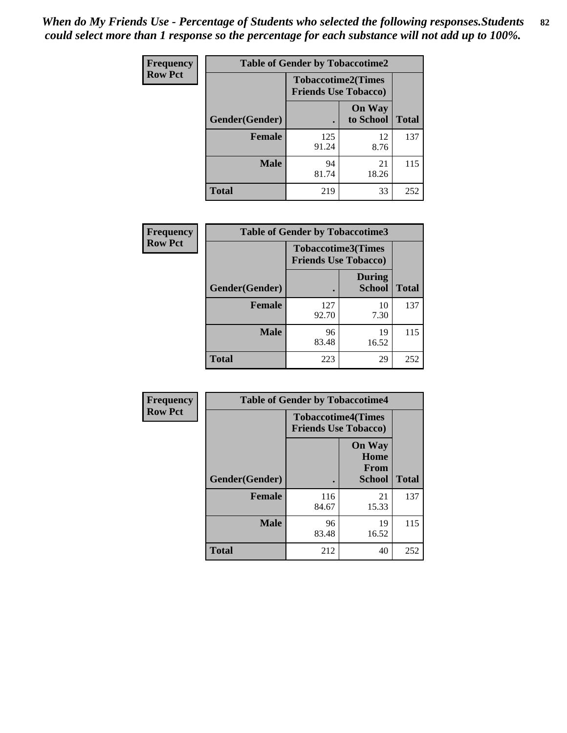*When do My Friends Use - Percentage of Students who selected the following responses.Students could select more than 1 response so the percentage for each substance will not add up to 100%.*

**Frequency**
**Row Pct**

| Table of Gender by Tobaccotime2 | | | |
|---|---|---|---|
| | Tobaccotime2(Times Friends Use Tobacco) | | |
| Gender(Gender) | . | On Way to School | Total |
| **Female** | 125<br>91.24 | 12<br>8.76 | 137 |
| **Male** | 94<br>81.74 | 21<br>18.26 | 115 |
| **Total** | 219 | 33 | 252 |

**Frequency**
**Row Pct**

| Table of Gender by Tobaccotime3 | | | |
|---|---|---|---|
| | Tobaccotime3(Times Friends Use Tobacco) | | |
| Gender(Gender) | . | During School | Total |
| **Female** | 127<br>92.70 | 10<br>7.30 | 137 |
| **Male** | 96<br>83.48 | 19<br>16.52 | 115 |
| **Total** | 223 | 29 | 252 |

**Frequency**
**Row Pct**

| Table of Gender by Tobaccotime4 | | | |
|---|---|---|---|
| | Tobaccotime4(Times Friends Use Tobacco) | | |
| Gender(Gender) | . | On Way Home From School | Total |
| **Female** | 116<br>84.67 | 21<br>15.33 | 137 |
| **Male** | 96<br>83.48 | 19<br>16.52 | 115 |
| **Total** | 212 | 40 | 252 |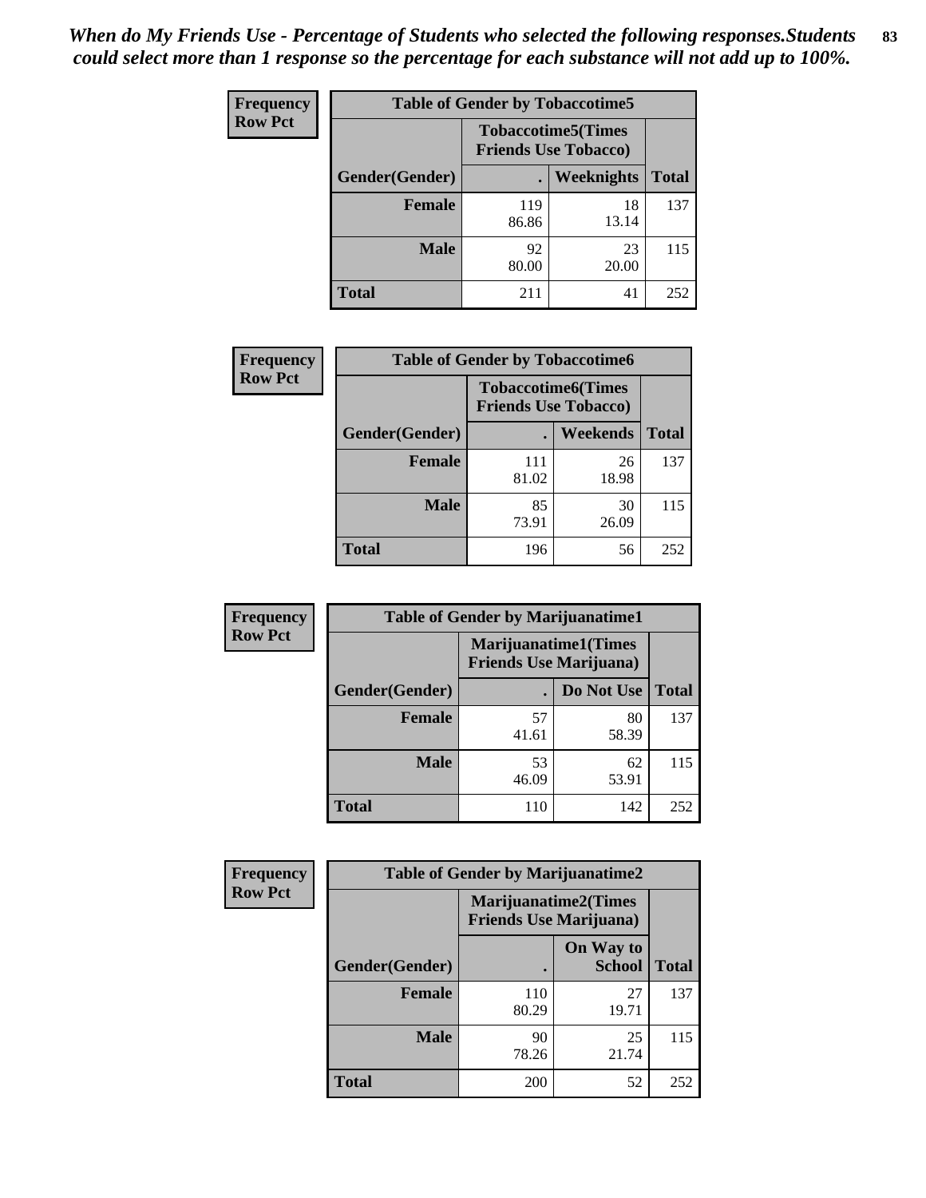*When do My Friends Use - Percentage of Students who selected the following responses.Students could select more than 1 response so the percentage for each substance will not add up to 100%.*

**Frequency**
**Row Pct**

| Table of Gender by Tobaccotime5 | | | |
|---|---|---|---|
| | Tobaccotime5(Times Friends Use Tobacco) | | |
| Gender(Gender) | . | Weeknights | Total |
| **Female** | 119<br>86.86 | 18<br>13.14 | 137 |
| **Male** | 92<br>80.00 | 23<br>20.00 | 115 |
| **Total** | 211 | 41 | 252 |

**Frequency**
**Row Pct**

| Table of Gender by Tobaccotime6 | | | |
|---|---|---|---|
| | Tobaccotime6(Times Friends Use Tobacco) | | |
| Gender(Gender) | . | Weekends | Total |
| **Female** | 111<br>81.02 | 26<br>18.98 | 137 |
| **Male** | 85<br>73.91 | 30<br>26.09 | 115 |
| **Total** | 196 | 56 | 252 |

**Frequency**
**Row Pct**

| Table of Gender by Marijuanatime1 | | | |
|---|---|---|---|
| | Marijuanatime1(Times Friends Use Marijuana) | | |
| Gender(Gender) | . | Do Not Use | Total |
| **Female** | 57<br>41.61 | 80<br>58.39 | 137 |
| **Male** | 53<br>46.09 | 62<br>53.91 | 115 |
| **Total** | 110 | 142 | 252 |

**Frequency**
**Row Pct**

| Table of Gender by Marijuanatime2 | | | |
|---|---|---|---|
| | Marijuanatime2(Times Friends Use Marijuana) | | |
| Gender(Gender) | . | On Way to School | Total |
| **Female** | 110<br>80.29 | 27<br>19.71 | 137 |
| **Male** | 90<br>78.26 | 25<br>21.74 | 115 |
| **Total** | 200 | 52 | 252 |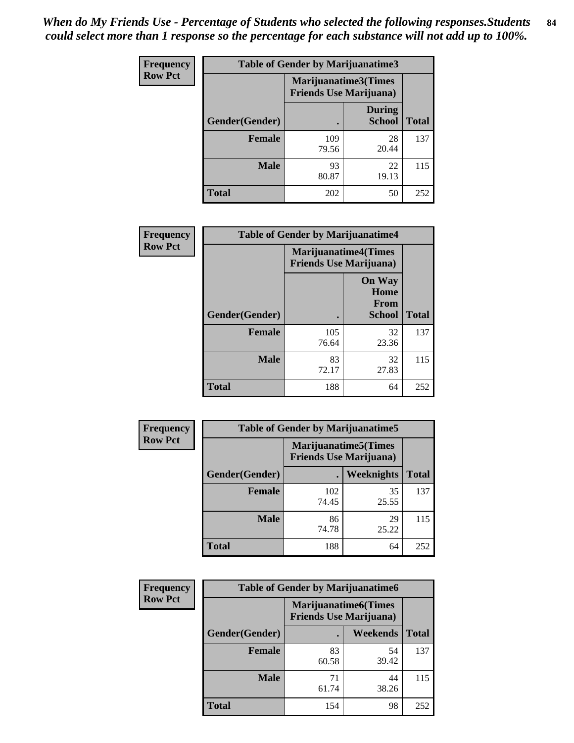*When do My Friends Use - Percentage of Students who selected the following responses.Students could select more than 1 response so the percentage for each substance will not add up to 100%.*

**Frequency**
**Row Pct**

| Table of Gender by Marijuanatime3 | | | |
|---|---|---|---|
| | Marijuanatime3(Times Friends Use Marijuana) | | |
| Gender(Gender) | . | During School | Total |
| **Female** | 109<br>79.56 | 28<br>20.44 | 137 |
| **Male** | 93<br>80.87 | 22<br>19.13 | 115 |
| **Total** | 202 | 50 | 252 |

**Frequency**
**Row Pct**

| Table of Gender by Marijuanatime4 | | | |
|---|---|---|---|
| | Marijuanatime4(Times Friends Use Marijuana) | | |
| Gender(Gender) | . | On Way Home From School | Total |
| **Female** | 105<br>76.64 | 32<br>23.36 | 137 |
| **Male** | 83<br>72.17 | 32<br>27.83 | 115 |
| **Total** | 188 | 64 | 252 |

**Frequency**
**Row Pct**

| Table of Gender by Marijuanatime5 | | | |
|---|---|---|---|
| | Marijuanatime5(Times Friends Use Marijuana) | | |
| Gender(Gender) | . | Weeknights | Total |
| **Female** | 102<br>74.45 | 35<br>25.55 | 137 |
| **Male** | 86<br>74.78 | 29<br>25.22 | 115 |
| **Total** | 188 | 64 | 252 |

**Frequency**
**Row Pct**

| Table of Gender by Marijuanatime6 | | | |
|---|---|---|---|
| | Marijuanatime6(Times Friends Use Marijuana) | | |
| Gender(Gender) | . | Weekends | Total |
| **Female** | 83<br>60.58 | 54<br>39.42 | 137 |
| **Male** | 71<br>61.74 | 44<br>38.26 | 115 |
| **Total** | 154 | 98 | 252 |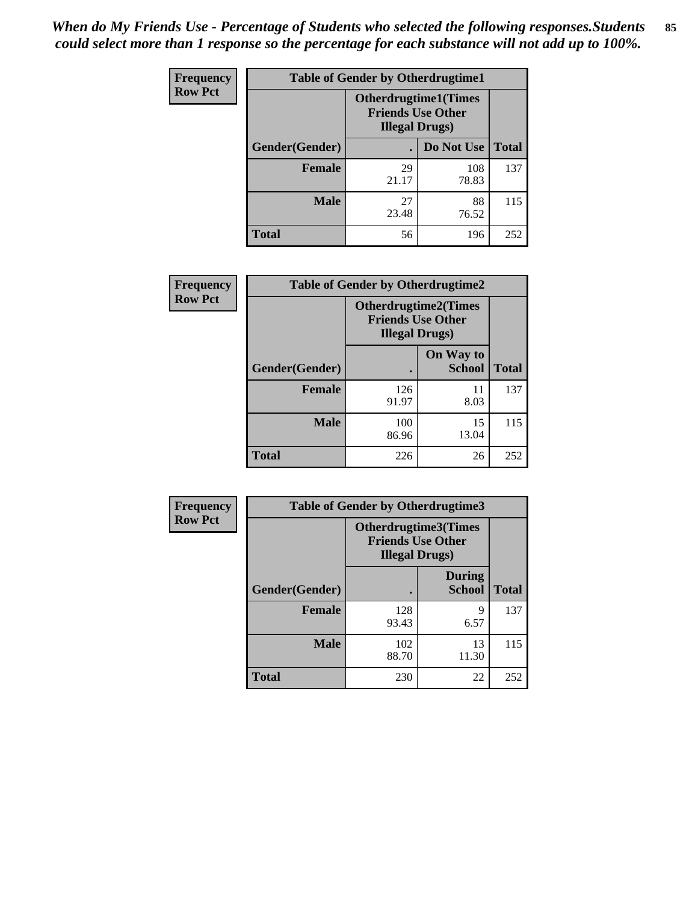*When do My Friends Use - Percentage of Students who selected the following responses.Students could select more than 1 response so the percentage for each substance will not add up to 100%.*

**Frequency**
**Row Pct**

| Table of Gender by Otherdrugtime1 | | | |
|---|---|---|---|
| | Otherdrugtime1(Times Friends Use Other Illegal Drugs) | | |
| Gender(Gender) | . | Do Not Use | Total |
| **Female** | 29<br>21.17 | 108<br>78.83 | 137 |
| **Male** | 27<br>23.48 | 88<br>76.52 | 115 |
| **Total** | 56 | 196 | 252 |

**Frequency**
**Row Pct**

| Table of Gender by Otherdrugtime2 | | | |
|---|---|---|---|
| | Otherdrugtime2(Times Friends Use Other Illegal Drugs) | | |
| Gender(Gender) | . | On Way to School | Total |
| **Female** | 126<br>91.97 | 11<br>8.03 | 137 |
| **Male** | 100<br>86.96 | 15<br>13.04 | 115 |
| **Total** | 226 | 26 | 252 |

**Frequency**
**Row Pct**

| Table of Gender by Otherdrugtime3 | | | |
|---|---|---|---|
| | Otherdrugtime3(Times Friends Use Other Illegal Drugs) | | |
| Gender(Gender) | . | During School | Total |
| **Female** | 128<br>93.43 | 9<br>6.57 | 137 |
| **Male** | 102<br>88.70 | 13<br>11.30 | 115 |
| **Total** | 230 | 22 | 252 |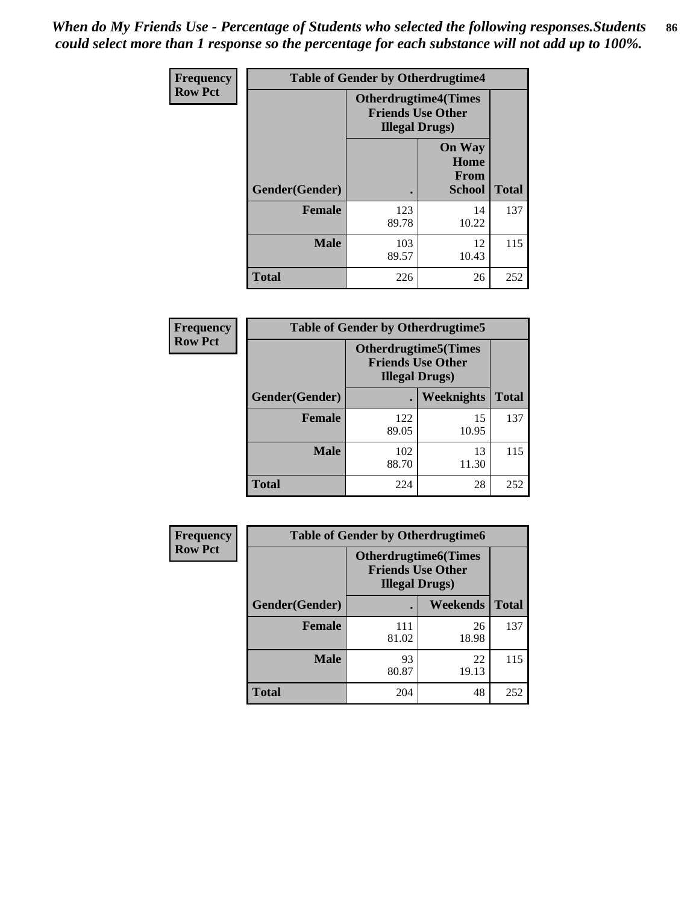*When do My Friends Use - Percentage of Students who selected the following responses.Students could select more than 1 response so the percentage for each substance will not add up to 100%.*

**Frequency**
**Row Pct**

| Table of Gender by Otherdrugtime4 | | | |
|---|---|---|---|
| | Otherdrugtime4(Times Friends Use Other Illegal Drugs) | | |
| Gender(Gender) | . | On Way Home From School | Total |
| **Female** | 123<br>89.78 | 14<br>10.22 | 137 |
| **Male** | 103<br>89.57 | 12<br>10.43 | 115 |
| **Total** | 226 | 26 | 252 |

**Frequency**
**Row Pct**

| Table of Gender by Otherdrugtime5 | | | |
|---|---|---|---|
| | Otherdrugtime5(Times Friends Use Other Illegal Drugs) | | |
| Gender(Gender) | . | Weeknights | Total |
| **Female** | 122<br>89.05 | 15<br>10.95 | 137 |
| **Male** | 102<br>88.70 | 13<br>11.30 | 115 |
| **Total** | 224 | 28 | 252 |

**Frequency**
**Row Pct**

| Table of Gender by Otherdrugtime6 | | | |
|---|---|---|---|
| | Otherdrugtime6(Times Friends Use Other Illegal Drugs) | | |
| Gender(Gender) | . | Weekends | Total |
| **Female** | 111<br>81.02 | 26<br>18.98 | 137 |
| **Male** | 93<br>80.87 | 22<br>19.13 | 115 |
| **Total** | 204 | 48 | 252 |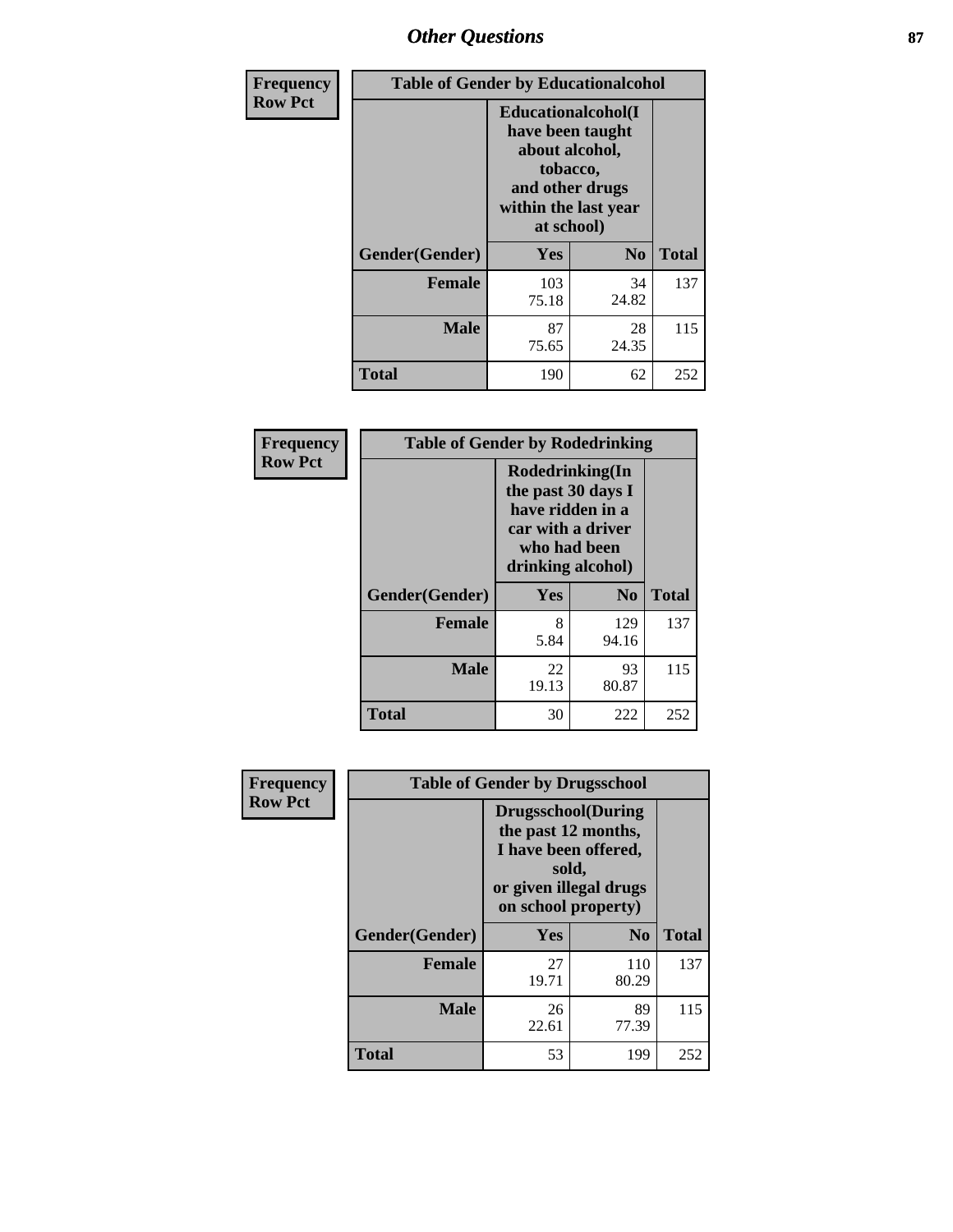| Frequency Row Pct | Table of Gender by Educationalcohol | | |
|---|---|---|---|
| | Educationalcohol(I have been taught about alcohol, tobacco, and other drugs within the last year at school) | | |
| Gender(Gender) | Yes | No | Total |
| Female | 103<br>75.18 | 34<br>24.82 | 137 |
| Male | 87<br>75.65 | 28<br>24.35 | 115 |
| Total | 190 | 62 | 252 |

| Frequency Row Pct | Table of Gender by Rodedrinking | | |
|---|---|---|---|
| | Rodedrinking(In the past 30 days I have ridden in a car with a driver who had been drinking alcohol) | | |
| Gender(Gender) | Yes | No | Total |
| Female | 8<br>5.84 | 129<br>94.16 | 137 |
| Male | 22<br>19.13 | 93<br>80.87 | 115 |
| Total | 30 | 222 | 252 |

| Frequency Row Pct | Table of Gender by Drugsschool | | |
|---|---|---|---|
| | Drugsschool(During the past 12 months, I have been offered, sold, or given illegal drugs on school property) | | |
| Gender(Gender) | Yes | No | Total |
| Female | 27<br>19.71 | 110<br>80.29 | 137 |
| Male | 26<br>22.61 | 89<br>77.39 | 115 |
| Total | 53 | 199 | 252 |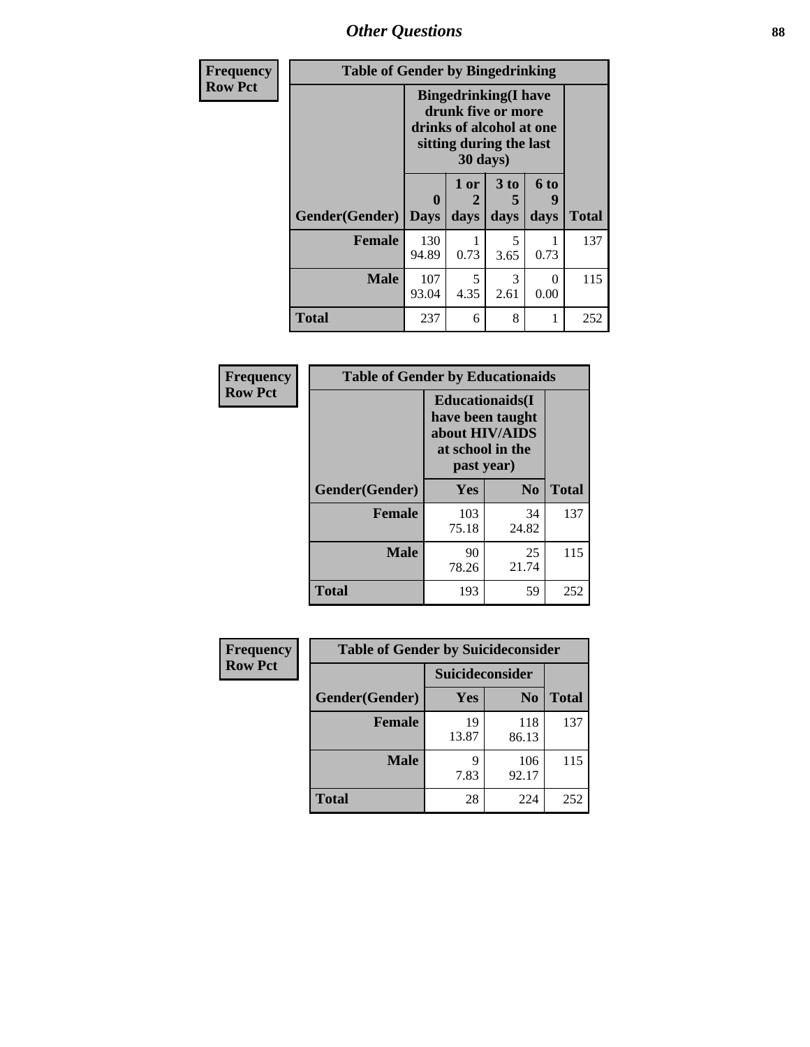## Other Questions

**Frequency**
**Row Pct**

| Table of Gender by Bingedrinking | | | | | |
|---|---|---|---|---|---|
| | Bingedrinking(I have drunk five or more drinks of alcohol at one sitting during the last 30 days) | | | | |
| Gender(Gender) | 0 Days | 1 or 2 days | 3 to 5 days | 6 to 9 days | Total |
| **Female** | 130<br>94.89 | 1<br>0.73 | 5<br>3.65 | 1<br>0.73 | 137 |
| **Male** | 107<br>93.04 | 5<br>4.35 | 3<br>2.61 | 0<br>0.00 | 115 |
| **Total** | 237 | 6 | 8 | 1 | 252 |

**Frequency**
**Row Pct**

| Table of Gender by Educationaids | | | |
|---|---|---|---|
| | Educationaids(I have been taught about HIV/AIDS at school in the past year) | | |
| Gender(Gender) | Yes | No | Total |
| **Female** | 103<br>75.18 | 34<br>24.82 | 137 |
| **Male** | 90<br>78.26 | 25<br>21.74 | 115 |
| **Total** | 193 | 59 | 252 |

**Frequency**
**Row Pct**

| Table of Gender by Suicideconsider | | | |
|---|---|---|---|
| | Suicideconsider | | |
| Gender(Gender) | Yes | No | Total |
| **Female** | 19<br>13.87 | 118<br>86.13 | 137 |
| **Male** | 9<br>7.83 | 106<br>92.17 | 115 |
| **Total** | 28 | 224 | 252 |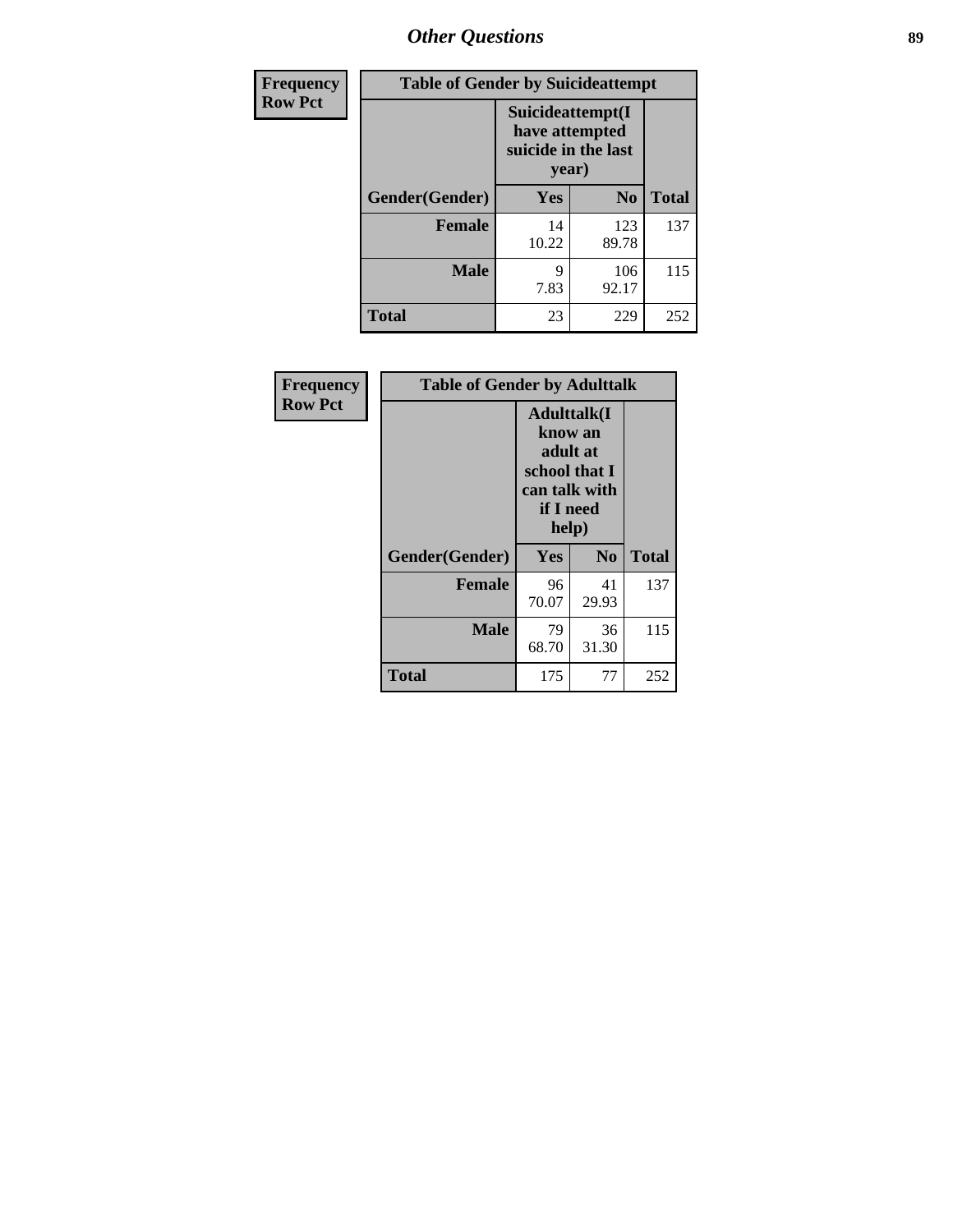# Other Questions

| Frequency<br>Row Pct | Table of Gender by Suicideattempt | | |
|---|---|---|---|
| | Suicideattempt(I have attempted suicide in the last year) | | |
| Gender(Gender) | Yes | No | Total |
| Female | 14<br>10.22 | 123<br>89.78 | 137 |
| Male | 9<br>7.83 | 106<br>92.17 | 115 |
| Total | 23 | 229 | 252 |

| Frequency<br>Row Pct | Table of Gender by Adulttalk | | |
|---|---|---|---|
| | Adulttalk(I know an adult at school that I can talk with if I need help) | | |
| Gender(Gender) | Yes | No | Total |
| Female | 96<br>70.07 | 41<br>29.93 | 137 |
| Male | 79<br>68.70 | 36<br>31.30 | 115 |
| Total | 175 | 77 | 252 |